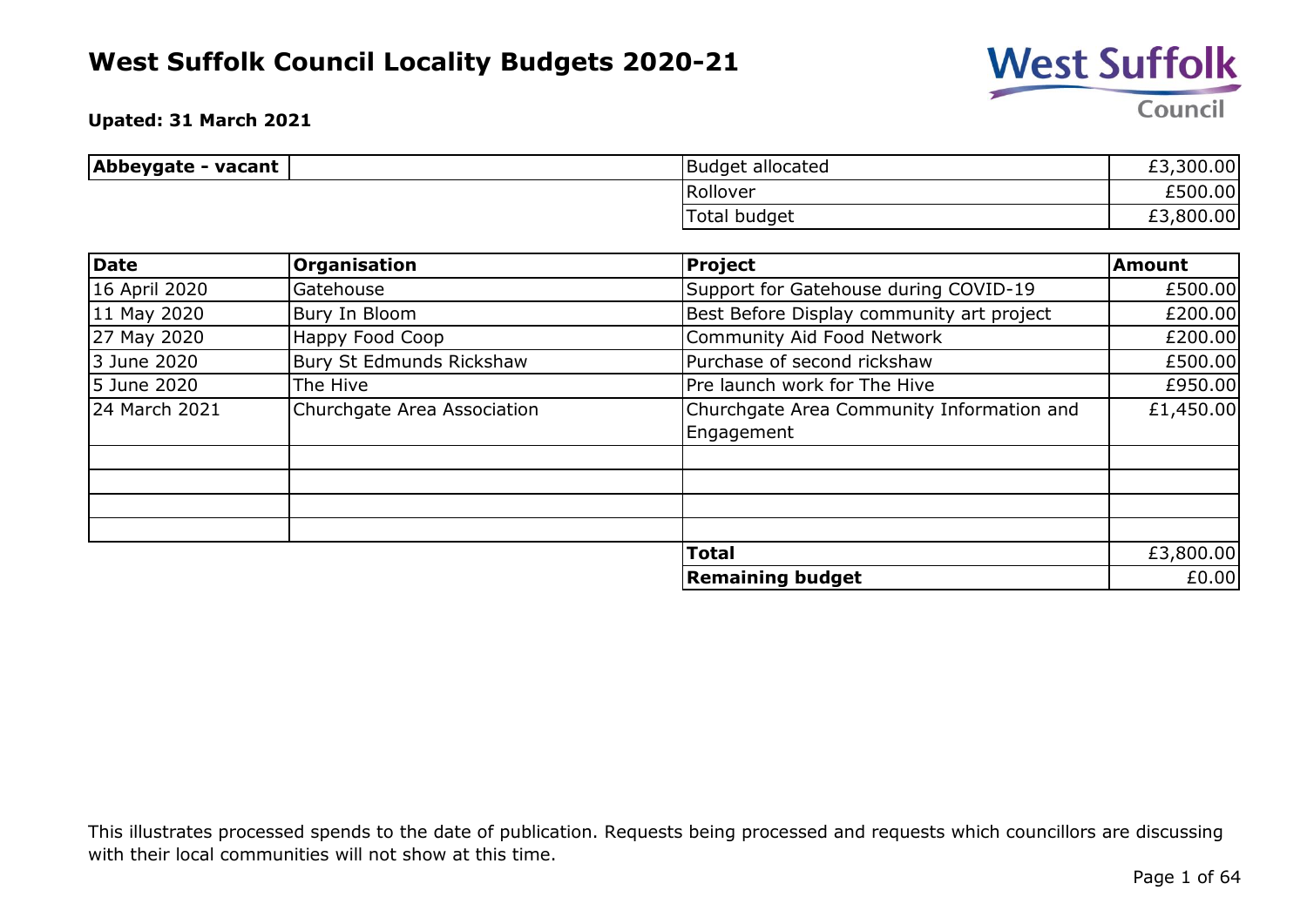# West Suffolk Council Locality Budgets 2020-21

**Upated: 31 March 2021**

| **Abbeygate - vacant** | | | |
|---|---|---|---|
| | | Budget allocated | £3,300.00 |
| | | Rollover | £500.00 |
| | | Total budget | £3,800.00 |

| **Date** | **Organisation** | **Project** | **Amount** |
|---|---|---|---|
| 16 April 2020 | Gatehouse | Support for Gatehouse during COVID-19 | £500.00 |
| 11 May 2020 | Bury In Bloom | Best Before Display community art project | £200.00 |
| 27 May 2020 | Happy Food Coop | Community Aid Food Network | £200.00 |
| 3 June 2020 | Bury St Edmunds Rickshaw | Purchase of second rickshaw | £500.00 |
| 5 June 2020 | The Hive | Pre launch work for The Hive | £950.00 |
| 24 March 2021 | Churchgate Area Association | Churchgate Area Community Information and Engagement | £1,450.00 |
| | | | |
| | | | |
| | | | |
| | | | |
| | | **Total** | £3,800.00 |
| | | **Remaining budget** | £0.00 |

This illustrates processed spends to the date of publication. Requests being processed and requests which councillors are discussing with their local communities will not show at this time.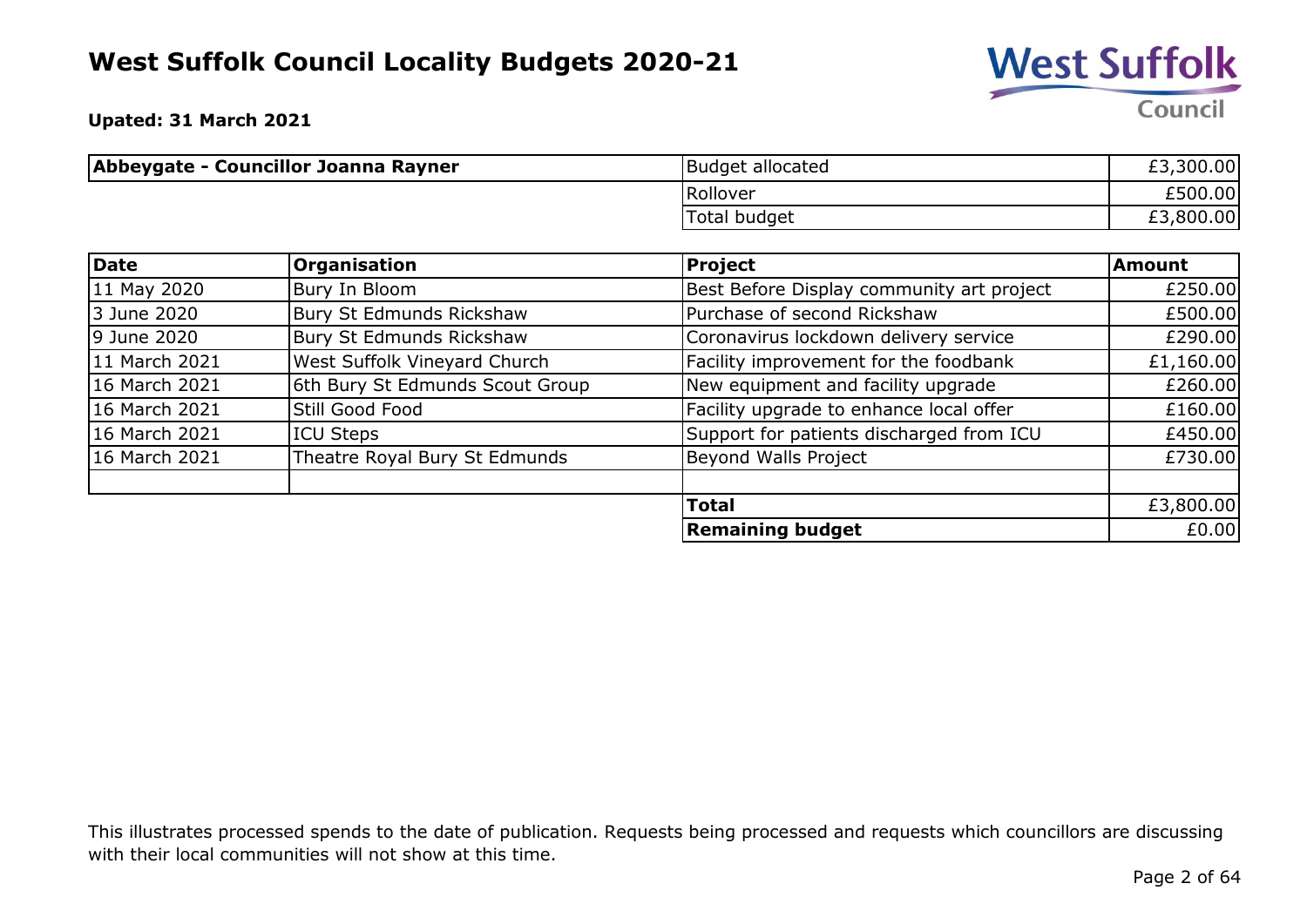# West Suffolk Council Locality Budgets 2020-21

**Upated: 31 March 2021**

| Abbeygate - Councillor Joanna Rayner | | |
|---|---|---|
| | Budget allocated | £3,300.00 |
| | Rollover | £500.00 |
| | Total budget | £3,800.00 |

| Date | Organisation | Project | Amount |
|---|---|---|---|
| 11 May 2020 | Bury In Bloom | Best Before Display community art project | £250.00 |
| 3 June 2020 | Bury St Edmunds Rickshaw | Purchase of second Rickshaw | £500.00 |
| 9 June 2020 | Bury St Edmunds Rickshaw | Coronavirus lockdown delivery service | £290.00 |
| 11 March 2021 | West Suffolk Vineyard Church | Facility improvement for the foodbank | £1,160.00 |
| 16 March 2021 | 6th Bury St Edmunds Scout Group | New equipment and facility upgrade | £260.00 |
| 16 March 2021 | Still Good Food | Facility upgrade to enhance local offer | £160.00 |
| 16 March 2021 | ICU Steps | Support for patients discharged from ICU | £450.00 |
| 16 March 2021 | Theatre Royal Bury St Edmunds | Beyond Walls Project | £730.00 |
| | | | |
| | | **Total** | £3,800.00 |
| | | **Remaining budget** | £0.00 |

This illustrates processed spends to the date of publication. Requests being processed and requests which councillors are discussing with their local communities will not show at this time.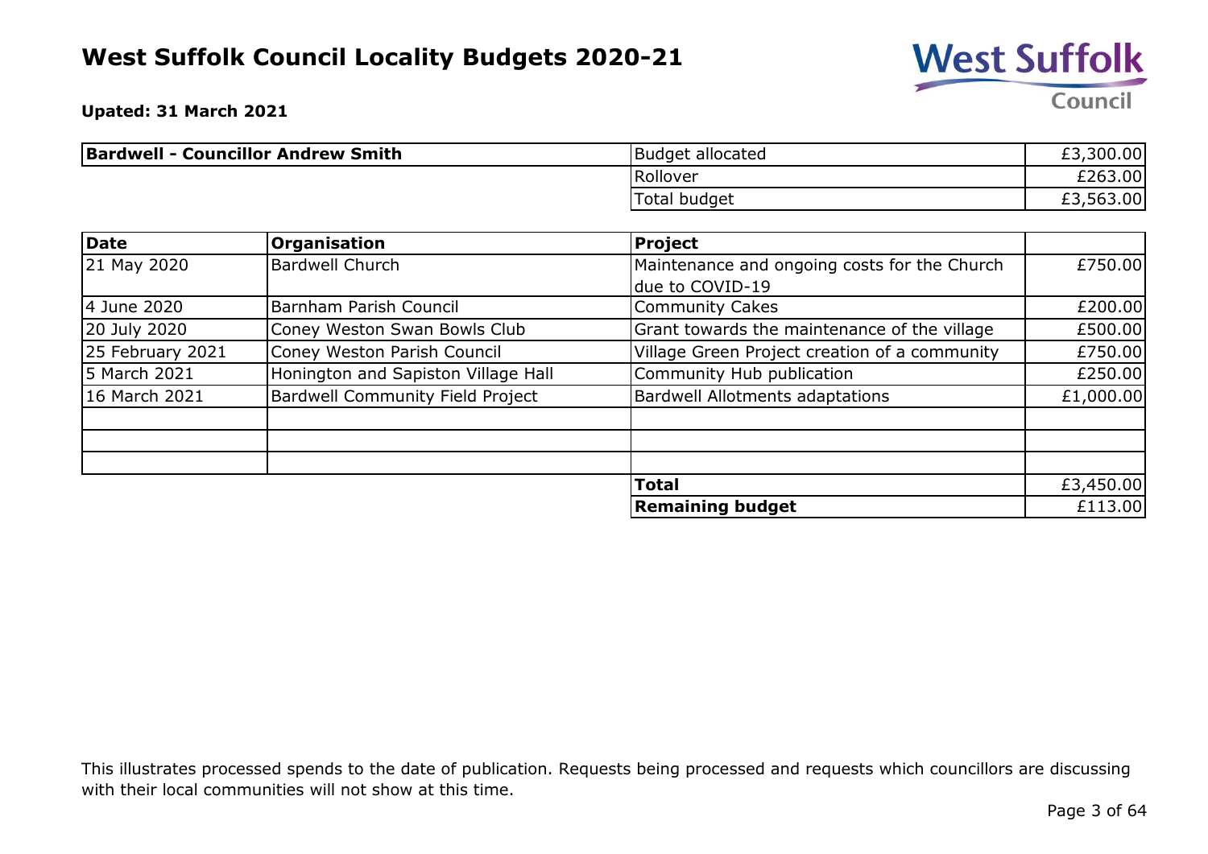# West Suffolk Council Locality Budgets 2020-21

**Upated: 31 March 2021**

| **Bardwell - Councillor Andrew Smith** | Budget allocated | £3,300.00 |
|---|---|---|
| | Rollover | £263.00 |
| | Total budget | £3,563.00 |

| **Date** | **Organisation** | **Project** | |
|---|---|---|---|
| 21 May 2020 | Bardwell Church | Maintenance and ongoing costs for the Church due to COVID-19 | £750.00 |
| 4 June 2020 | Barnham Parish Council | Community Cakes | £200.00 |
| 20 July 2020 | Coney Weston Swan Bowls Club | Grant towards the maintenance of the village | £500.00 |
| 25 February 2021 | Coney Weston Parish Council | Village Green Project creation of a community | £750.00 |
| 5 March 2021 | Honington and Sapiston Village Hall | Community Hub publication | £250.00 |
| 16 March 2021 | Bardwell Community Field Project | Bardwell Allotments adaptations | £1,000.00 |
| | | | |
| | | | |
| | | | |
| | | **Total** | £3,450.00 |
| | | **Remaining budget** | £113.00 |

This illustrates processed spends to the date of publication. Requests being processed and requests which councillors are discussing with their local communities will not show at this time.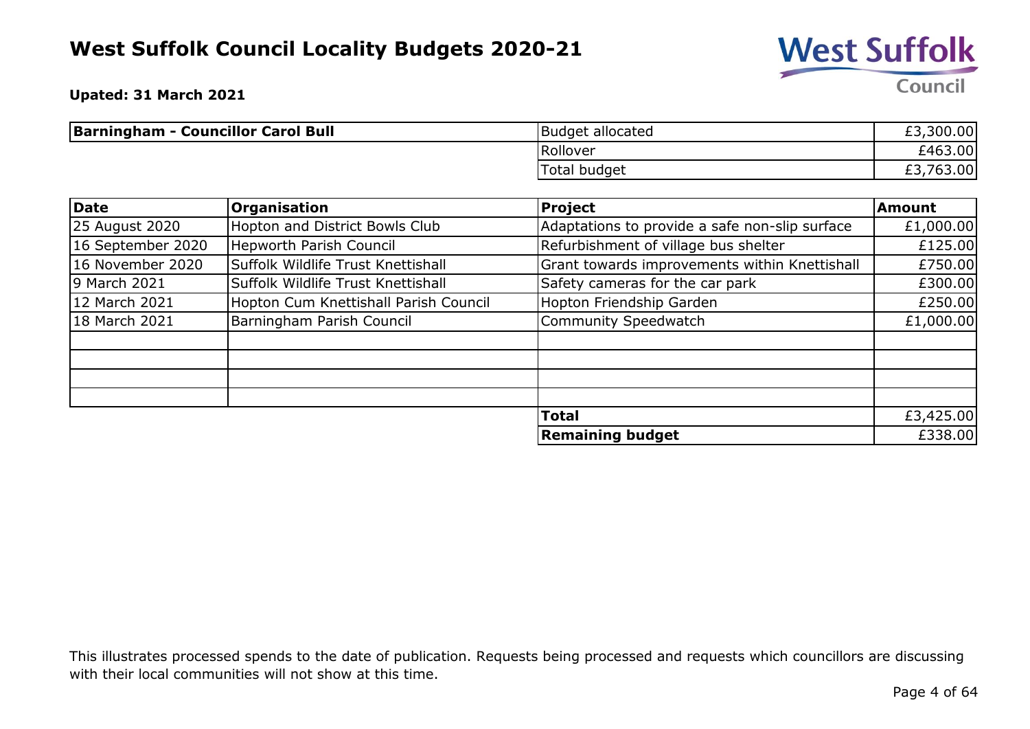# West Suffolk Council Locality Budgets 2020-21

**Upated: 31 March 2021**

| **Barningham - Councillor Carol Bull** | | |
|---|---|---|
| | Budget allocated | £3,300.00 |
| | Rollover | £463.00 |
| | Total budget | £3,763.00 |

| Date | Organisation | Project | Amount |
|---|---|---|---|
| 25 August 2020 | Hopton and District Bowls Club | Adaptations to provide a safe non-slip surface | £1,000.00 |
| 16 September 2020 | Hepworth Parish Council | Refurbishment of village bus shelter | £125.00 |
| 16 November 2020 | Suffolk Wildlife Trust Knettishall | Grant towards improvements within Knettishall | £750.00 |
| 9 March 2021 | Suffolk Wildlife Trust Knettishall | Safety cameras for the car park | £300.00 |
| 12 March 2021 | Hopton Cum Knettishall Parish Council | Hopton Friendship Garden | £250.00 |
| 18 March 2021 | Barningham Parish Council | Community Speedwatch | £1,000.00 |
| | | | |
| | | | |
| | | | |
| | | | |
| | | **Total** | £3,425.00 |
| | | **Remaining budget** | £338.00 |

This illustrates processed spends to the date of publication. Requests being processed and requests which councillors are discussing with their local communities will not show at this time.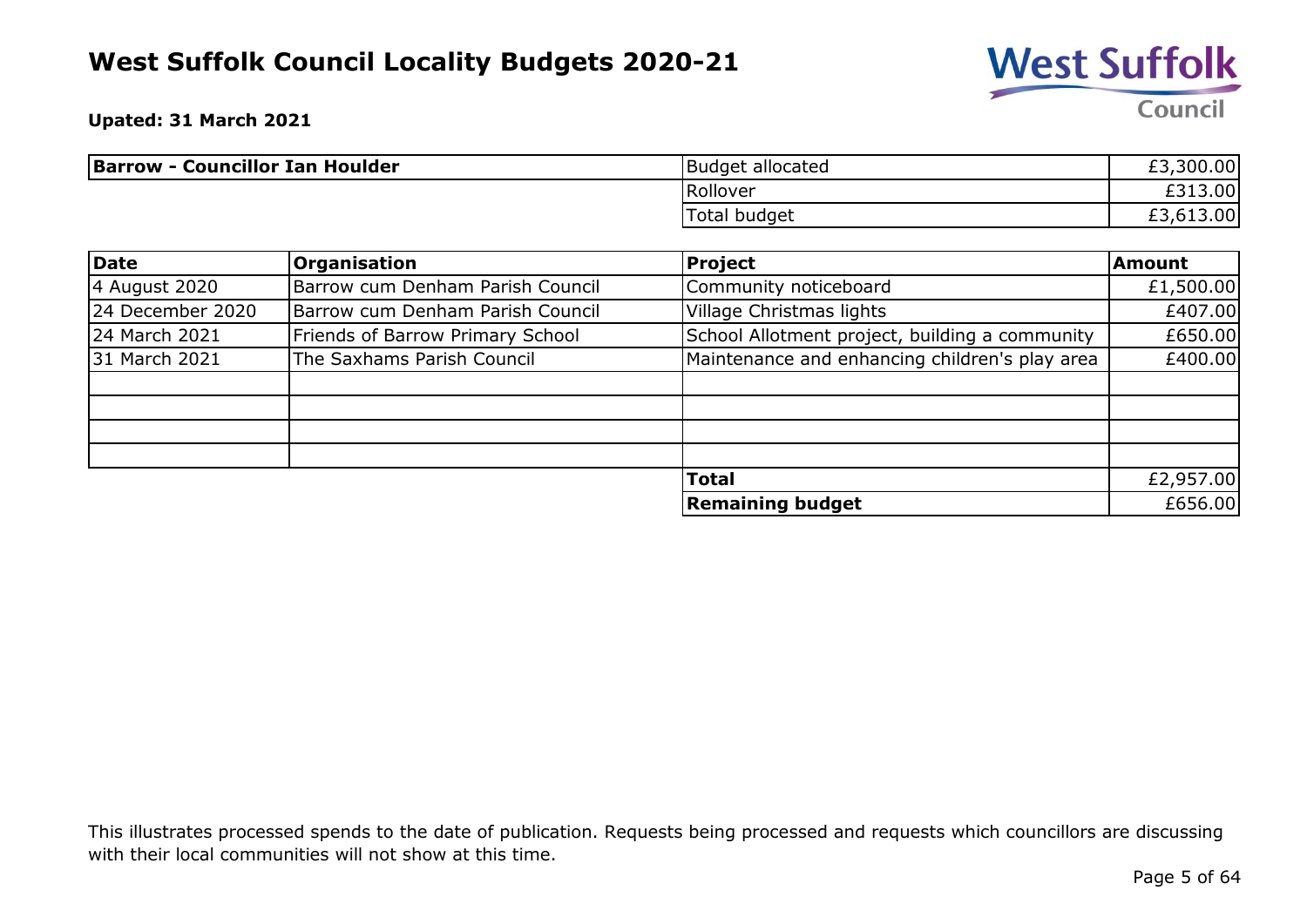# West Suffolk Council Locality Budgets 2020-21

**Upated: 31 March 2021**

| **Barrow - Councillor Ian Houlder** | Budget allocated | £3,300.00 |
|---|---|---|
| | Rollover | £313.00 |
| | Total budget | £3,613.00 |

| **Date** | **Organisation** | **Project** | **Amount** |
|---|---|---|---|
| 4 August 2020 | Barrow cum Denham Parish Council | Community noticeboard | £1,500.00 |
| 24 December 2020 | Barrow cum Denham Parish Council | Village Christmas lights | £407.00 |
| 24 March 2021 | Friends of Barrow Primary School | School Allotment project, building a community | £650.00 |
| 31 March 2021 | The Saxhams Parish Council | Maintenance and enhancing children's play area | £400.00 |
| | | | |
| | | | |
| | | | |
| | | | |
| | | **Total** | £2,957.00 |
| | | **Remaining budget** | £656.00 |

This illustrates processed spends to the date of publication. Requests being processed and requests which councillors are discussing with their local communities will not show at this time.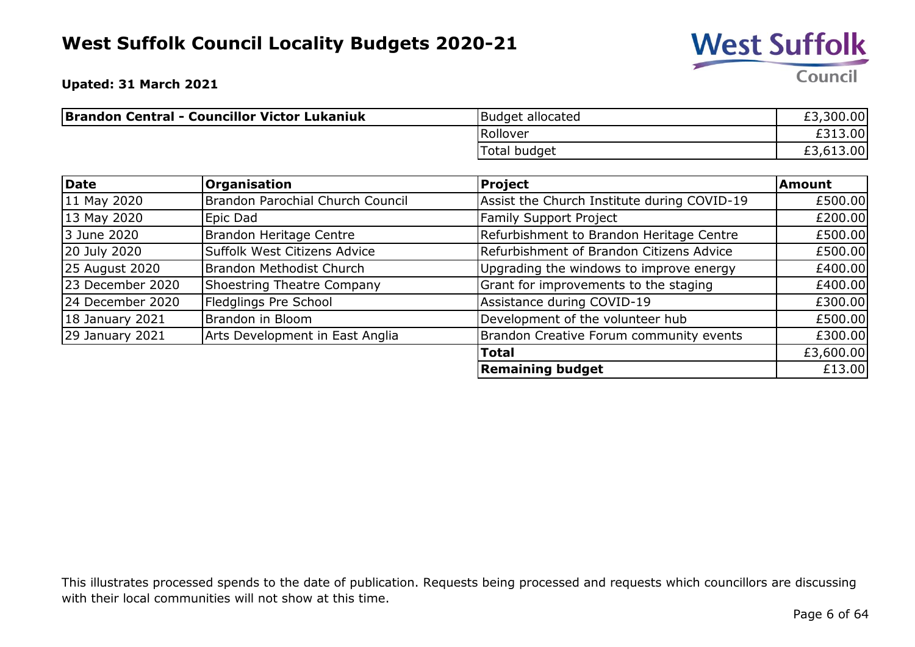# West Suffolk Council Locality Budgets 2020-21

**Upated: 31 March 2021**

| **Brandon Central - Councillor Victor Lukaniuk** | Budget allocated | £3,300.00 |
|---|---|---|
| | Rollover | £313.00 |
| | Total budget | £3,613.00 |

| **Date** | **Organisation** | **Project** | **Amount** |
|---|---|---|---|
| 11 May 2020 | Brandon Parochial Church Council | Assist the Church Institute during COVID-19 | £500.00 |
| 13 May 2020 | Epic Dad | Family Support Project | £200.00 |
| 3 June 2020 | Brandon Heritage Centre | Refurbishment to Brandon Heritage Centre | £500.00 |
| 20 July 2020 | Suffolk West Citizens Advice | Refurbishment of Brandon Citizens Advice | £500.00 |
| 25 August 2020 | Brandon Methodist Church | Upgrading the windows to improve energy | £400.00 |
| 23 December 2020 | Shoestring Theatre Company | Grant for improvements to the staging | £400.00 |
| 24 December 2020 | Fledglings Pre School | Assistance during COVID-19 | £300.00 |
| 18 January 2021 | Brandon in Bloom | Development of the volunteer hub | £500.00 |
| 29 January 2021 | Arts Development in East Anglia | Brandon Creative Forum community events | £300.00 |
| | | **Total** | £3,600.00 |
| | | **Remaining budget** | £13.00 |

This illustrates processed spends to the date of publication. Requests being processed and requests which councillors are discussing with their local communities will not show at this time.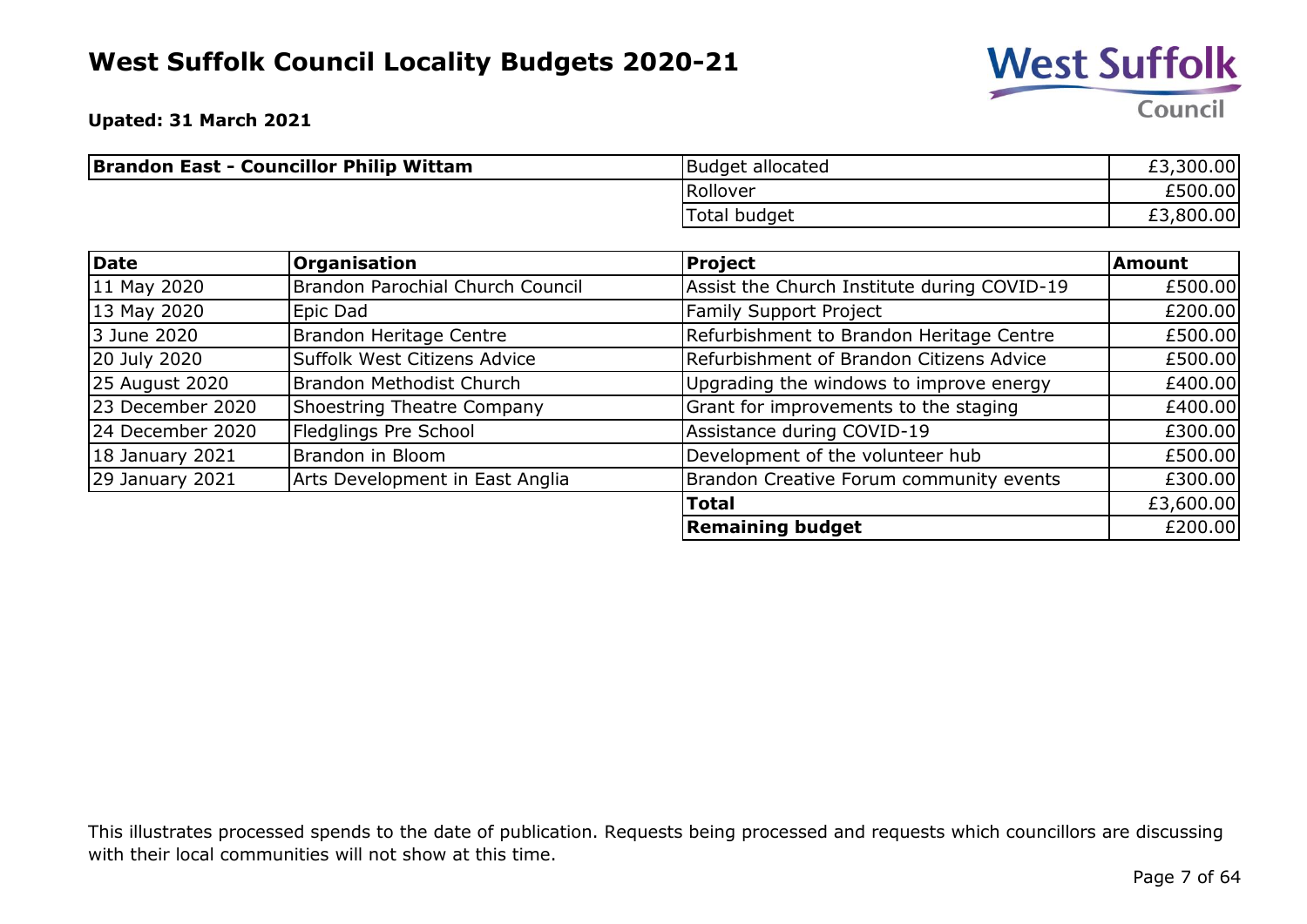# West Suffolk Council Locality Budgets 2020-21

**Upated: 31 March 2021**

| **Brandon East - Councillor Philip Wittam** | | |
|---|---|---|
| | Budget allocated | £3,300.00 |
| | Rollover | £500.00 |
| | Total budget | £3,800.00 |

| Date | Organisation | Project | Amount |
|---|---|---|---|
| 11 May 2020 | Brandon Parochial Church Council | Assist the Church Institute during COVID-19 | £500.00 |
| 13 May 2020 | Epic Dad | Family Support Project | £200.00 |
| 3 June 2020 | Brandon Heritage Centre | Refurbishment to Brandon Heritage Centre | £500.00 |
| 20 July 2020 | Suffolk West Citizens Advice | Refurbishment of Brandon Citizens Advice | £500.00 |
| 25 August 2020 | Brandon Methodist Church | Upgrading the windows to improve energy | £400.00 |
| 23 December 2020 | Shoestring Theatre Company | Grant for improvements to the staging | £400.00 |
| 24 December 2020 | Fledglings Pre School | Assistance during COVID-19 | £300.00 |
| 18 January 2021 | Brandon in Bloom | Development of the volunteer hub | £500.00 |
| 29 January 2021 | Arts Development in East Anglia | Brandon Creative Forum community events | £300.00 |
| | | **Total** | £3,600.00 |
| | | **Remaining budget** | £200.00 |

This illustrates processed spends to the date of publication. Requests being processed and requests which councillors are discussing with their local communities will not show at this time.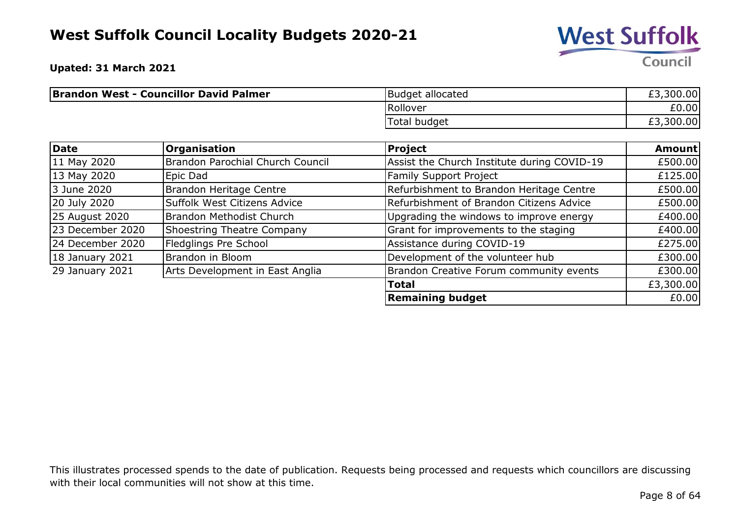# West Suffolk Council Locality Budgets 2020-21

**Upated: 31 March 2021**

| **Brandon West - Councillor David Palmer** | Budget allocated | £3,300.00 |
|---|---|---|
| | Rollover | £0.00 |
| | Total budget | £3,300.00 |

| **Date** | **Organisation** | **Project** | **Amount** |
|---|---|---|---|
| 11 May 2020 | Brandon Parochial Church Council | Assist the Church Institute during COVID-19 | £500.00 |
| 13 May 2020 | Epic Dad | Family Support Project | £125.00 |
| 3 June 2020 | Brandon Heritage Centre | Refurbishment to Brandon Heritage Centre | £500.00 |
| 20 July 2020 | Suffolk West Citizens Advice | Refurbishment of Brandon Citizens Advice | £500.00 |
| 25 August 2020 | Brandon Methodist Church | Upgrading the windows to improve energy | £400.00 |
| 23 December 2020 | Shoestring Theatre Company | Grant for improvements to the staging | £400.00 |
| 24 December 2020 | Fledglings Pre School | Assistance during COVID-19 | £275.00 |
| 18 January 2021 | Brandon in Bloom | Development of the volunteer hub | £300.00 |
| 29 January 2021 | Arts Development in East Anglia | Brandon Creative Forum community events | £300.00 |
| | | **Total** | £3,300.00 |
| | | **Remaining budget** | £0.00 |

This illustrates processed spends to the date of publication. Requests being processed and requests which councillors are discussing with their local communities will not show at this time.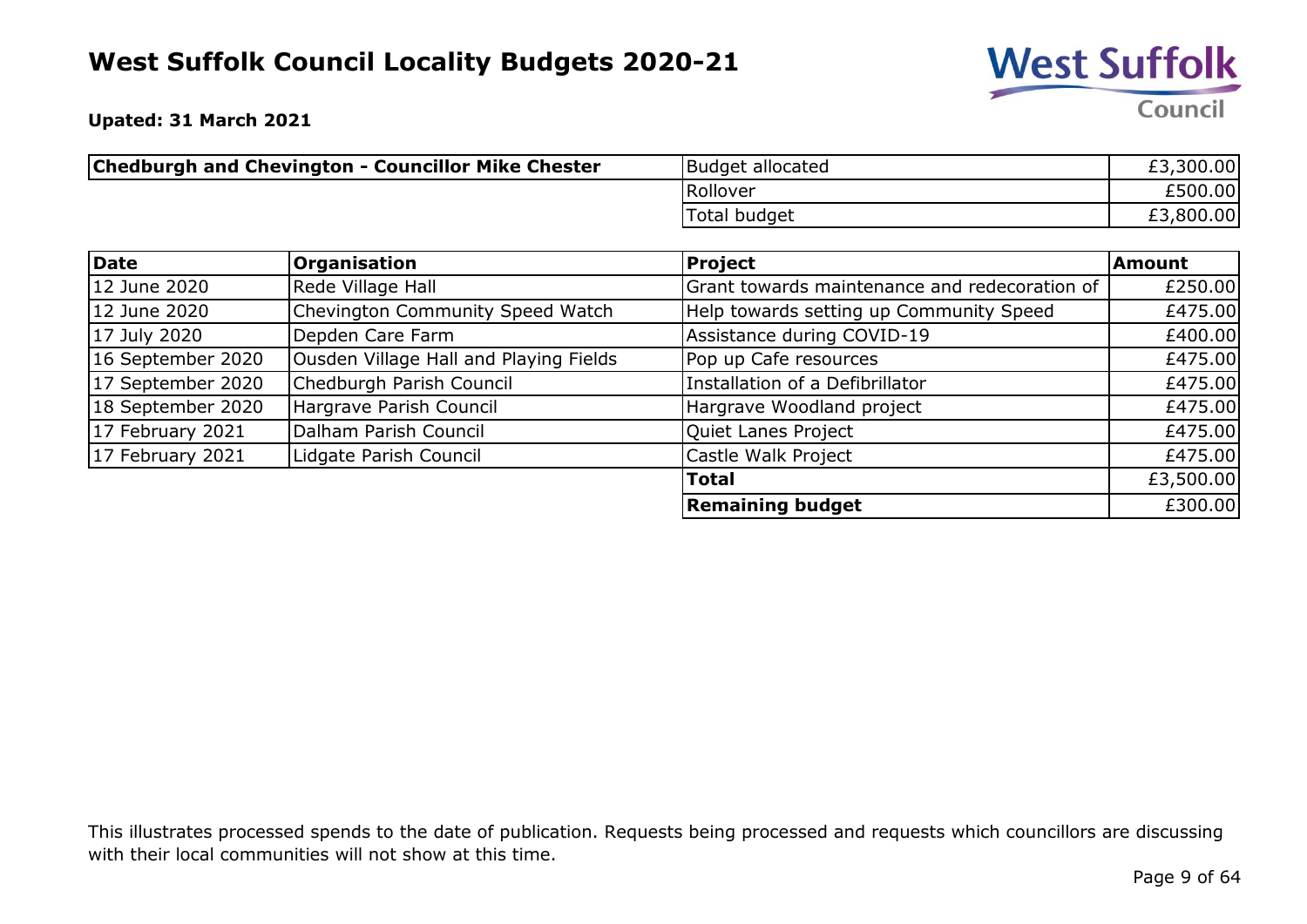# West Suffolk Council Locality Budgets 2020-21

**Upated: 31 March 2021**

| **Chedburgh and Chevington - Councillor Mike Chester** | | |
|---|---|---|
| | Budget allocated | £3,300.00 |
| | Rollover | £500.00 |
| | Total budget | £3,800.00 |

| **Date** | **Organisation** | **Project** | **Amount** |
|---|---|---|---|
| 12 June 2020 | Rede Village Hall | Grant towards maintenance and redecoration of | £250.00 |
| 12 June 2020 | Chevington Community Speed Watch | Help towards setting up Community Speed | £475.00 |
| 17 July 2020 | Depden Care Farm | Assistance during COVID-19 | £400.00 |
| 16 September 2020 | Ousden Village Hall and Playing Fields | Pop up Cafe resources | £475.00 |
| 17 September 2020 | Chedburgh Parish Council | Installation of a Defibrillator | £475.00 |
| 18 September 2020 | Hargrave Parish Council | Hargrave Woodland project | £475.00 |
| 17 February 2021 | Dalham Parish Council | Quiet Lanes Project | £475.00 |
| 17 February 2021 | Lidgate Parish Council | Castle Walk Project | £475.00 |
| | | **Total** | £3,500.00 |
| | | **Remaining budget** | £300.00 |

This illustrates processed spends to the date of publication. Requests being processed and requests which councillors are discussing with their local communities will not show at this time.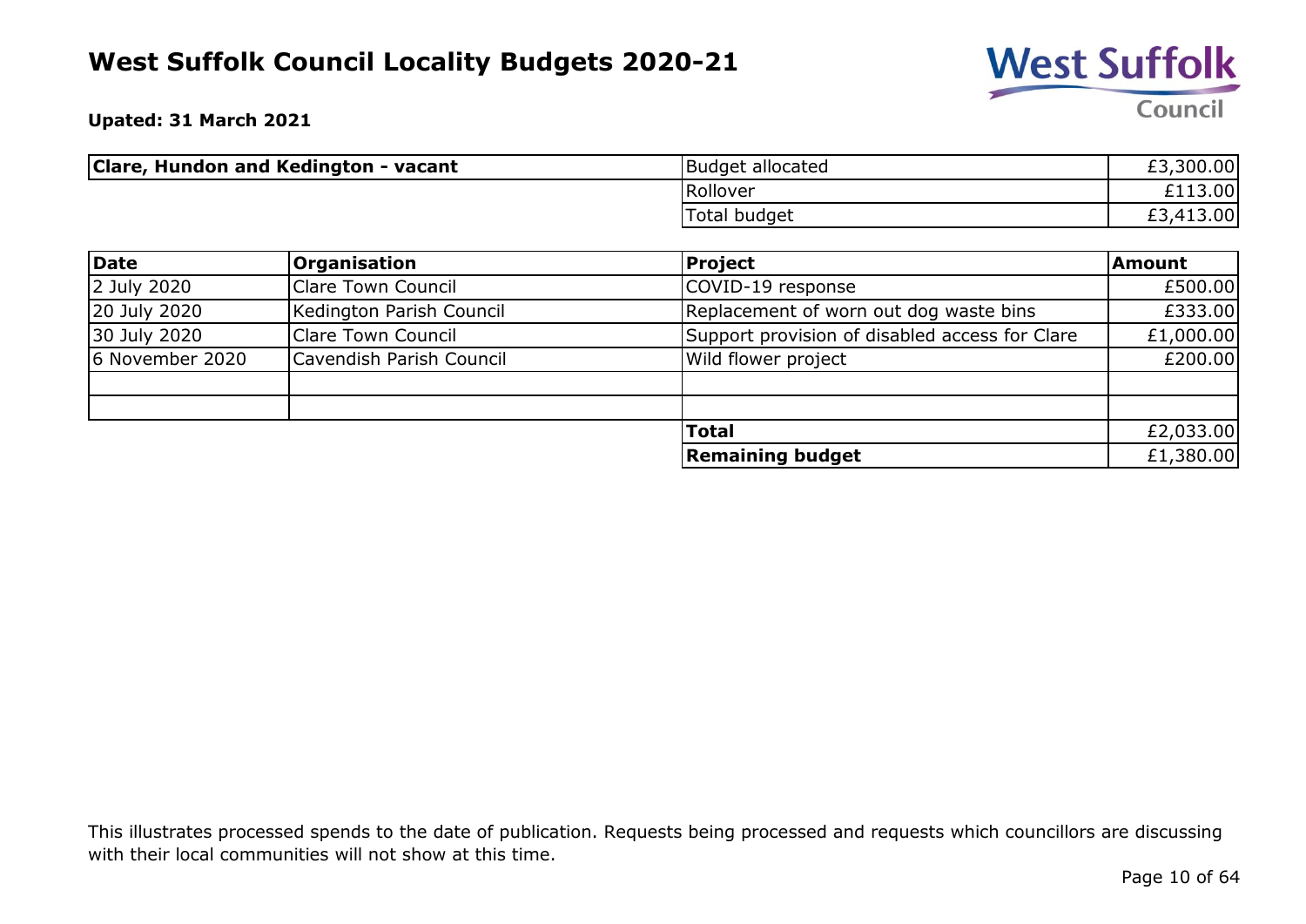# West Suffolk Council Locality Budgets 2020-21

**Upated: 31 March 2021**

| **Clare, Hundon and Kedington - vacant** | Budget allocated | £3,300.00 |
|---|---|---|
| | Rollover | £113.00 |
| | Total budget | £3,413.00 |

| **Date** | **Organisation** | **Project** | **Amount** |
|---|---|---|---|
| 2 July 2020 | Clare Town Council | COVID-19 response | £500.00 |
| 20 July 2020 | Kedington Parish Council | Replacement of worn out dog waste bins | £333.00 |
| 30 July 2020 | Clare Town Council | Support provision of disabled access for Clare | £1,000.00 |
| 6 November 2020 | Cavendish Parish Council | Wild flower project | £200.00 |
| | | | |
| | | | |
| | | **Total** | £2,033.00 |
| | | **Remaining budget** | £1,380.00 |

This illustrates processed spends to the date of publication. Requests being processed and requests which councillors are discussing with their local communities will not show at this time.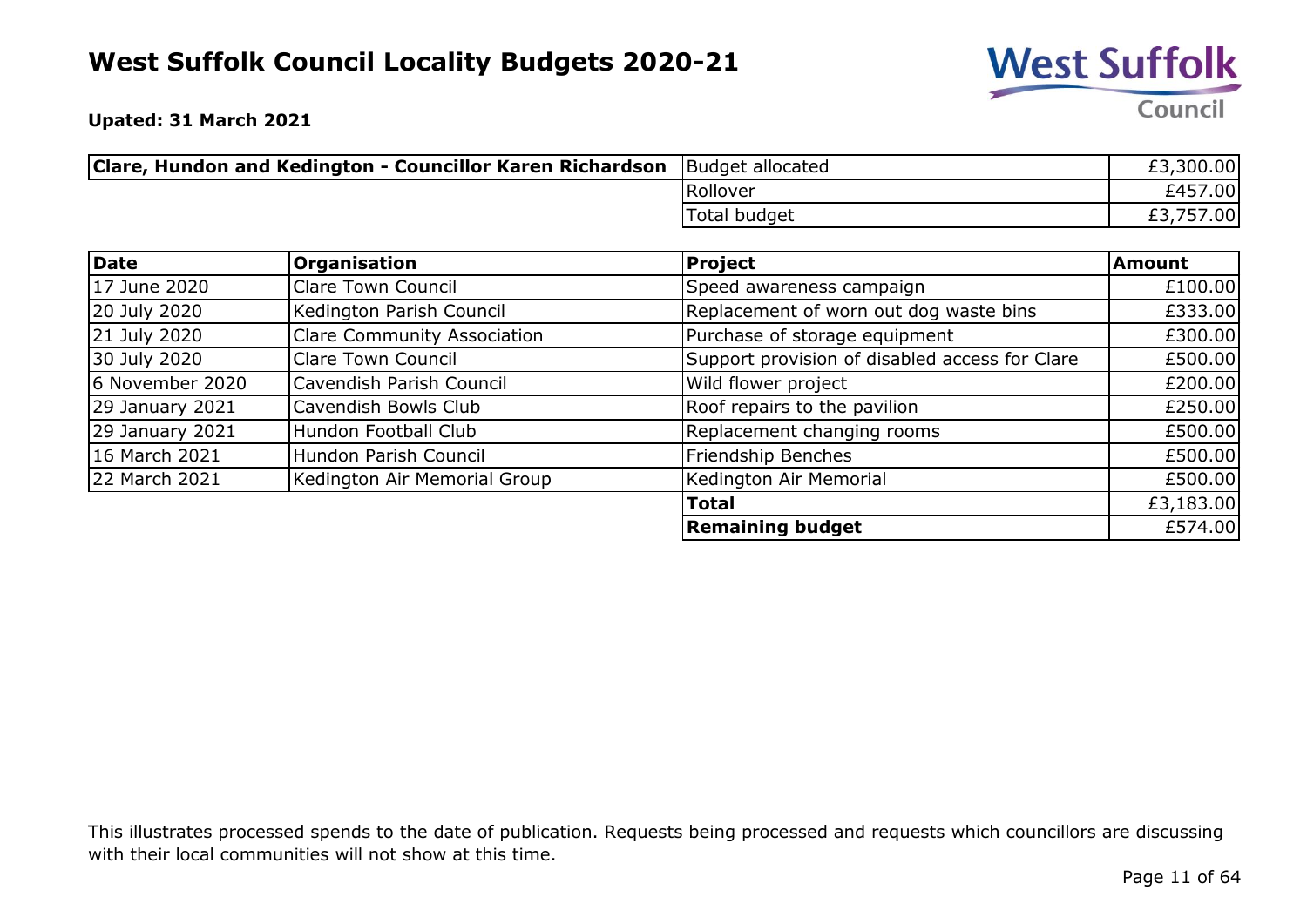# West Suffolk Council Locality Budgets 2020-21

**Upated: 31 March 2021**

| Clare, Hundon and Kedington - Councillor Karen Richardson | Budget allocated | £3,300.00 |
|---|---|---|
| | Rollover | £457.00 |
| | Total budget | £3,757.00 |

| Date | Organisation | Project | Amount |
|---|---|---|---|
| 17 June 2020 | Clare Town Council | Speed awareness campaign | £100.00 |
| 20 July 2020 | Kedington Parish Council | Replacement of worn out dog waste bins | £333.00 |
| 21 July 2020 | Clare Community Association | Purchase of storage equipment | £300.00 |
| 30 July 2020 | Clare Town Council | Support provision of disabled access for Clare | £500.00 |
| 6 November 2020 | Cavendish Parish Council | Wild flower project | £200.00 |
| 29 January 2021 | Cavendish Bowls Club | Roof repairs to the pavilion | £250.00 |
| 29 January 2021 | Hundon Football Club | Replacement changing rooms | £500.00 |
| 16 March 2021 | Hundon Parish Council | Friendship Benches | £500.00 |
| 22 March 2021 | Kedington Air Memorial Group | Kedington Air Memorial | £500.00 |
| | | **Total** | £3,183.00 |
| | | **Remaining budget** | £574.00 |

This illustrates processed spends to the date of publication. Requests being processed and requests which councillors are discussing with their local communities will not show at this time.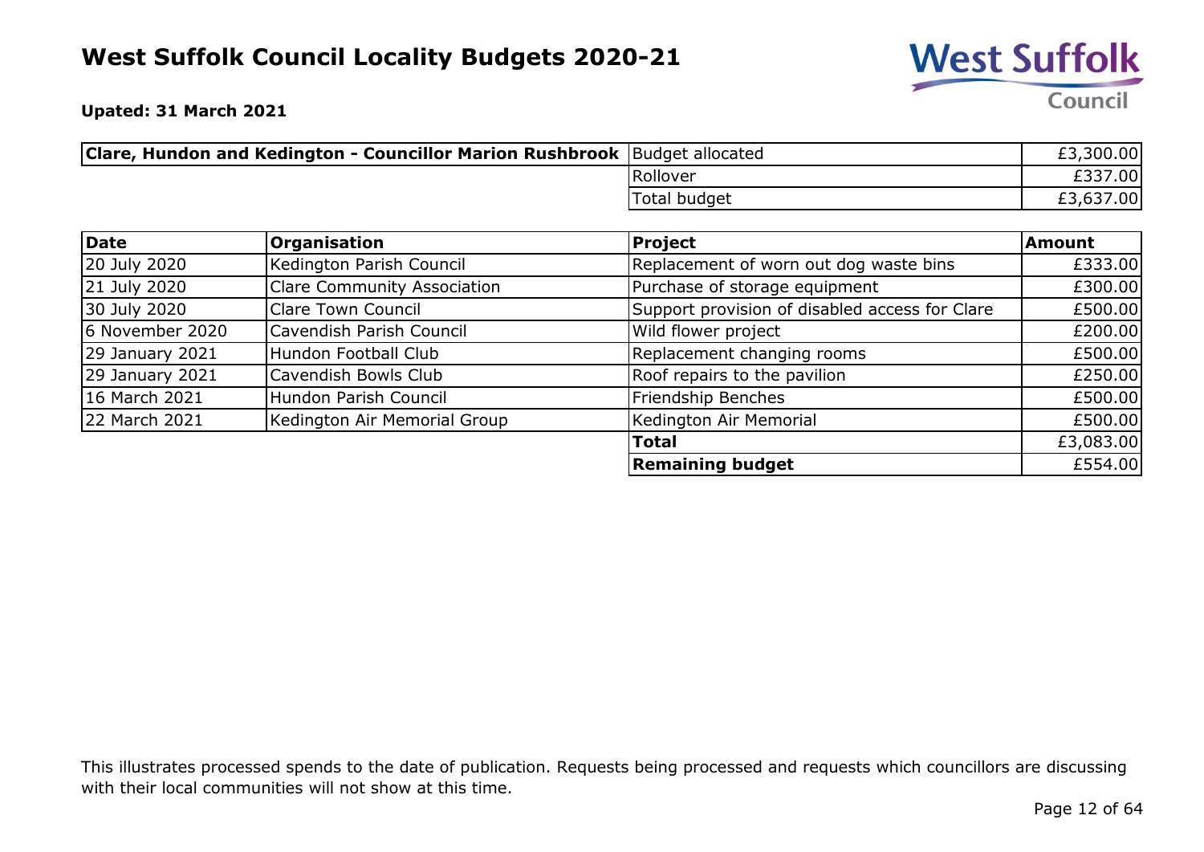# West Suffolk Council Locality Budgets 2020-21

**Upated: 31 March 2021**

| **Clare, Hundon and Kedington - Councillor Marion Rushbrook** | Budget allocated | £3,300.00 |
|---|---|---|
| | Rollover | £337.00 |
| | Total budget | £3,637.00 |

| **Date** | **Organisation** | **Project** | **Amount** |
|---|---|---|---|
| 20 July 2020 | Kedington Parish Council | Replacement of worn out dog waste bins | £333.00 |
| 21 July 2020 | Clare Community Association | Purchase of storage equipment | £300.00 |
| 30 July 2020 | Clare Town Council | Support provision of disabled access for Clare | £500.00 |
| 6 November 2020 | Cavendish Parish Council | Wild flower project | £200.00 |
| 29 January 2021 | Hundon Football Club | Replacement changing rooms | £500.00 |
| 29 January 2021 | Cavendish Bowls Club | Roof repairs to the pavilion | £250.00 |
| 16 March 2021 | Hundon Parish Council | Friendship Benches | £500.00 |
| 22 March 2021 | Kedington Air Memorial Group | Kedington Air Memorial | £500.00 |
| | | **Total** | £3,083.00 |
| | | **Remaining budget** | £554.00 |

This illustrates processed spends to the date of publication. Requests being processed and requests which councillors are discussing with their local communities will not show at this time.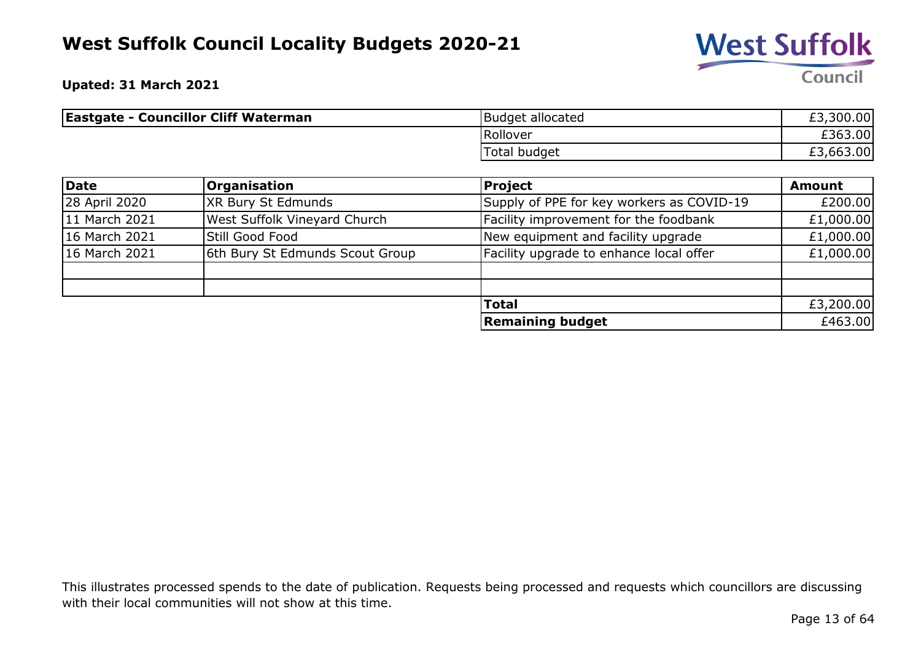# West Suffolk Council Locality Budgets 2020-21

**Upated: 31 March 2021**

| **Eastgate - Councillor Cliff Waterman** | | |
|---|---|---|
| | Budget allocated | £3,300.00 |
| | Rollover | £363.00 |
| | Total budget | £3,663.00 |

| **Date** | **Organisation** | **Project** | **Amount** |
|---|---|---|---|
| 28 April 2020 | XR Bury St Edmunds | Supply of PPE for key workers as COVID-19 | £200.00 |
| 11 March 2021 | West Suffolk Vineyard Church | Facility improvement for the foodbank | £1,000.00 |
| 16 March 2021 | Still Good Food | New equipment and facility upgrade | £1,000.00 |
| 16 March 2021 | 6th Bury St Edmunds Scout Group | Facility upgrade to enhance local offer | £1,000.00 |
| | | | |
| | | | |
| | | **Total** | £3,200.00 |
| | | **Remaining budget** | £463.00 |

This illustrates processed spends to the date of publication. Requests being processed and requests which councillors are discussing with their local communities will not show at this time.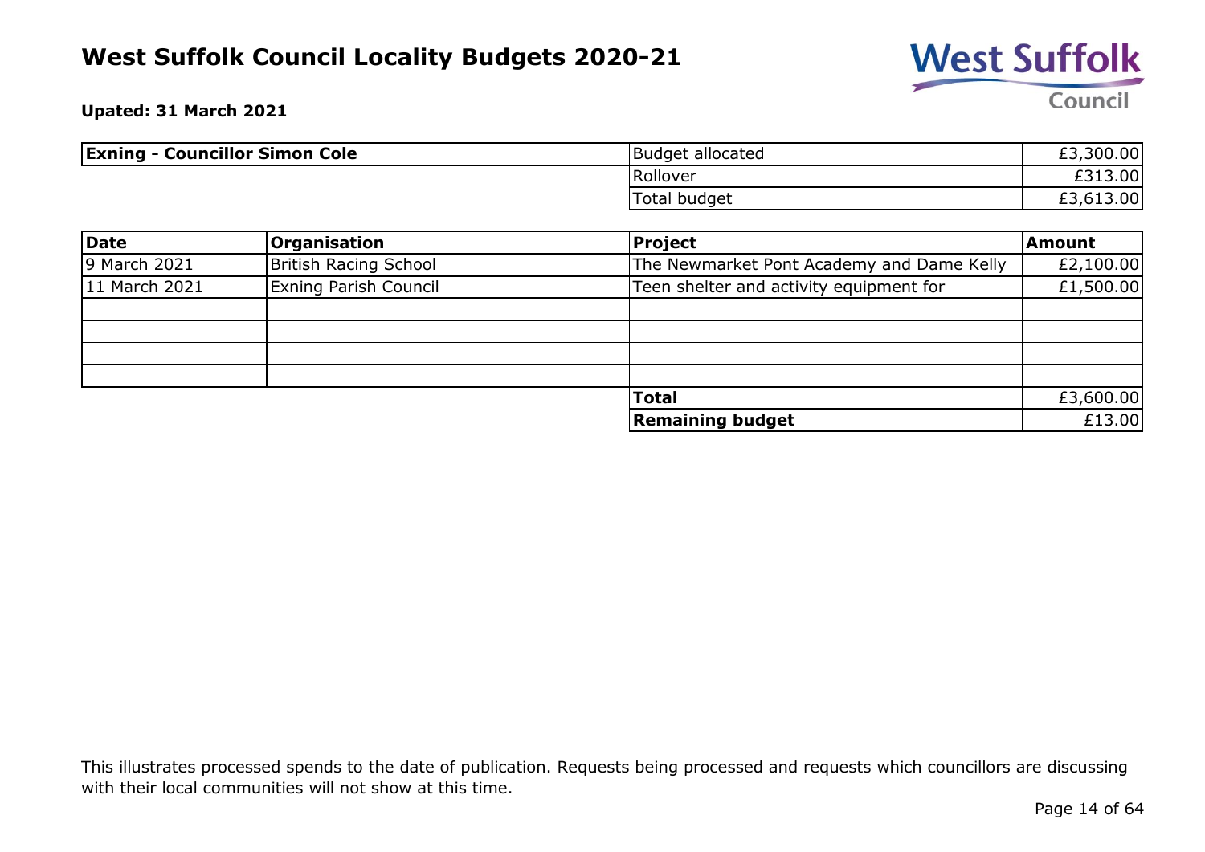# West Suffolk Council Locality Budgets 2020-21

**Upated: 31 March 2021**

| **Exning - Councillor Simon Cole** | Budget allocated | £3,300.00 |
|---|---|---|
| | Rollover | £313.00 |
| | Total budget | £3,613.00 |

| **Date** | **Organisation** | **Project** | **Amount** |
|---|---|---|---|
| 9 March 2021 | British Racing School | The Newmarket Pont Academy and Dame Kelly | £2,100.00 |
| 11 March 2021 | Exning Parish Council | Teen shelter and activity equipment for | £1,500.00 |
| | | | |
| | | | |
| | | | |
| | | | |
| | | **Total** | £3,600.00 |
| | | **Remaining budget** | £13.00 |

This illustrates processed spends to the date of publication. Requests being processed and requests which councillors are discussing with their local communities will not show at this time.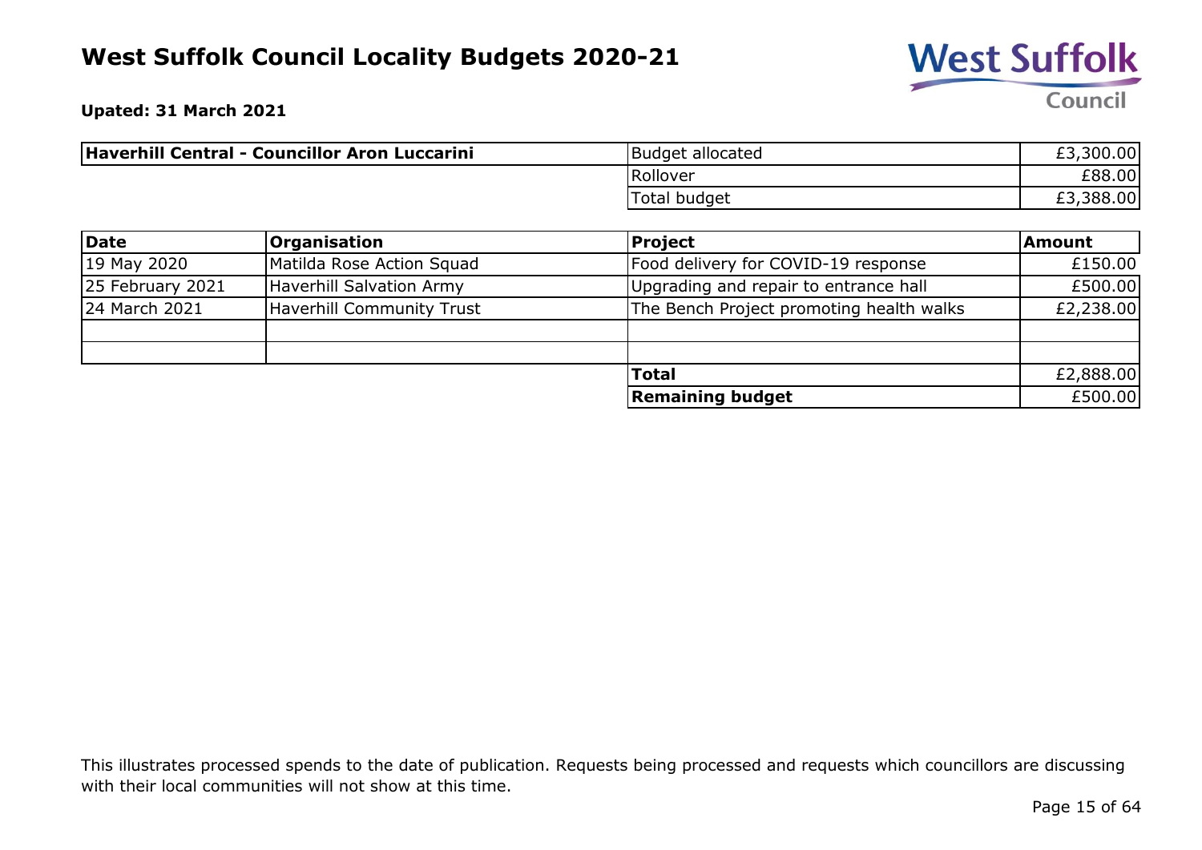# West Suffolk Council Locality Budgets 2020-21

**Upated: 31 March 2021**

| **Haverhill Central - Councillor Aron Luccarini** | | |
|---|---|---|
| | Budget allocated | £3,300.00 |
| | Rollover | £88.00 |
| | Total budget | £3,388.00 |

| **Date** | **Organisation** | **Project** | **Amount** |
|---|---|---|---|
| 19 May 2020 | Matilda Rose Action Squad | Food delivery for COVID-19 response | £150.00 |
| 25 February 2021 | Haverhill Salvation Army | Upgrading and repair to entrance hall | £500.00 |
| 24 March 2021 | Haverhill Community Trust | The Bench Project promoting health walks | £2,238.00 |
| | | | |
| | | | |
| | | **Total** | £2,888.00 |
| | | **Remaining budget** | £500.00 |

This illustrates processed spends to the date of publication. Requests being processed and requests which councillors are discussing with their local communities will not show at this time.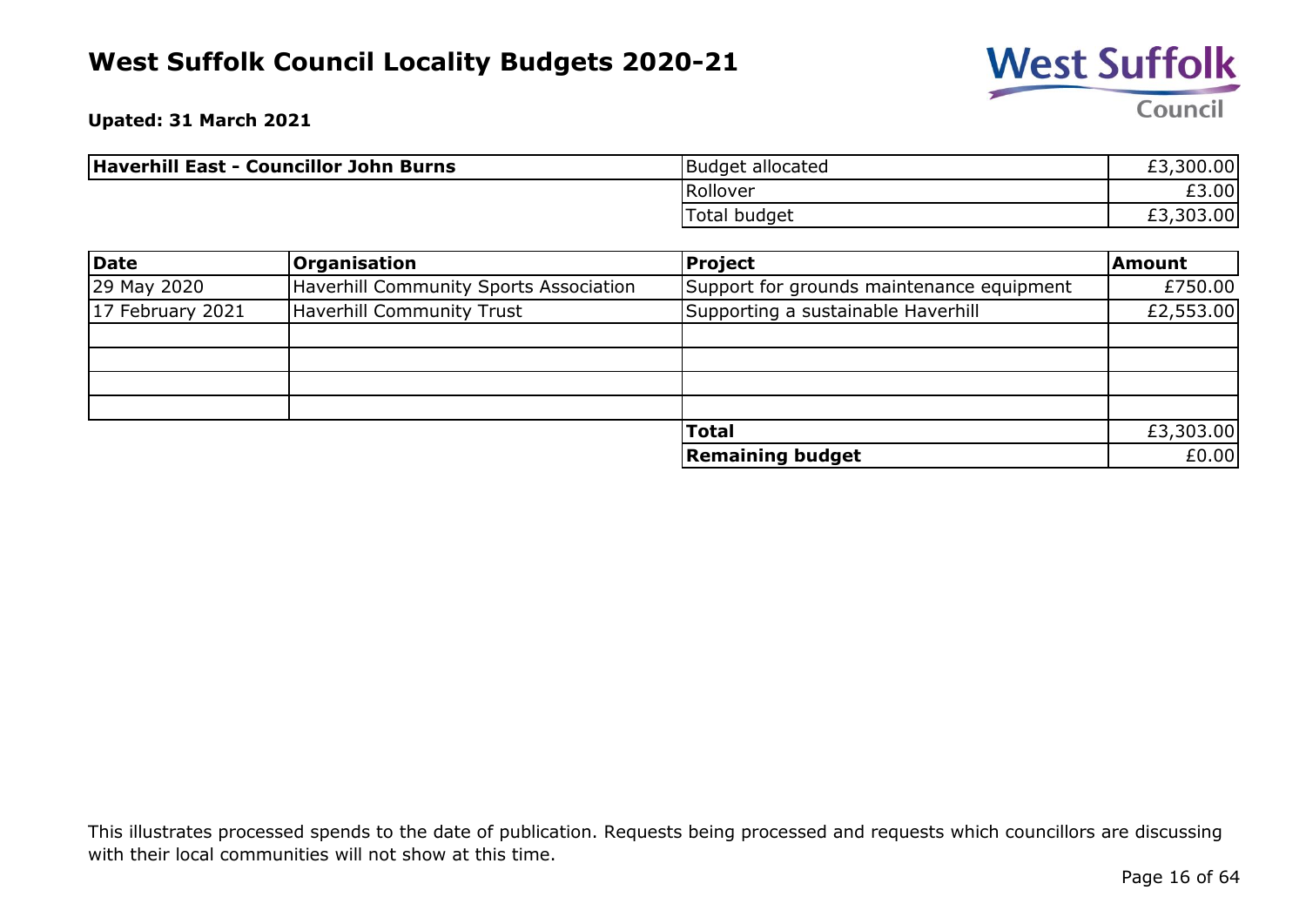# West Suffolk Council Locality Budgets 2020-21

**Upated: 31 March 2021**

| **Haverhill East - Councillor John Burns** | Budget allocated | £3,300.00 |
|---|---|---|
| | Rollover | £3.00 |
| | Total budget | £3,303.00 |

| **Date** | **Organisation** | **Project** | **Amount** |
|---|---|---|---|
| 29 May 2020 | Haverhill Community Sports Association | Support for grounds maintenance equipment | £750.00 |
| 17 February 2021 | Haverhill Community Trust | Supporting a sustainable Haverhill | £2,553.00 |
| | | | |
| | | | |
| | | | |
| | | | |
| | | **Total** | £3,303.00 |
| | | **Remaining budget** | £0.00 |

This illustrates processed spends to the date of publication. Requests being processed and requests which councillors are discussing with their local communities will not show at this time.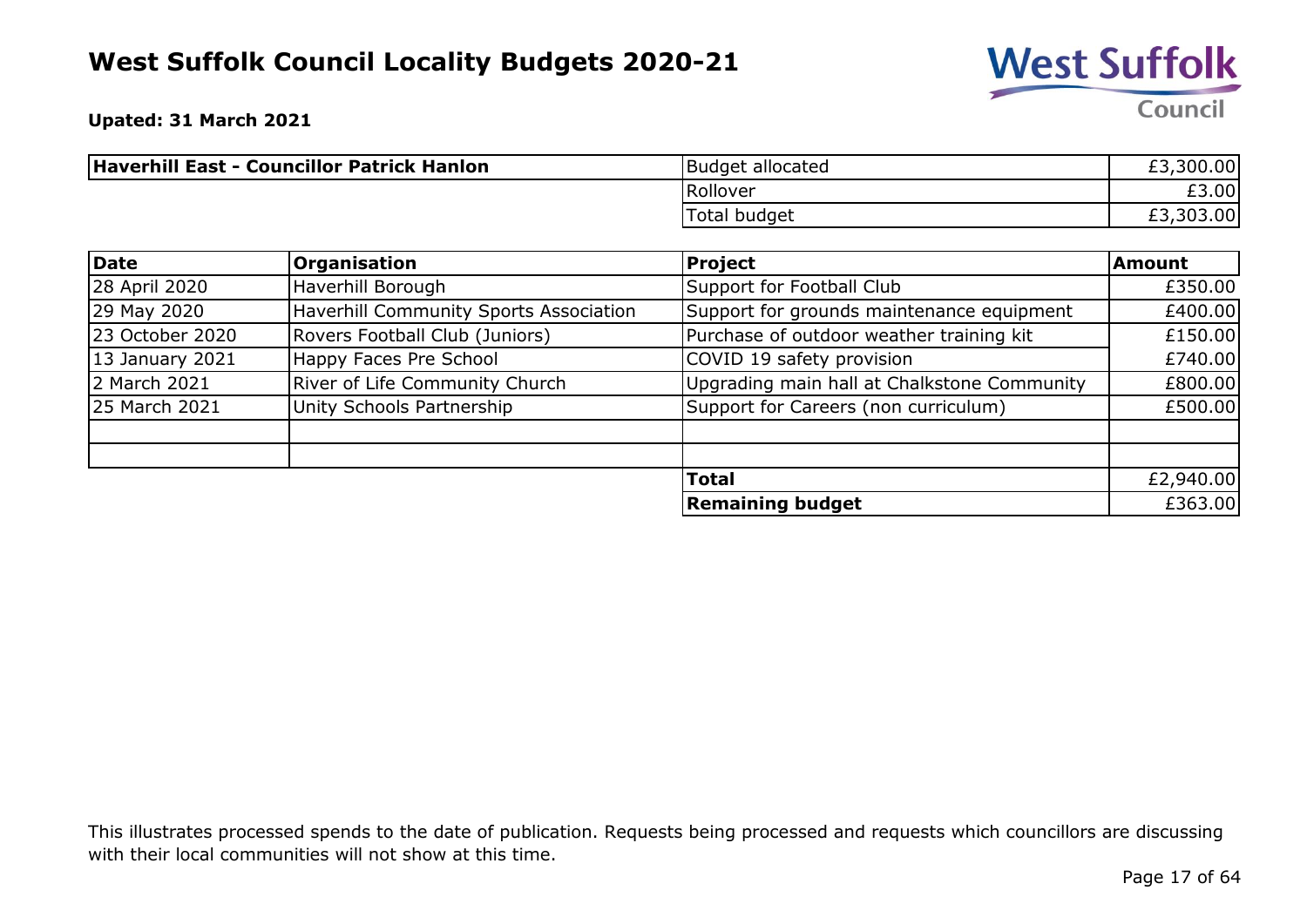# West Suffolk Council Locality Budgets 2020-21

**Upated: 31 March 2021**

| **Haverhill East - Councillor Patrick Hanlon** | Budget allocated | £3,300.00 |
|---|---|---|
| | Rollover | £3.00 |
| | Total budget | £3,303.00 |

| **Date** | **Organisation** | **Project** | **Amount** |
|---|---|---|---|
| 28 April 2020 | Haverhill Borough | Support for Football Club | £350.00 |
| 29 May 2020 | Haverhill Community Sports Association | Support for grounds maintenance equipment | £400.00 |
| 23 October 2020 | Rovers Football Club (Juniors) | Purchase of outdoor weather training kit | £150.00 |
| 13 January 2021 | Happy Faces Pre School | COVID 19 safety provision | £740.00 |
| 2 March 2021 | River of Life Community Church | Upgrading main hall at Chalkstone Community | £800.00 |
| 25 March 2021 | Unity Schools Partnership | Support for Careers (non curriculum) | £500.00 |
| | | | |
| | | | |
| | | **Total** | £2,940.00 |
| | | **Remaining budget** | £363.00 |

This illustrates processed spends to the date of publication. Requests being processed and requests which councillors are discussing with their local communities will not show at this time.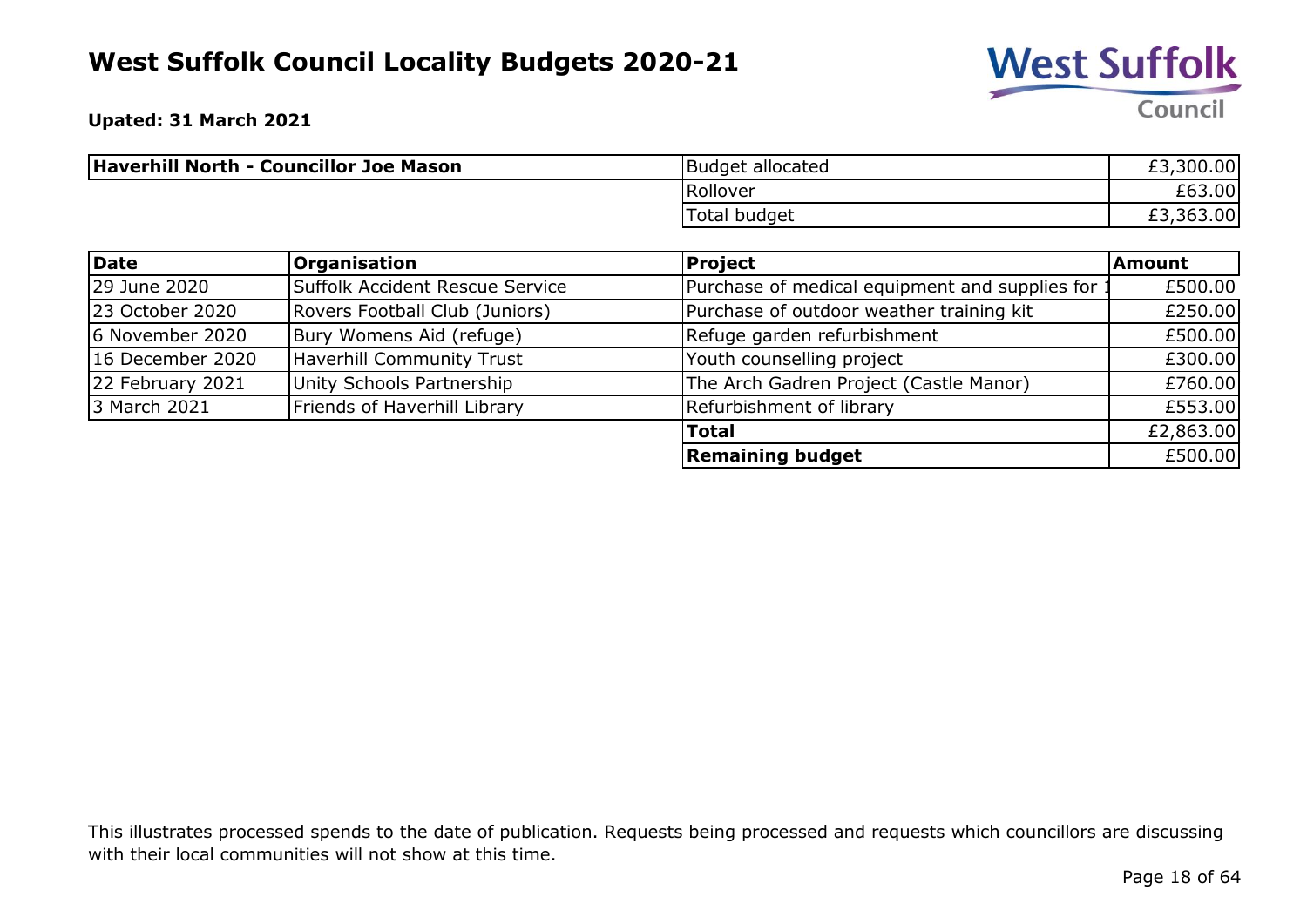# West Suffolk Council Locality Budgets 2020-21

**Upated: 31 March 2021**

| Haverhill North - Councillor Joe Mason | Budget allocated | £3,300.00 |
|---|---|---|
| | Rollover | £63.00 |
| | Total budget | £3,363.00 |

| Date | Organisation | Project | Amount |
|---|---|---|---|
| 29 June 2020 | Suffolk Accident Rescue Service | Purchase of medical equipment and supplies for 1 | £500.00 |
| 23 October 2020 | Rovers Football Club (Juniors) | Purchase of outdoor weather training kit | £250.00 |
| 6 November 2020 | Bury Womens Aid (refuge) | Refuge garden refurbishment | £500.00 |
| 16 December 2020 | Haverhill Community Trust | Youth counselling project | £300.00 |
| 22 February 2021 | Unity Schools Partnership | The Arch Gadren Project (Castle Manor) | £760.00 |
| 3 March 2021 | Friends of Haverhill Library | Refurbishment of library | £553.00 |
| | | **Total** | £2,863.00 |
| | | **Remaining budget** | £500.00 |

This illustrates processed spends to the date of publication. Requests being processed and requests which councillors are discussing with their local communities will not show at this time.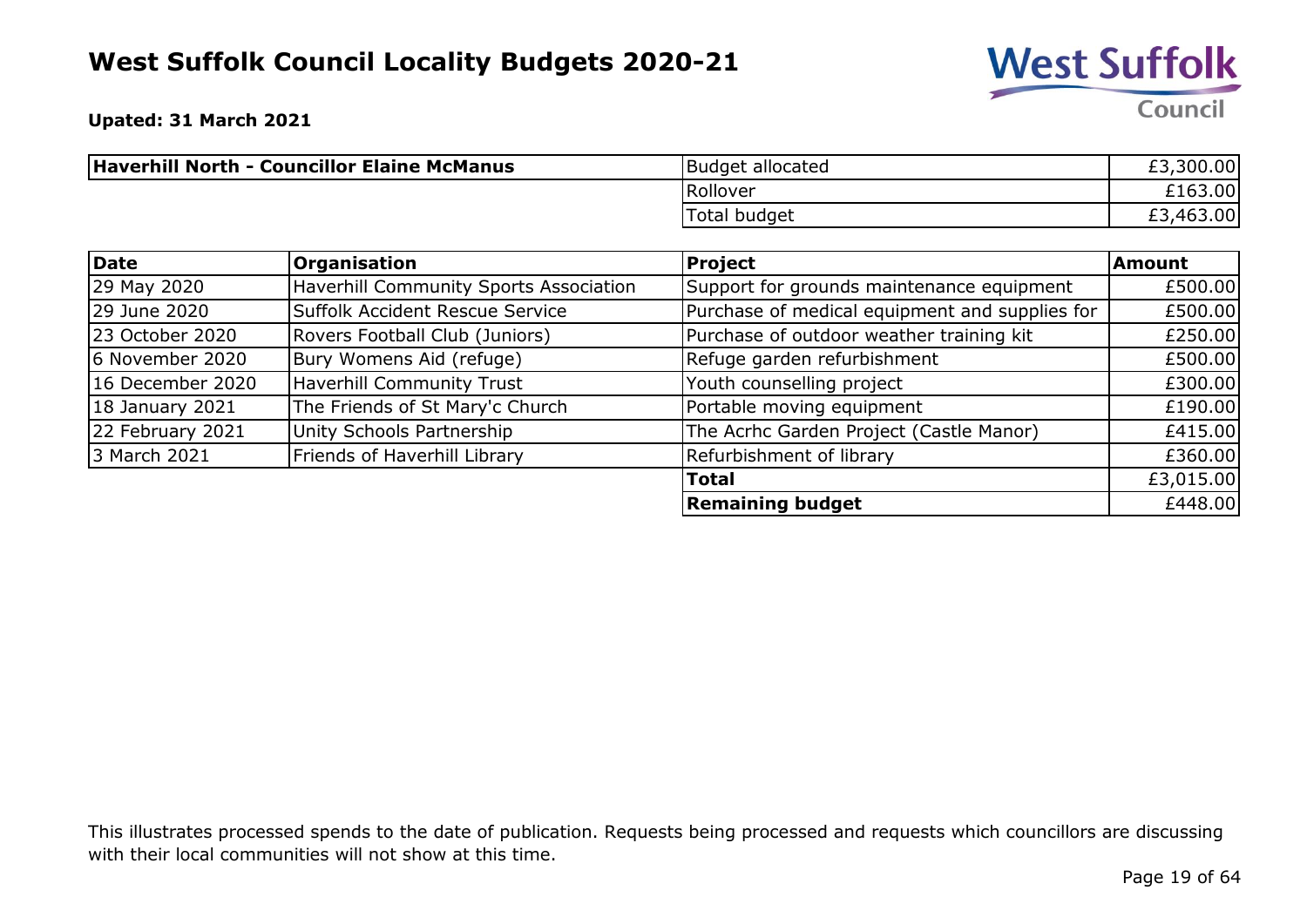# West Suffolk Council Locality Budgets 2020-21

**Upated: 31 March 2021**

| **Haverhill North - Councillor Elaine McManus** | Budget allocated | £3,300.00 |
|---|---|---|
| | Rollover | £163.00 |
| | Total budget | £3,463.00 |

| **Date** | **Organisation** | **Project** | **Amount** |
|---|---|---|---|
| 29 May 2020 | Haverhill Community Sports Association | Support for grounds maintenance equipment | £500.00 |
| 29 June 2020 | Suffolk Accident Rescue Service | Purchase of medical equipment and supplies for | £500.00 |
| 23 October 2020 | Rovers Football Club (Juniors) | Purchase of outdoor weather training kit | £250.00 |
| 6 November 2020 | Bury Womens Aid (refuge) | Refuge garden refurbishment | £500.00 |
| 16 December 2020 | Haverhill Community Trust | Youth counselling project | £300.00 |
| 18 January 2021 | The Friends of St Mary'c Church | Portable moving equipment | £190.00 |
| 22 February 2021 | Unity Schools Partnership | The Acrhc Garden Project (Castle Manor) | £415.00 |
| 3 March 2021 | Friends of Haverhill Library | Refurbishment of library | £360.00 |
| | | **Total** | £3,015.00 |
| | | **Remaining budget** | £448.00 |

This illustrates processed spends to the date of publication. Requests being processed and requests which councillors are discussing with their local communities will not show at this time.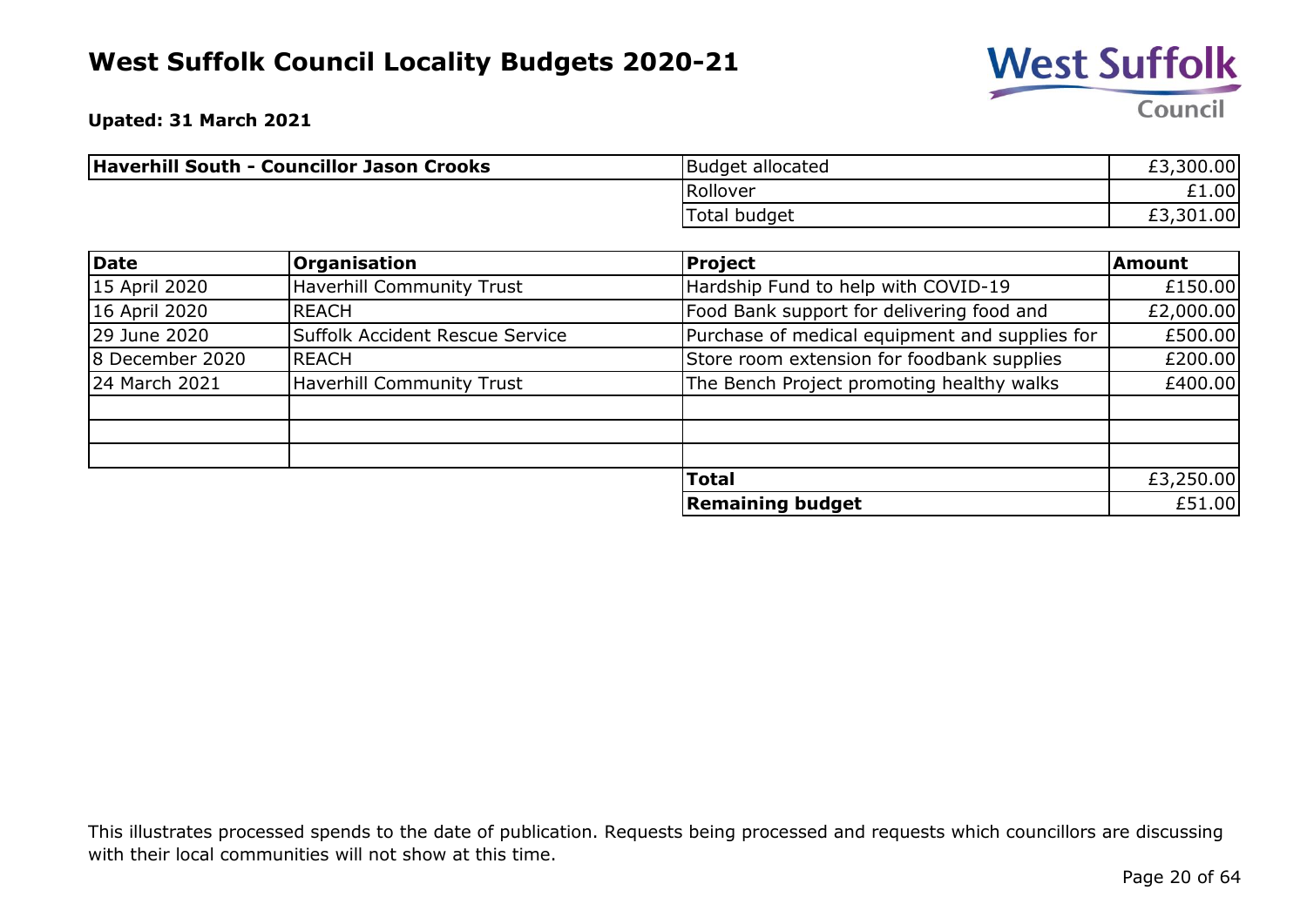# West Suffolk Council Locality Budgets 2020-21

**Upated: 31 March 2021**

| Haverhill South - Councillor Jason Crooks | | |
|---|---|---|
| | Budget allocated | £3,300.00 |
| | Rollover | £1.00 |
| | Total budget | £3,301.00 |

| Date | Organisation | Project | Amount |
|---|---|---|---|
| 15 April 2020 | Haverhill Community Trust | Hardship Fund to help with COVID-19 | £150.00 |
| 16 April 2020 | REACH | Food Bank support for delivering food and | £2,000.00 |
| 29 June 2020 | Suffolk Accident Rescue Service | Purchase of medical equipment and supplies for | £500.00 |
| 8 December 2020 | REACH | Store room extension for foodbank supplies | £200.00 |
| 24 March 2021 | Haverhill Community Trust | The Bench Project promoting healthy walks | £400.00 |
| | | | |
| | | | |
| | | | |
| | | **Total** | £3,250.00 |
| | | **Remaining budget** | £51.00 |

This illustrates processed spends to the date of publication. Requests being processed and requests which councillors are discussing with their local communities will not show at this time.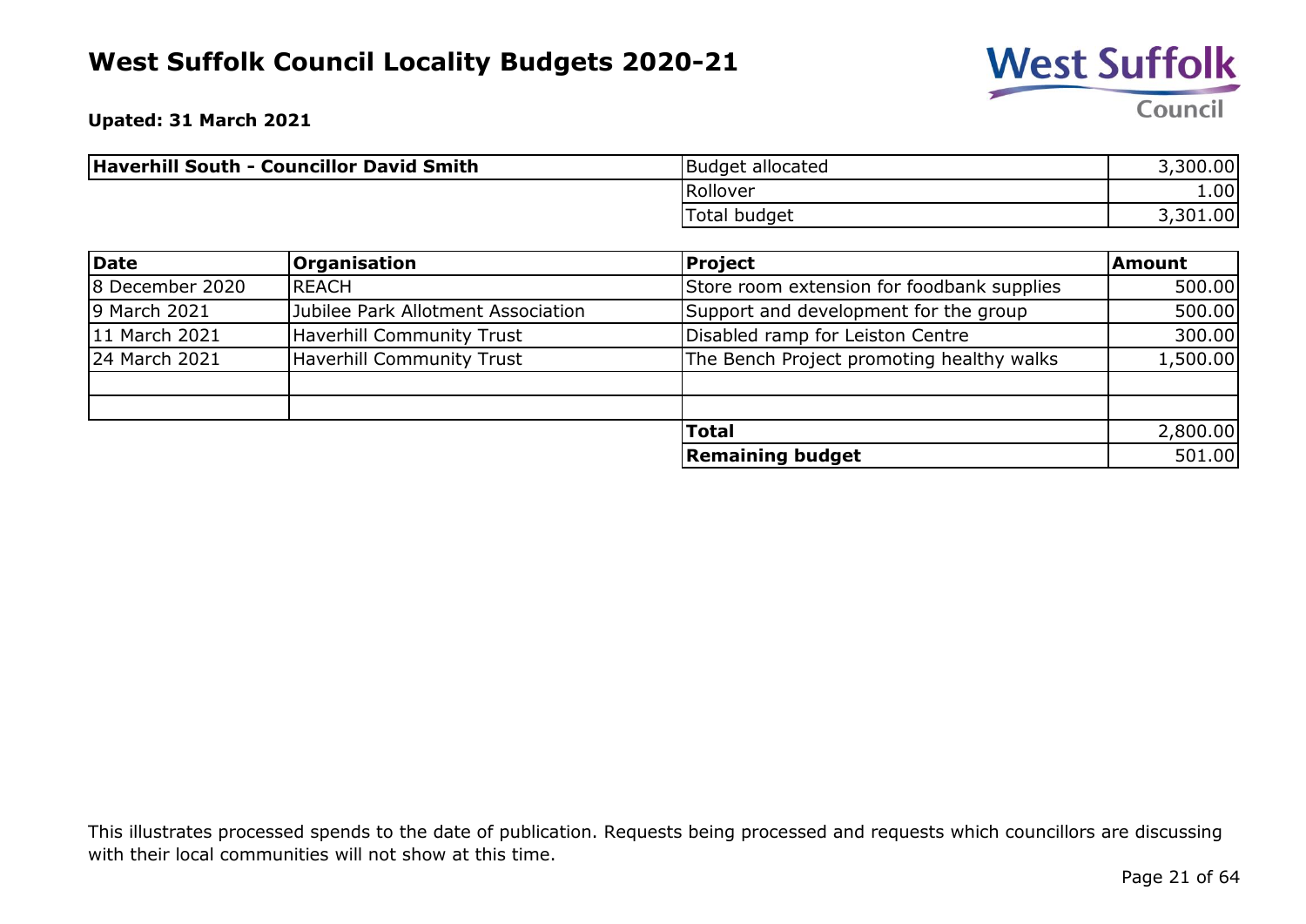# West Suffolk Council Locality Budgets 2020-21

**Upated: 31 March 2021**

| Haverhill South - Councillor David Smith | Budget allocated | 3,300.00 |
|---|---|---|
| | Rollover | 1.00 |
| | Total budget | 3,301.00 |

| Date | Organisation | Project | Amount |
|---|---|---|---|
| 8 December 2020 | REACH | Store room extension for foodbank supplies | 500.00 |
| 9 March 2021 | Jubilee Park Allotment Association | Support and development for the group | 500.00 |
| 11 March 2021 | Haverhill Community Trust | Disabled ramp for Leiston Centre | 300.00 |
| 24 March 2021 | Haverhill Community Trust | The Bench Project promoting healthy walks | 1,500.00 |
| | | | |
| | | | |
| | | **Total** | 2,800.00 |
| | | **Remaining budget** | 501.00 |

This illustrates processed spends to the date of publication. Requests being processed and requests which councillors are discussing with their local communities will not show at this time.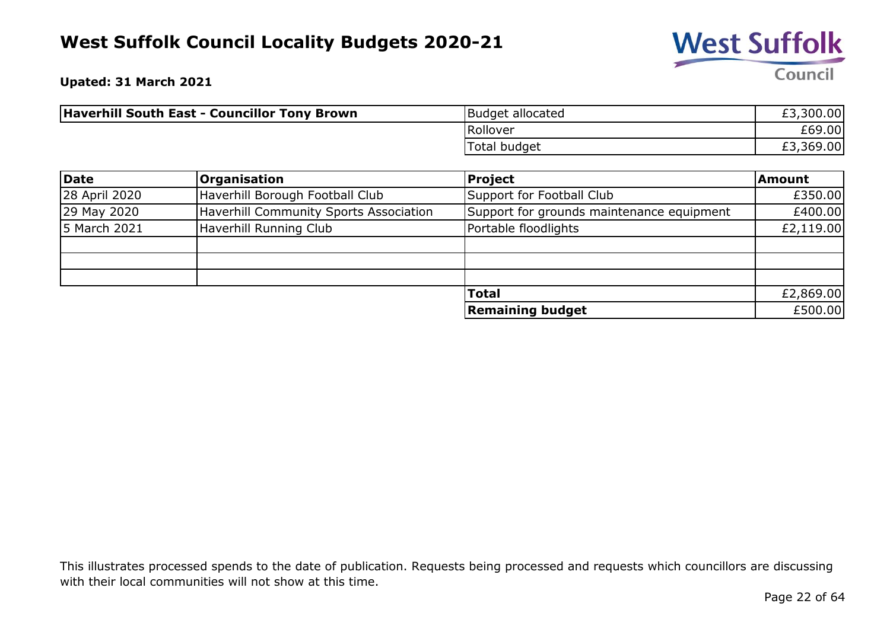# West Suffolk Council Locality Budgets 2020-21

**Upated: 31 March 2021**

| **Haverhill South East - Councillor Tony Brown** | Budget allocated | £3,300.00 |
|---|---|---|
| | Rollover | £69.00 |
| | Total budget | £3,369.00 |

| **Date** | **Organisation** | **Project** | **Amount** |
|---|---|---|---|
| 28 April 2020 | Haverhill Borough Football Club | Support for Football Club | £350.00 |
| 29 May 2020 | Haverhill Community Sports Association | Support for grounds maintenance equipment | £400.00 |
| 5 March 2021 | Haverhill Running Club | Portable floodlights | £2,119.00 |
| | | | |
| | | | |
| | | | |
| | | **Total** | £2,869.00 |
| | | **Remaining budget** | £500.00 |

This illustrates processed spends to the date of publication. Requests being processed and requests which councillors are discussing with their local communities will not show at this time.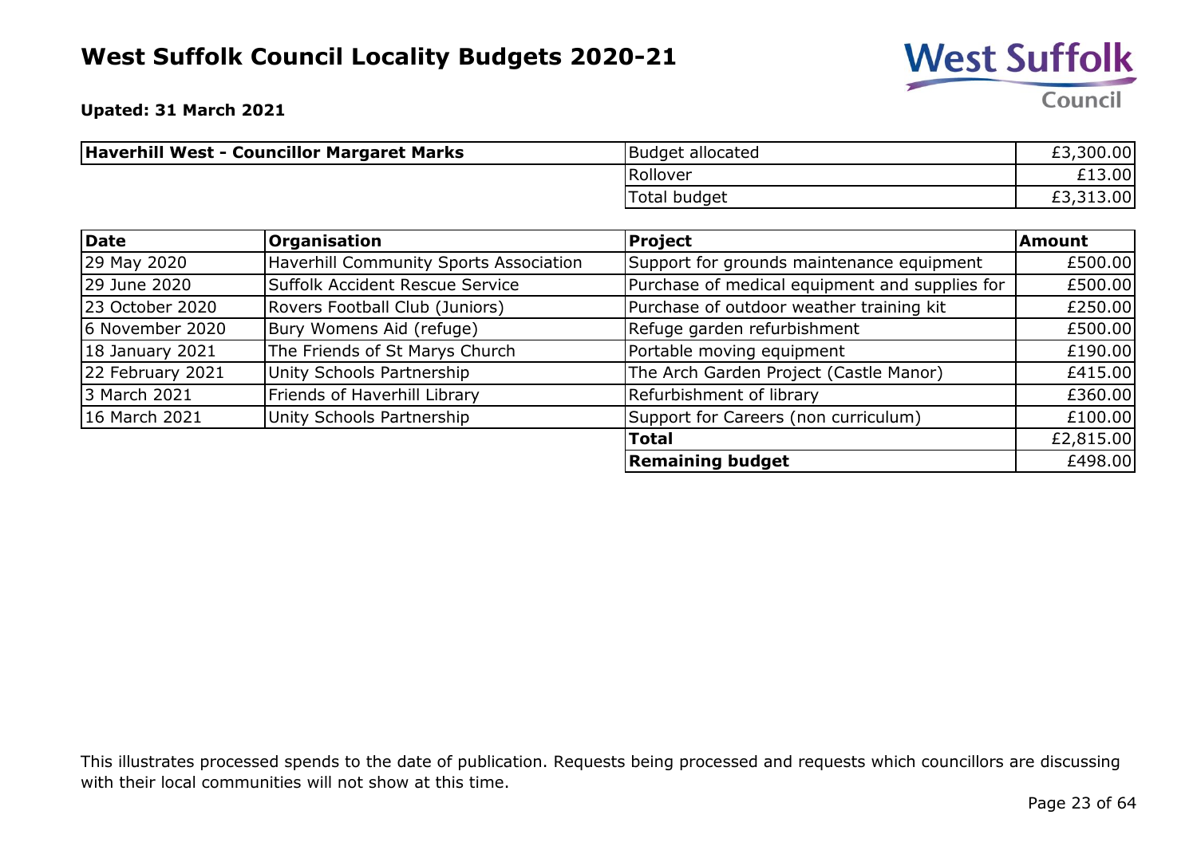# West Suffolk Council Locality Budgets 2020-21

**Upated: 31 March 2021**

| **Haverhill West - Councillor Margaret Marks** | Budget allocated | £3,300.00 |
|---|---|---|
| | Rollover | £13.00 |
| | Total budget | £3,313.00 |

| Date | Organisation | Project | Amount |
|---|---|---|---|
| 29 May 2020 | Haverhill Community Sports Association | Support for grounds maintenance equipment | £500.00 |
| 29 June 2020 | Suffolk Accident Rescue Service | Purchase of medical equipment and supplies for | £500.00 |
| 23 October 2020 | Rovers Football Club (Juniors) | Purchase of outdoor weather training kit | £250.00 |
| 6 November 2020 | Bury Womens Aid (refuge) | Refuge garden refurbishment | £500.00 |
| 18 January 2021 | The Friends of St Marys Church | Portable moving equipment | £190.00 |
| 22 February 2021 | Unity Schools Partnership | The Arch Garden Project (Castle Manor) | £415.00 |
| 3 March 2021 | Friends of Haverhill Library | Refurbishment of library | £360.00 |
| 16 March 2021 | Unity Schools Partnership | Support for Careers (non curriculum) | £100.00 |
| | | **Total** | £2,815.00 |
| | | **Remaining budget** | £498.00 |

This illustrates processed spends to the date of publication. Requests being processed and requests which councillors are discussing with their local communities will not show at this time.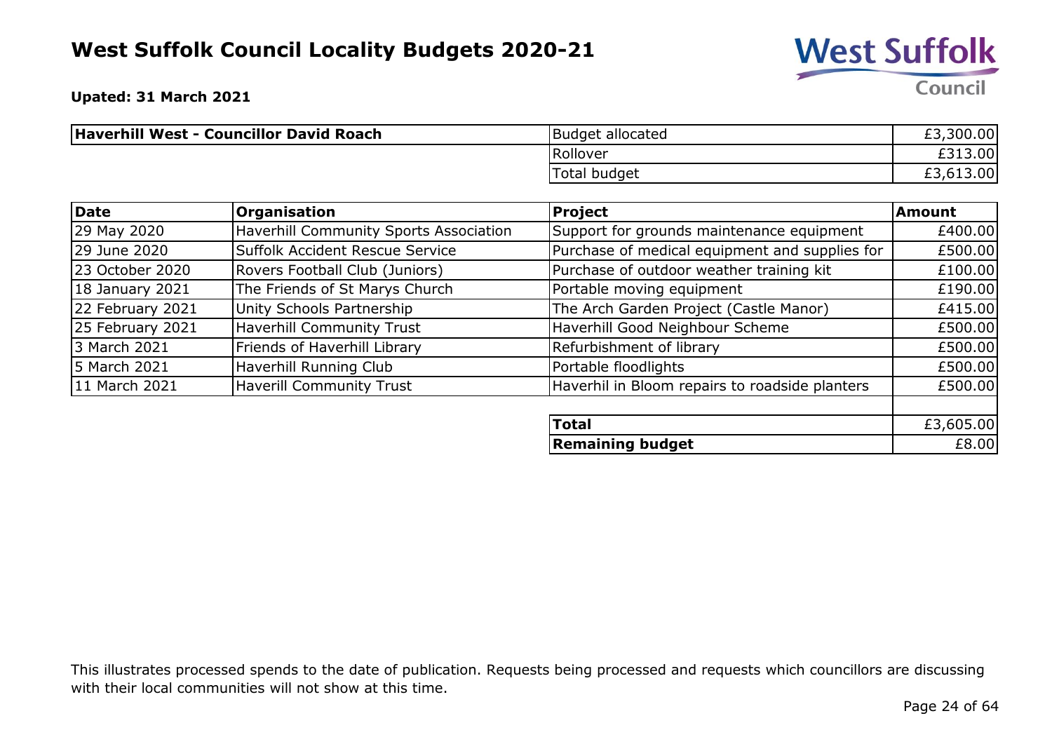# West Suffolk Council Locality Budgets 2020-21

**Upated: 31 March 2021**

| **Haverhill West - Councillor David Roach** | | |
|---|---|---|
| | Budget allocated | £3,300.00 |
| | Rollover | £313.00 |
| | Total budget | £3,613.00 |

| **Date** | **Organisation** | **Project** | **Amount** |
|---|---|---|---|
| 29 May 2020 | Haverhill Community Sports Association | Support for grounds maintenance equipment | £400.00 |
| 29 June 2020 | Suffolk Accident Rescue Service | Purchase of medical equipment and supplies for | £500.00 |
| 23 October 2020 | Rovers Football Club (Juniors) | Purchase of outdoor weather training kit | £100.00 |
| 18 January 2021 | The Friends of St Marys Church | Portable moving equipment | £190.00 |
| 22 February 2021 | Unity Schools Partnership | The Arch Garden Project (Castle Manor) | £415.00 |
| 25 February 2021 | Haverhill Community Trust | Haverhill Good Neighbour Scheme | £500.00 |
| 3 March 2021 | Friends of Haverhill Library | Refurbishment of library | £500.00 |
| 5 March 2021 | Haverhill Running Club | Portable floodlights | £500.00 |
| 11 March 2021 | Haverill Community Trust | Haverhil in Bloom repairs to roadside planters | £500.00 |
| | | | |
| | | **Total** | £3,605.00 |
| | | **Remaining budget** | £8.00 |

This illustrates processed spends to the date of publication. Requests being processed and requests which councillors are discussing with their local communities will not show at this time.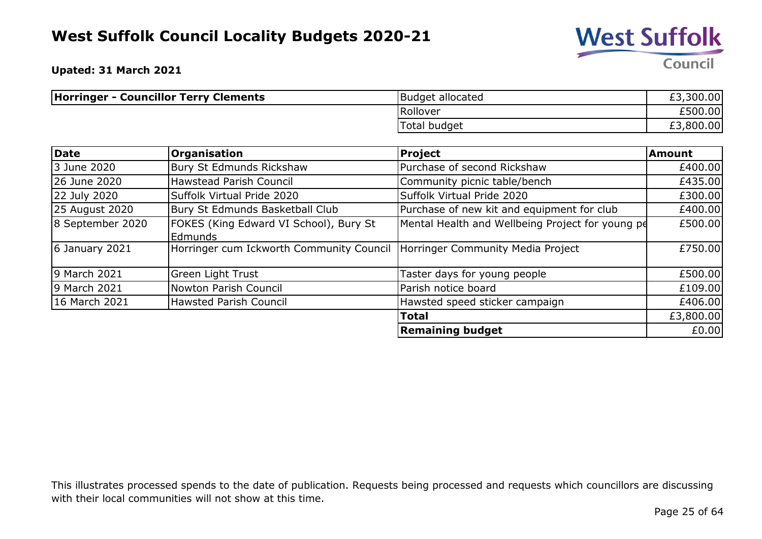# West Suffolk Council Locality Budgets 2020-21

**Upated: 31 March 2021**

| **Horringer - Councillor Terry Clements** | | |
|---|---|---|
| | Budget allocated | £3,300.00 |
| | Rollover | £500.00 |
| | Total budget | £3,800.00 |

| **Date** | **Organisation** | **Project** | **Amount** |
|---|---|---|---|
| 3 June 2020 | Bury St Edmunds Rickshaw | Purchase of second Rickshaw | £400.00 |
| 26 June 2020 | Hawstead Parish Council | Community picnic table/bench | £435.00 |
| 22 July 2020 | Suffolk Virtual Pride 2020 | Suffolk Virtual Pride 2020 | £300.00 |
| 25 August 2020 | Bury St Edmunds Basketball Club | Purchase of new kit and equipment for club | £400.00 |
| 8 September 2020 | FOKES (King Edward VI School), Bury St Edmunds | Mental Health and Wellbeing Project for young pe | £500.00 |
| 6 January 2021 | Horringer cum Ickworth Community Council | Horringer Community Media Project | £750.00 |
| 9 March 2021 | Green Light Trust | Taster days for young people | £500.00 |
| 9 March 2021 | Nowton Parish Council | Parish notice board | £109.00 |
| 16 March 2021 | Hawsted Parish Council | Hawsted speed sticker campaign | £406.00 |
| | | **Total** | £3,800.00 |
| | | **Remaining budget** | £0.00 |

This illustrates processed spends to the date of publication. Requests being processed and requests which councillors are discussing with their local communities will not show at this time.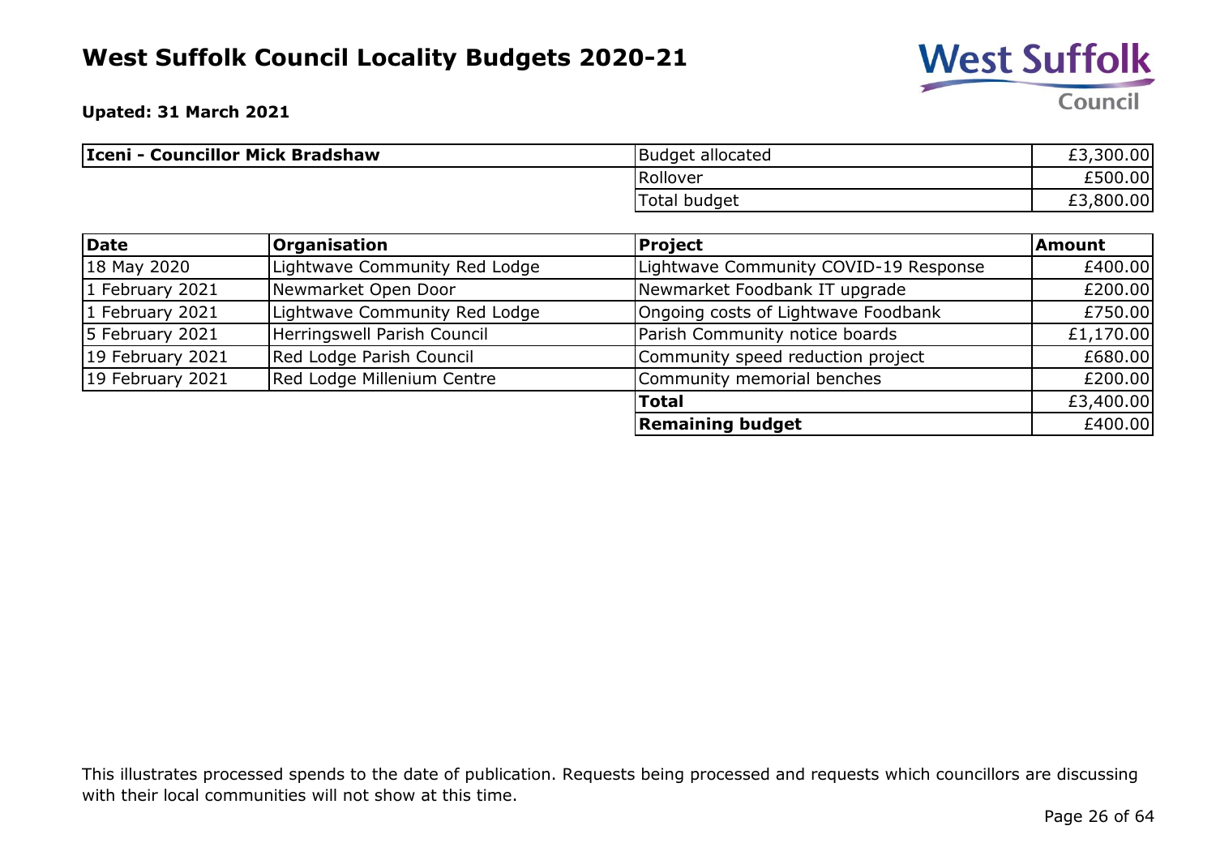# West Suffolk Council Locality Budgets 2020-21

**Upated: 31 March 2021**

| **Iceni - Councillor Mick Bradshaw** | | |
|---|---|---|
| | Budget allocated | £3,300.00 |
| | Rollover | £500.00 |
| | Total budget | £3,800.00 |

| **Date** | **Organisation** | **Project** | **Amount** |
|---|---|---|---|
| 18 May 2020 | Lightwave Community Red Lodge | Lightwave Community COVID-19 Response | £400.00 |
| 1 February 2021 | Newmarket Open Door | Newmarket Foodbank IT upgrade | £200.00 |
| 1 February 2021 | Lightwave Community Red Lodge | Ongoing costs of Lightwave Foodbank | £750.00 |
| 5 February 2021 | Herringswell Parish Council | Parish Community notice boards | £1,170.00 |
| 19 February 2021 | Red Lodge Parish Council | Community speed reduction project | £680.00 |
| 19 February 2021 | Red Lodge Millenium Centre | Community memorial benches | £200.00 |
| | | **Total** | £3,400.00 |
| | | **Remaining budget** | £400.00 |

This illustrates processed spends to the date of publication. Requests being processed and requests which councillors are discussing with their local communities will not show at this time.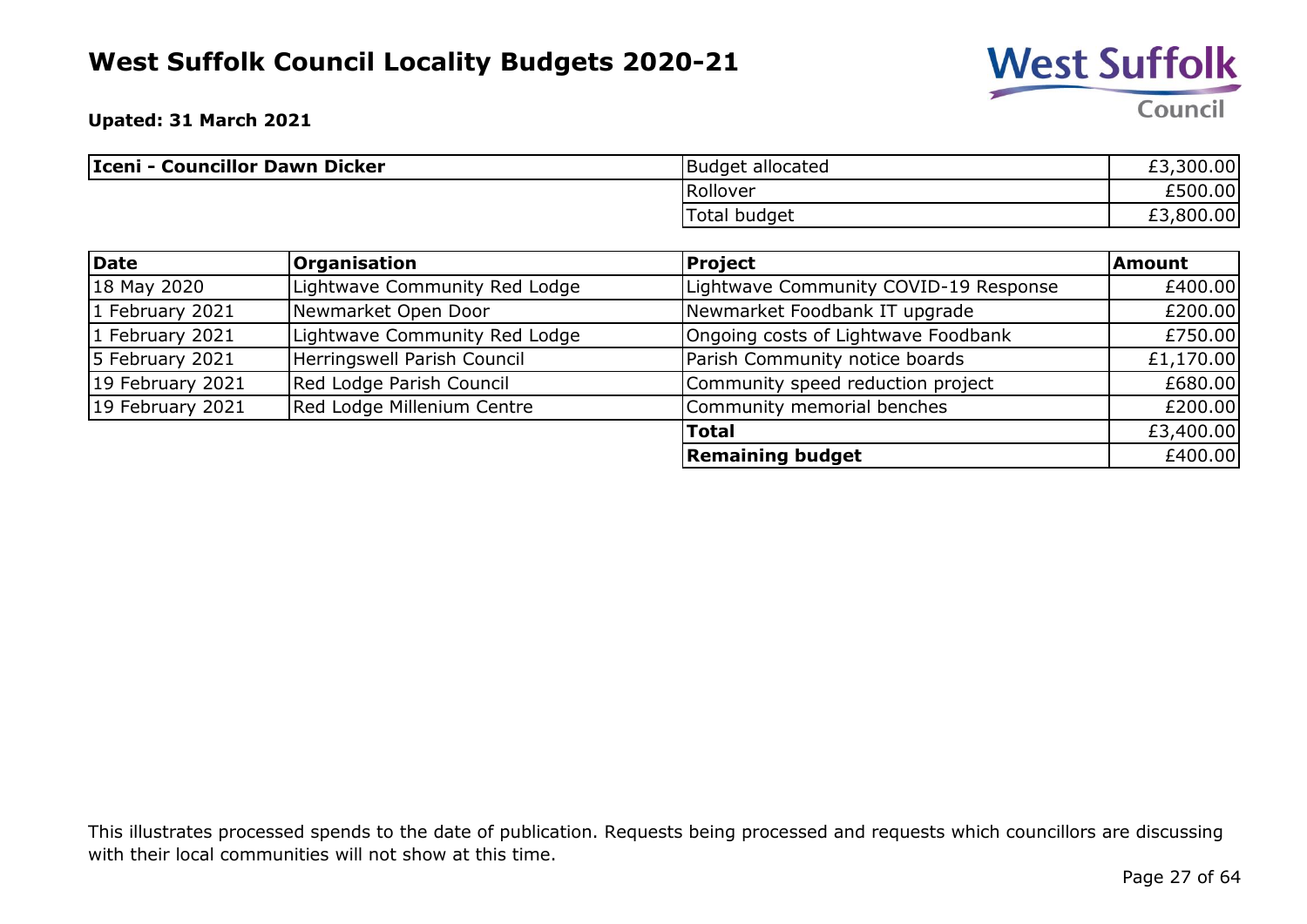# West Suffolk Council Locality Budgets 2020-21

**Upated: 31 March 2021**

| **Iceni - Councillor Dawn Dicker** | Budget allocated | £3,300.00 |
|---|---|---|
| | Rollover | £500.00 |
| | Total budget | £3,800.00 |

| Date | Organisation | Project | Amount |
|---|---|---|---|
| 18 May 2020 | Lightwave Community Red Lodge | Lightwave Community COVID-19 Response | £400.00 |
| 1 February 2021 | Newmarket Open Door | Newmarket Foodbank IT upgrade | £200.00 |
| 1 February 2021 | Lightwave Community Red Lodge | Ongoing costs of Lightwave Foodbank | £750.00 |
| 5 February 2021 | Herringswell Parish Council | Parish Community notice boards | £1,170.00 |
| 19 February 2021 | Red Lodge Parish Council | Community speed reduction project | £680.00 |
| 19 February 2021 | Red Lodge Millenium Centre | Community memorial benches | £200.00 |
| | | **Total** | £3,400.00 |
| | | **Remaining budget** | £400.00 |

This illustrates processed spends to the date of publication. Requests being processed and requests which councillors are discussing with their local communities will not show at this time.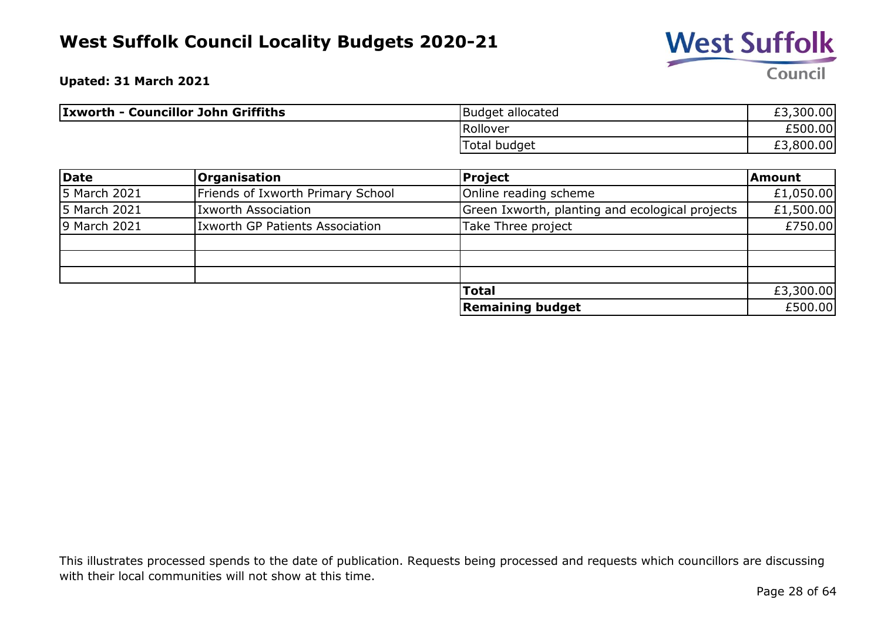# West Suffolk Council Locality Budgets 2020-21

**Upated: 31 March 2021**

| **Ixworth - Councillor John Griffiths** | | |
|---|---|---|
| | Budget allocated | £3,300.00 |
| | Rollover | £500.00 |
| | Total budget | £3,800.00 |

| **Date** | **Organisation** | **Project** | **Amount** |
|---|---|---|---|
| 5 March 2021 | Friends of Ixworth Primary School | Online reading scheme | £1,050.00 |
| 5 March 2021 | Ixworth Association | Green Ixworth, planting and ecological projects | £1,500.00 |
| 9 March 2021 | Ixworth GP Patients Association | Take Three project | £750.00 |
| | | | |
| | | | |
| | | | |
| | | **Total** | £3,300.00 |
| | | **Remaining budget** | £500.00 |

This illustrates processed spends to the date of publication. Requests being processed and requests which councillors are discussing with their local communities will not show at this time.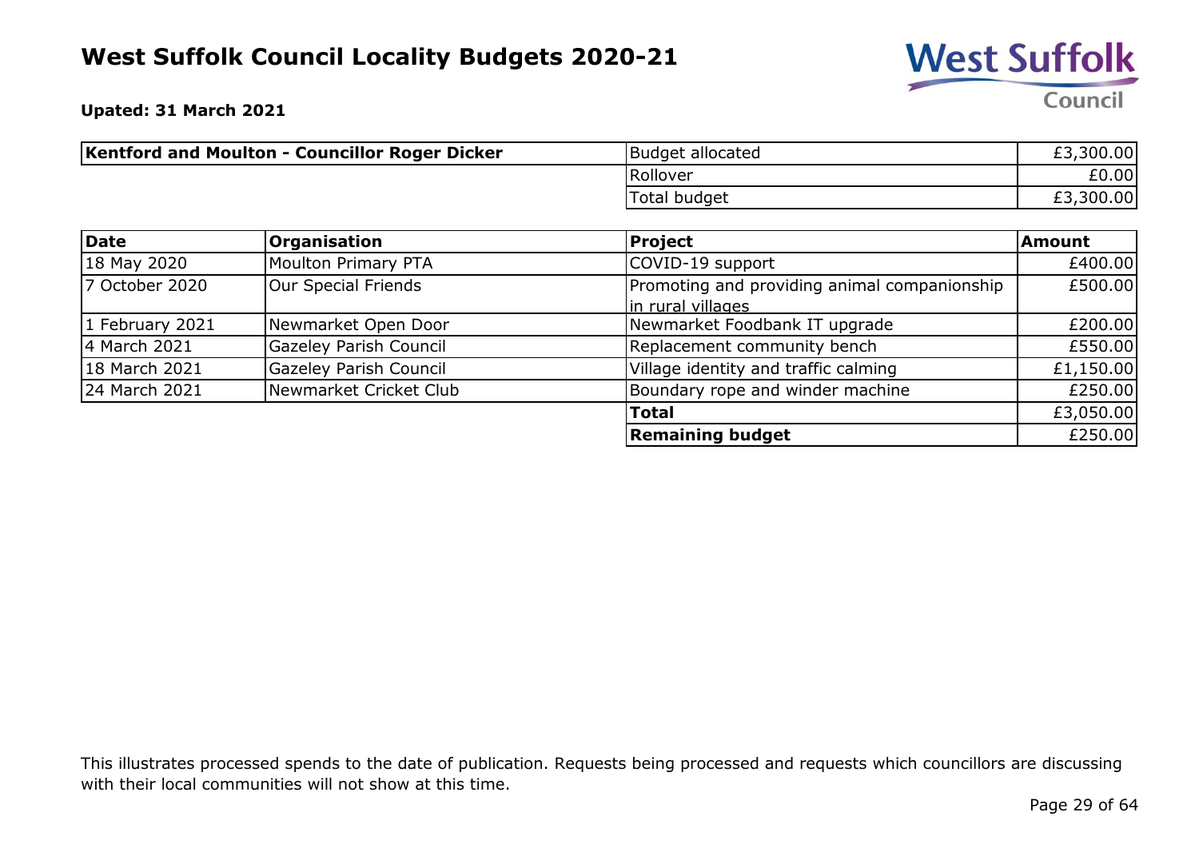# West Suffolk Council Locality Budgets 2020-21

**Upated: 31 March 2021**

| **Kentford and Moulton - Councillor Roger Dicker** | | |
|---|---|---|
| | Budget allocated | £3,300.00 |
| | Rollover | £0.00 |
| | Total budget | £3,300.00 |

| **Date** | **Organisation** | **Project** | **Amount** |
|---|---|---|---|
| 18 May 2020 | Moulton Primary PTA | COVID-19 support | £400.00 |
| 7 October 2020 | Our Special Friends | Promoting and providing animal companionship in rural villages | £500.00 |
| 1 February 2021 | Newmarket Open Door | Newmarket Foodbank IT upgrade | £200.00 |
| 4 March 2021 | Gazeley Parish Council | Replacement community bench | £550.00 |
| 18 March 2021 | Gazeley Parish Council | Village identity and traffic calming | £1,150.00 |
| 24 March 2021 | Newmarket Cricket Club | Boundary rope and winder machine | £250.00 |
| | | **Total** | £3,050.00 |
| | | **Remaining budget** | £250.00 |

This illustrates processed spends to the date of publication. Requests being processed and requests which councillors are discussing with their local communities will not show at this time.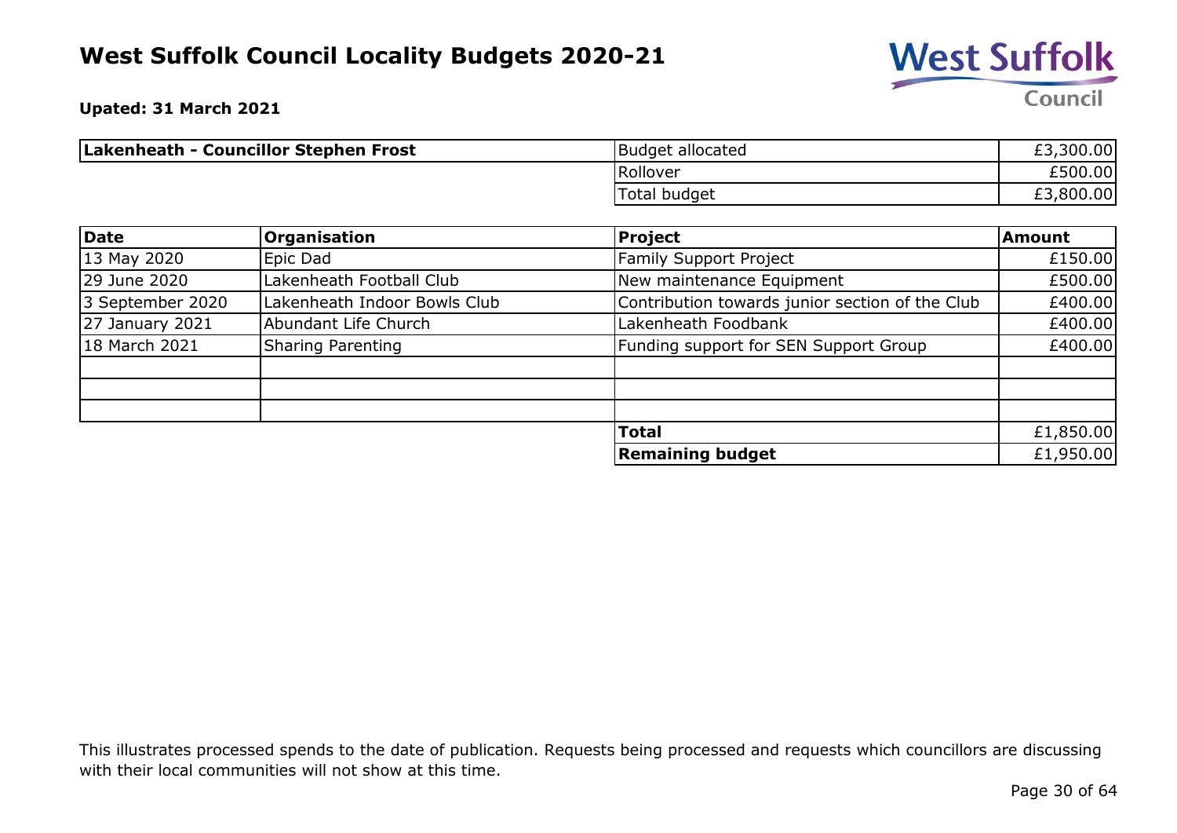# West Suffolk Council Locality Budgets 2020-21

**Upated: 31 March 2021**

| **Lakenheath - Councillor Stephen Frost** | Budget allocated | £3,300.00 |
|---|---|---|
| | Rollover | £500.00 |
| | Total budget | £3,800.00 |

| **Date** | **Organisation** | **Project** | **Amount** |
|---|---|---|---|
| 13 May 2020 | Epic Dad | Family Support Project | £150.00 |
| 29 June 2020 | Lakenheath Football Club | New maintenance Equipment | £500.00 |
| 3 September 2020 | Lakenheath Indoor Bowls Club | Contribution towards junior section of the Club | £400.00 |
| 27 January 2021 | Abundant Life Church | Lakenheath Foodbank | £400.00 |
| 18 March 2021 | Sharing Parenting | Funding support for SEN Support Group | £400.00 |
| | | | |
| | | | |
| | | | |
| | | **Total** | £1,850.00 |
| | | **Remaining budget** | £1,950.00 |

This illustrates processed spends to the date of publication. Requests being processed and requests which councillors are discussing with their local communities will not show at this time.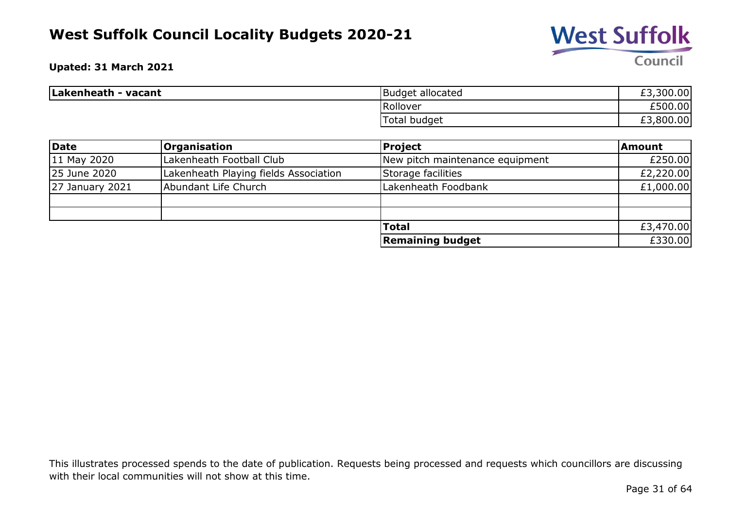# West Suffolk Council Locality Budgets 2020-21

**Upated: 31 March 2021**

| Lakenheath - vacant | Budget allocated | £3,300.00 |
|---|---|---|
| | Rollover | £500.00 |
| | Total budget | £3,800.00 |

| Date | Organisation | Project | Amount |
|---|---|---|---|
| 11 May 2020 | Lakenheath Football Club | New pitch maintenance equipment | £250.00 |
| 25 June 2020 | Lakenheath Playing fields Association | Storage facilities | £2,220.00 |
| 27 January 2021 | Abundant Life Church | Lakenheath Foodbank | £1,000.00 |
| | | | |
| | | | |
| | | **Total** | £3,470.00 |
| | | **Remaining budget** | £330.00 |

This illustrates processed spends to the date of publication. Requests being processed and requests which councillors are discussing with their local communities will not show at this time.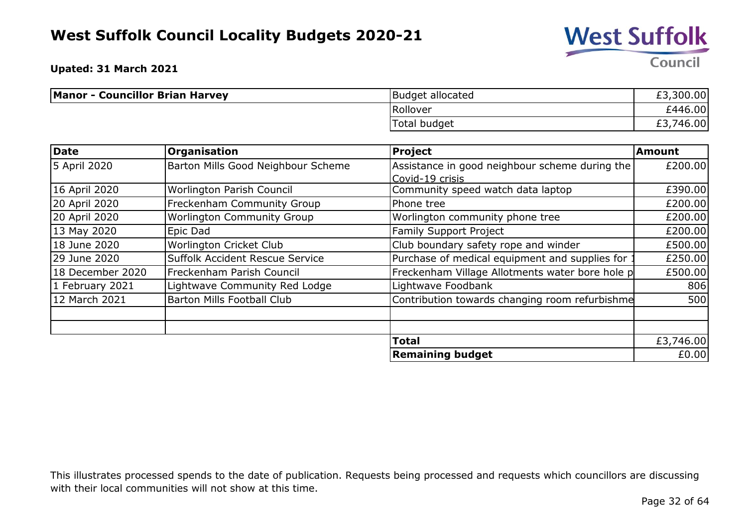# West Suffolk Council Locality Budgets 2020-21

**Upated: 31 March 2021**

| **Manor - Councillor Brian Harvey** | Budget allocated | £3,300.00 |
|---|---|---|
| | Rollover | £446.00 |
| | Total budget | £3,746.00 |

| Date | Organisation | Project | Amount |
|---|---|---|---|
| 5 April 2020 | Barton Mills Good Neighbour Scheme | Assistance in good neighbour scheme during the Covid-19 crisis | £200.00 |
| 16 April 2020 | Worlington Parish Council | Community speed watch data laptop | £390.00 |
| 20 April 2020 | Freckenham Community Group | Phone tree | £200.00 |
| 20 April 2020 | Worlington Community Group | Worlington community phone tree | £200.00 |
| 13 May 2020 | Epic Dad | Family Support Project | £200.00 |
| 18 June 2020 | Worlington Cricket Club | Club boundary safety rope and winder | £500.00 |
| 29 June 2020 | Suffolk Accident Rescue Service | Purchase of medical equipment and supplies for 1 | £250.00 |
| 18 December 2020 | Freckenham Parish Council | Freckenham Village Allotments water bore hole p | £500.00 |
| 1 February 2021 | Lightwave Community Red Lodge | Lightwave Foodbank | 806 |
| 12 March 2021 | Barton Mills Football Club | Contribution towards changing room refurbishme | 500 |
| | | | |
| | | | |
| | | **Total** | £3,746.00 |
| | | **Remaining budget** | £0.00 |

This illustrates processed spends to the date of publication. Requests being processed and requests which councillors are discussing with their local communities will not show at this time.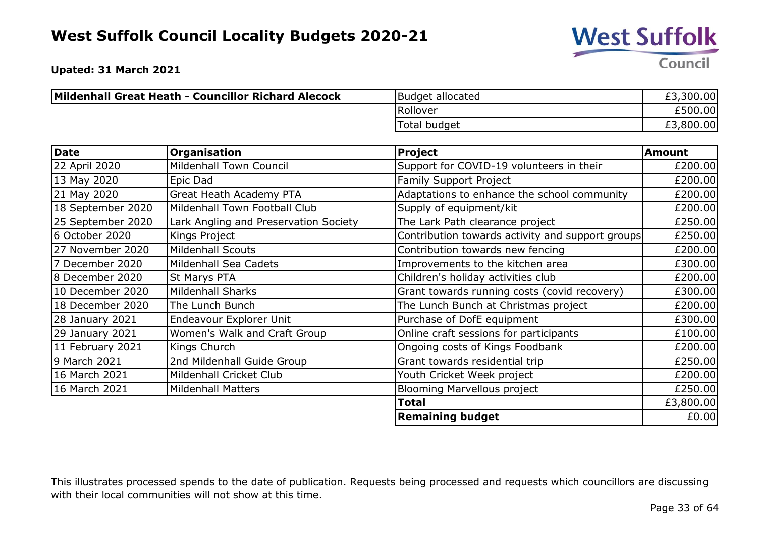# West Suffolk Council Locality Budgets 2020-21

**Upated: 31 March 2021**

| **Mildenhall Great Heath - Councillor Richard Alecock** | | |
|---|---|---|
| | Budget allocated | £3,300.00 |
| | Rollover | £500.00 |
| | Total budget | £3,800.00 |

| **Date** | **Organisation** | **Project** | **Amount** |
|---|---|---|---|
| 22 April 2020 | Mildenhall Town Council | Support for COVID-19 volunteers in their | £200.00 |
| 13 May 2020 | Epic Dad | Family Support Project | £200.00 |
| 21 May 2020 | Great Heath Academy PTA | Adaptations to enhance the school community | £200.00 |
| 18 September 2020 | Mildenhall Town Football Club | Supply of equipment/kit | £200.00 |
| 25 September 2020 | Lark Angling and Preservation Society | The Lark Path clearance project | £250.00 |
| 6 October 2020 | Kings Project | Contribution towards activity and support groups | £250.00 |
| 27 November 2020 | Mildenhall Scouts | Contribution towards new fencing | £200.00 |
| 7 December 2020 | Mildenhall Sea Cadets | Improvements to the kitchen area | £300.00 |
| 8 December 2020 | St Marys PTA | Children's holiday activities club | £200.00 |
| 10 December 2020 | Mildenhall Sharks | Grant towards running costs (covid recovery) | £300.00 |
| 18 December 2020 | The Lunch Bunch | The Lunch Bunch at Christmas project | £200.00 |
| 28 January 2021 | Endeavour Explorer Unit | Purchase of DofE equipment | £300.00 |
| 29 January 2021 | Women's Walk and Craft Group | Online craft sessions for participants | £100.00 |
| 11 February 2021 | Kings Church | Ongoing costs of Kings Foodbank | £200.00 |
| 9 March 2021 | 2nd Mildenhall Guide Group | Grant towards residential trip | £250.00 |
| 16 March 2021 | Mildenhall Cricket Club | Youth Cricket Week project | £200.00 |
| 16 March 2021 | Mildenhall Matters | Blooming Marvellous project | £250.00 |
| | | **Total** | £3,800.00 |
| | | **Remaining budget** | £0.00 |

This illustrates processed spends to the date of publication. Requests being processed and requests which councillors are discussing with their local communities will not show at this time.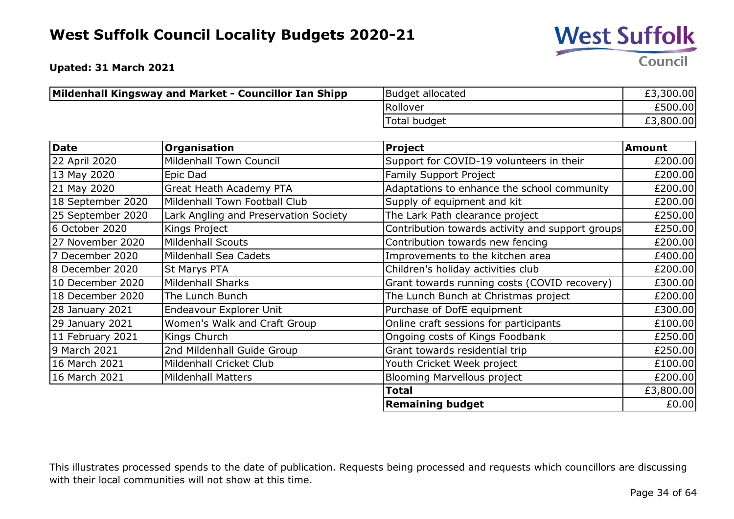# West Suffolk Council Locality Budgets 2020-21

**Upated: 31 March 2021**

| Mildenhall Kingsway and Market - Councillor Ian Shipp | Budget allocated | £3,300.00 |
|---|---|---|
| | Rollover | £500.00 |
| | Total budget | £3,800.00 |

| Date | Organisation | Project | Amount |
|---|---|---|---|
| 22 April 2020 | Mildenhall Town Council | Support for COVID-19 volunteers in their | £200.00 |
| 13 May 2020 | Epic Dad | Family Support Project | £200.00 |
| 21 May 2020 | Great Heath Academy PTA | Adaptations to enhance the school community | £200.00 |
| 18 September 2020 | Mildenhall Town Football Club | Supply of equipment and kit | £200.00 |
| 25 September 2020 | Lark Angling and Preservation Society | The Lark Path clearance project | £250.00 |
| 6 October 2020 | Kings Project | Contribution towards activity and support groups | £250.00 |
| 27 November 2020 | Mildenhall Scouts | Contribution towards new fencing | £200.00 |
| 7 December 2020 | Mildenhall Sea Cadets | Improvements to the kitchen area | £400.00 |
| 8 December 2020 | St Marys PTA | Children's holiday activities club | £200.00 |
| 10 December 2020 | Mildenhall Sharks | Grant towards running costs (COVID recovery) | £300.00 |
| 18 December 2020 | The Lunch Bunch | The Lunch Bunch at Christmas project | £200.00 |
| 28 January 2021 | Endeavour Explorer Unit | Purchase of DofE equipment | £300.00 |
| 29 January 2021 | Women's Walk and Craft Group | Online craft sessions for participants | £100.00 |
| 11 February 2021 | Kings Church | Ongoing costs of Kings Foodbank | £250.00 |
| 9 March 2021 | 2nd Mildenhall Guide Group | Grant towards residential trip | £250.00 |
| 16 March 2021 | Mildenhall Cricket Club | Youth Cricket Week project | £100.00 |
| 16 March 2021 | Mildenhall Matters | Blooming Marvellous project | £200.00 |
| | | **Total** | £3,800.00 |
| | | **Remaining budget** | £0.00 |

This illustrates processed spends to the date of publication. Requests being processed and requests which councillors are discussing with their local communities will not show at this time.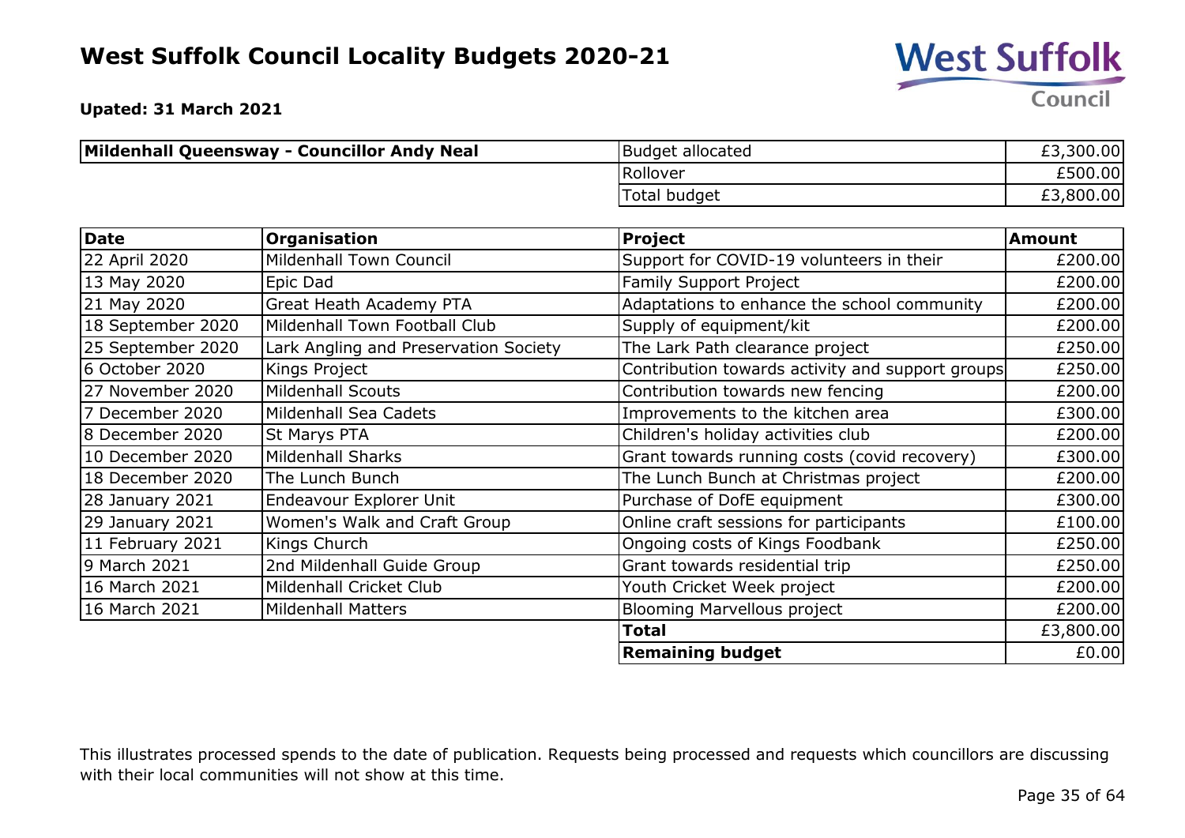# West Suffolk Council Locality Budgets 2020-21

**Upated: 31 March 2021**

| Mildenhall Queensway - Councillor Andy Neal | Budget allocated | £3,300.00 |
|---|---|---|
| | Rollover | £500.00 |
| | Total budget | £3,800.00 |

| Date | Organisation | Project | Amount |
|---|---|---|---|
| 22 April 2020 | Mildenhall Town Council | Support for COVID-19 volunteers in their | £200.00 |
| 13 May 2020 | Epic Dad | Family Support Project | £200.00 |
| 21 May 2020 | Great Heath Academy PTA | Adaptations to enhance the school community | £200.00 |
| 18 September 2020 | Mildenhall Town Football Club | Supply of equipment/kit | £200.00 |
| 25 September 2020 | Lark Angling and Preservation Society | The Lark Path clearance project | £250.00 |
| 6 October 2020 | Kings Project | Contribution towards activity and support groups | £250.00 |
| 27 November 2020 | Mildenhall Scouts | Contribution towards new fencing | £200.00 |
| 7 December 2020 | Mildenhall Sea Cadets | Improvements to the kitchen area | £300.00 |
| 8 December 2020 | St Marys PTA | Children's holiday activities club | £200.00 |
| 10 December 2020 | Mildenhall Sharks | Grant towards running costs (covid recovery) | £300.00 |
| 18 December 2020 | The Lunch Bunch | The Lunch Bunch at Christmas project | £200.00 |
| 28 January 2021 | Endeavour Explorer Unit | Purchase of DofE equipment | £300.00 |
| 29 January 2021 | Women's Walk and Craft Group | Online craft sessions for participants | £100.00 |
| 11 February 2021 | Kings Church | Ongoing costs of Kings Foodbank | £250.00 |
| 9 March 2021 | 2nd Mildenhall Guide Group | Grant towards residential trip | £250.00 |
| 16 March 2021 | Mildenhall Cricket Club | Youth Cricket Week project | £200.00 |
| 16 March 2021 | Mildenhall Matters | Blooming Marvellous project | £200.00 |
| | | **Total** | £3,800.00 |
| | | **Remaining budget** | £0.00 |

This illustrates processed spends to the date of publication. Requests being processed and requests which councillors are discussing with their local communities will not show at this time.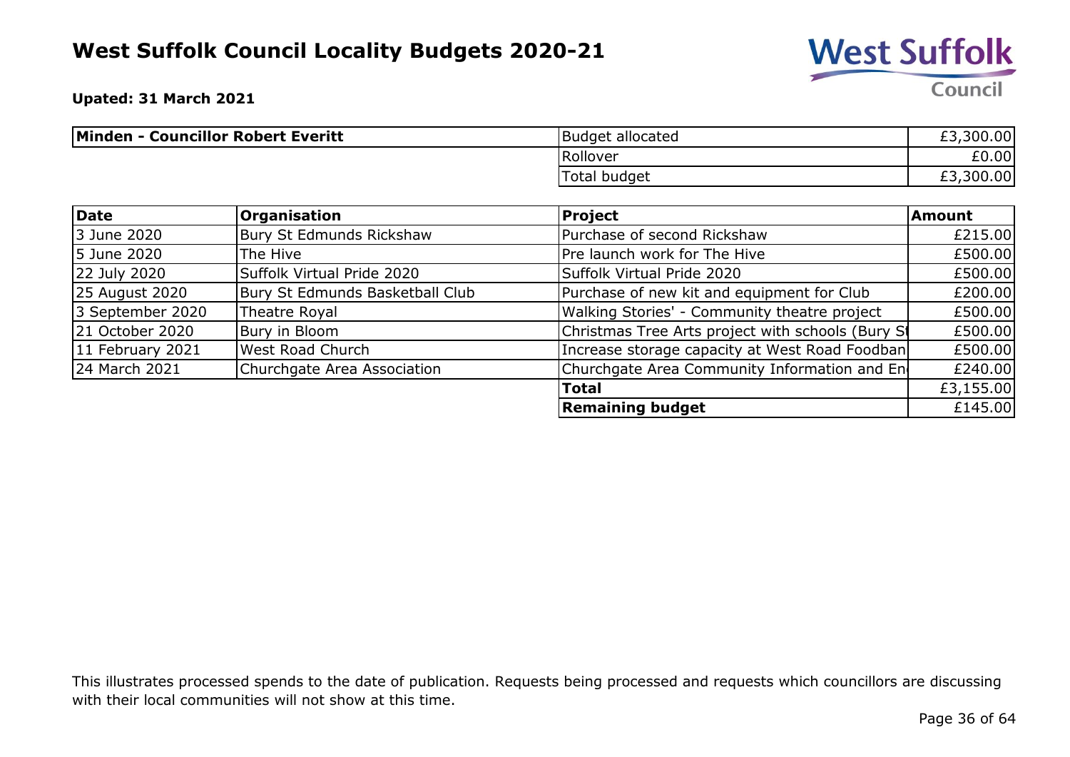# West Suffolk Council Locality Budgets 2020-21

**Upated: 31 March 2021**

| **Minden - Councillor Robert Everitt** | Budget allocated | £3,300.00 |
|---|---|---|
| | Rollover | £0.00 |
| | Total budget | £3,300.00 |

| **Date** | **Organisation** | **Project** | **Amount** |
|---|---|---|---|
| 3 June 2020 | Bury St Edmunds Rickshaw | Purchase of second Rickshaw | £215.00 |
| 5 June 2020 | The Hive | Pre launch work for The Hive | £500.00 |
| 22 July 2020 | Suffolk Virtual Pride 2020 | Suffolk Virtual Pride 2020 | £500.00 |
| 25 August 2020 | Bury St Edmunds Basketball Club | Purchase of new kit and equipment for Club | £200.00 |
| 3 September 2020 | Theatre Royal | Walking Stories' - Community theatre project | £500.00 |
| 21 October 2020 | Bury in Bloom | Christmas Tree Arts project with schools (Bury St | £500.00 |
| 11 February 2021 | West Road Church | Increase storage capacity at West Road Foodban | £500.00 |
| 24 March 2021 | Churchgate Area Association | Churchgate Area Community Information and En | £240.00 |
| | | **Total** | £3,155.00 |
| | | **Remaining budget** | £145.00 |

This illustrates processed spends to the date of publication. Requests being processed and requests which councillors are discussing with their local communities will not show at this time.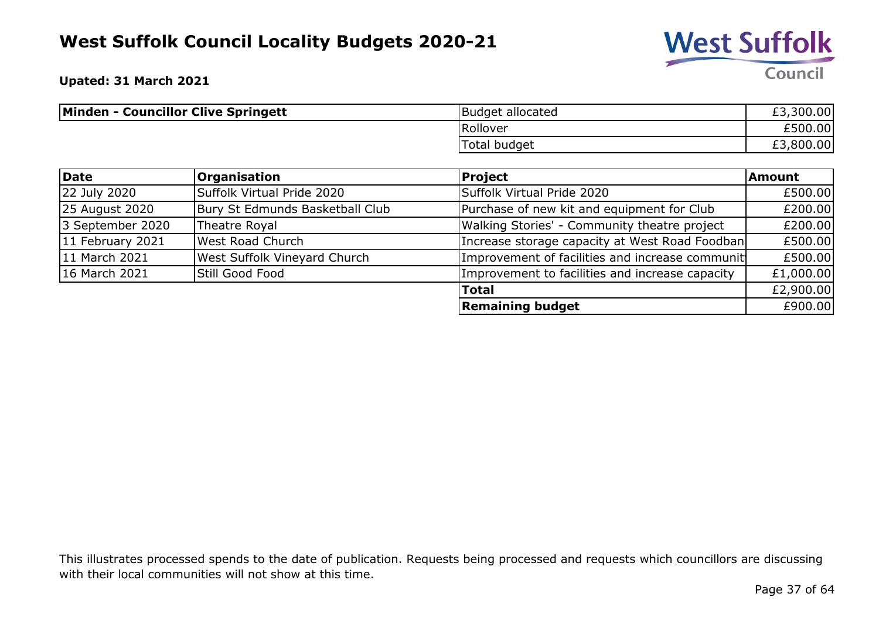# West Suffolk Council Locality Budgets 2020-21

**Upated: 31 March 2021**

| **Minden - Councillor Clive Springett** | Budget allocated | £3,300.00 |
|---|---|---|
| | Rollover | £500.00 |
| | Total budget | £3,800.00 |

| **Date** | **Organisation** | **Project** | **Amount** |
|---|---|---|---|
| 22 July 2020 | Suffolk Virtual Pride 2020 | Suffolk Virtual Pride 2020 | £500.00 |
| 25 August 2020 | Bury St Edmunds Basketball Club | Purchase of new kit and equipment for Club | £200.00 |
| 3 September 2020 | Theatre Royal | Walking Stories' - Community theatre project | £200.00 |
| 11 February 2021 | West Road Church | Increase storage capacity at West Road Foodban | £500.00 |
| 11 March 2021 | West Suffolk Vineyard Church | Improvement of facilities and increase communit | £500.00 |
| 16 March 2021 | Still Good Food | Improvement to facilities and increase capacity | £1,000.00 |
| | | **Total** | £2,900.00 |
| | | **Remaining budget** | £900.00 |

This illustrates processed spends to the date of publication. Requests being processed and requests which councillors are discussing with their local communities will not show at this time.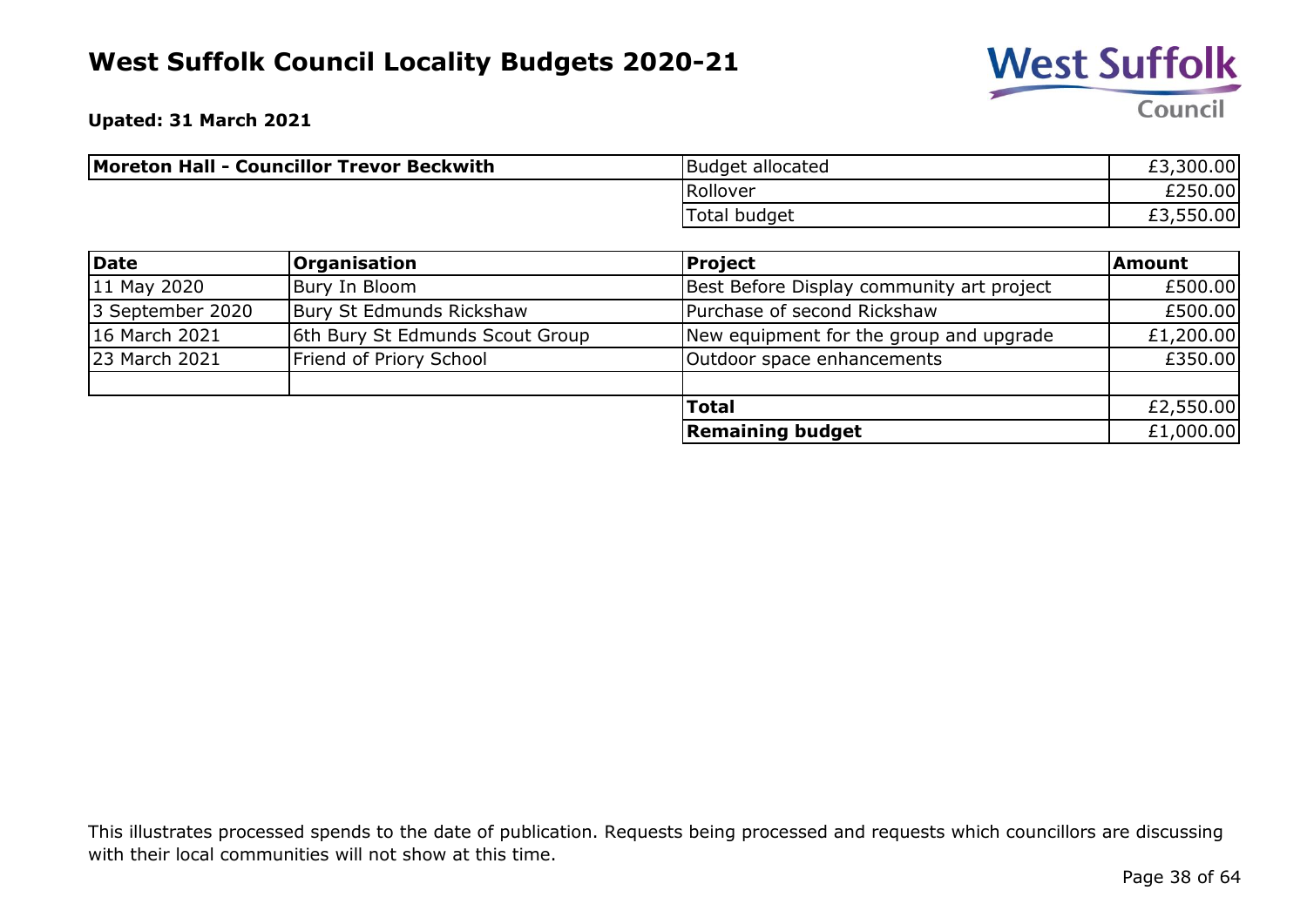# West Suffolk Council Locality Budgets 2020-21

**Upated: 31 March 2021**

| **Moreton Hall - Councillor Trevor Beckwith** | Budget allocated | £3,300.00 |
|---|---|---|
| | Rollover | £250.00 |
| | Total budget | £3,550.00 |

| Date | Organisation | Project | Amount |
|---|---|---|---|
| 11 May 2020 | Bury In Bloom | Best Before Display community art project | £500.00 |
| 3 September 2020 | Bury St Edmunds Rickshaw | Purchase of second Rickshaw | £500.00 |
| 16 March 2021 | 6th Bury St Edmunds Scout Group | New equipment for the group and upgrade | £1,200.00 |
| 23 March 2021 | Friend of Priory School | Outdoor space enhancements | £350.00 |
| | | | |
| | | **Total** | £2,550.00 |
| | | **Remaining budget** | £1,000.00 |

This illustrates processed spends to the date of publication. Requests being processed and requests which councillors are discussing with their local communities will not show at this time.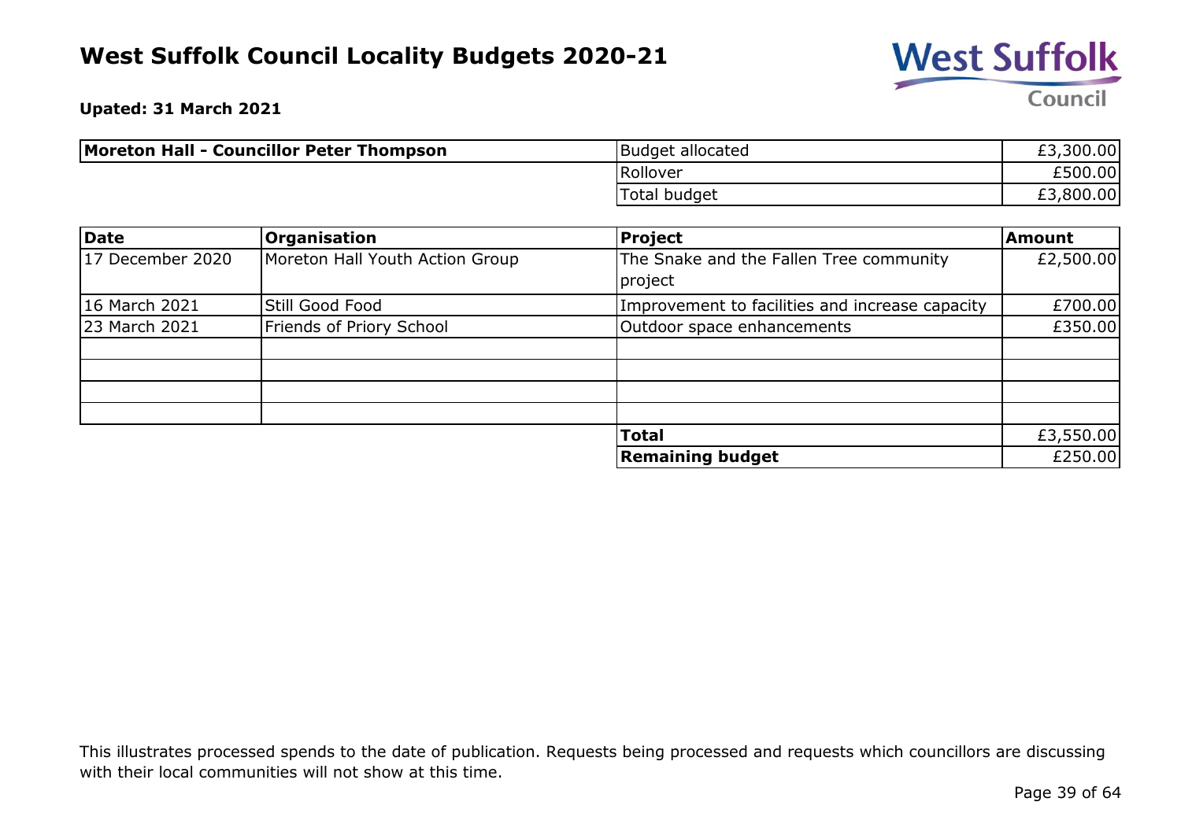# West Suffolk Council Locality Budgets 2020-21

**Upated: 31 March 2021**

| **Moreton Hall - Councillor Peter Thompson** | Budget allocated | £3,300.00 |
|---|---|---|
| | Rollover | £500.00 |
| | Total budget | £3,800.00 |

| **Date** | **Organisation** | **Project** | **Amount** |
|---|---|---|---|
| 17 December 2020 | Moreton Hall Youth Action Group | The Snake and the Fallen Tree community project | £2,500.00 |
| 16 March 2021 | Still Good Food | Improvement to facilities and increase capacity | £700.00 |
| 23 March 2021 | Friends of Priory School | Outdoor space enhancements | £350.00 |
| | | | |
| | | | |
| | | | |
| | | | |
| | | **Total** | £3,550.00 |
| | | **Remaining budget** | £250.00 |

This illustrates processed spends to the date of publication. Requests being processed and requests which councillors are discussing with their local communities will not show at this time.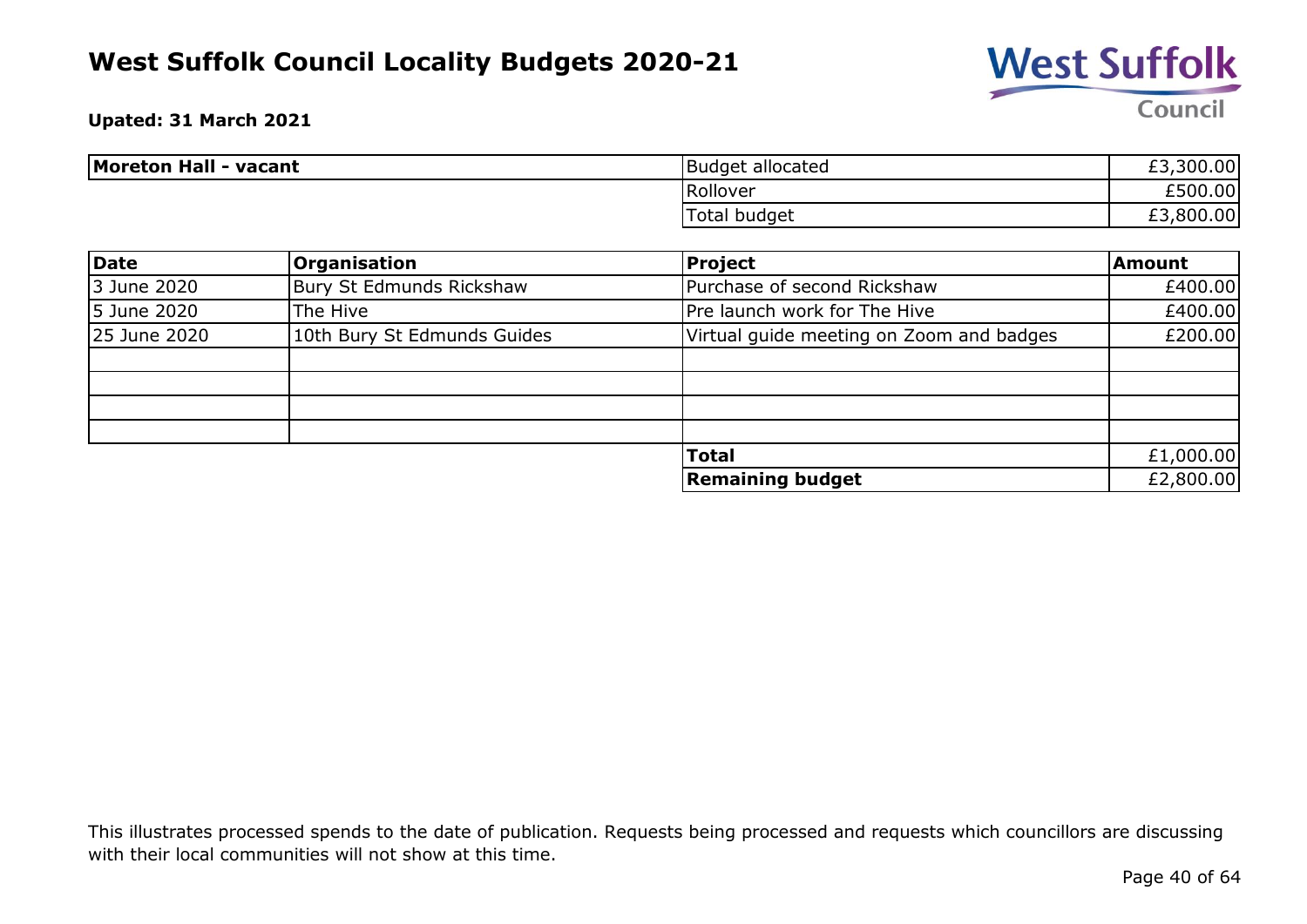# West Suffolk Council Locality Budgets 2020-21

**Upated: 31 March 2021**

| Moreton Hall - vacant | | |
|---|---|---|
| | Budget allocated | £3,300.00 |
| | Rollover | £500.00 |
| | Total budget | £3,800.00 |

| Date | Organisation | Project | Amount |
|---|---|---|---|
| 3 June 2020 | Bury St Edmunds Rickshaw | Purchase of second Rickshaw | £400.00 |
| 5 June 2020 | The Hive | Pre launch work for The Hive | £400.00 |
| 25 June 2020 | 10th Bury St Edmunds Guides | Virtual guide meeting on Zoom and badges | £200.00 |
| | | | |
| | | | |
| | | | |
| | | | |
| | | **Total** | £1,000.00 |
| | | **Remaining budget** | £2,800.00 |

This illustrates processed spends to the date of publication. Requests being processed and requests which councillors are discussing with their local communities will not show at this time.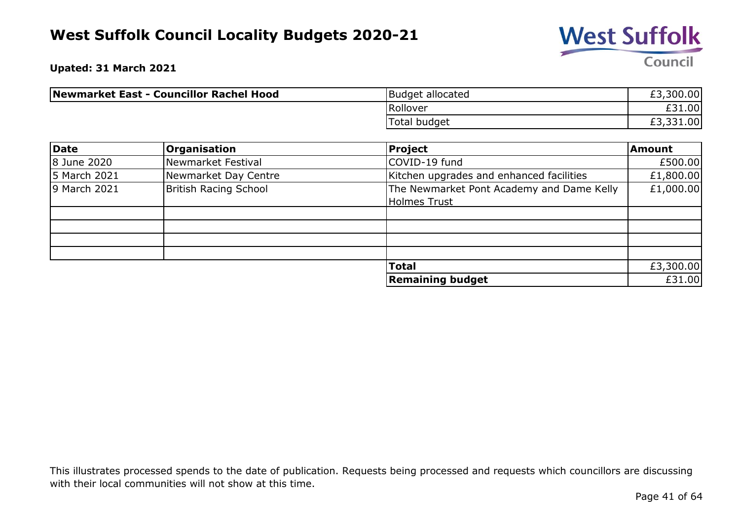# West Suffolk Council Locality Budgets 2020-21

**Upated: 31 March 2021**

| Newmarket East - Councillor Rachel Hood | Budget allocated | £3,300.00 |
|---|---|---|
| | Rollover | £31.00 |
| | Total budget | £3,331.00 |

| Date | Organisation | Project | Amount |
|---|---|---|---|
| 8 June 2020 | Newmarket Festival | COVID-19 fund | £500.00 |
| 5 March 2021 | Newmarket Day Centre | Kitchen upgrades and enhanced facilities | £1,800.00 |
| 9 March 2021 | British Racing School | The Newmarket Pont Academy and Dame Kelly Holmes Trust | £1,000.00 |
| | | | |
| | | | |
| | | | |
| | | | |
| | | **Total** | £3,300.00 |
| | | **Remaining budget** | £31.00 |

This illustrates processed spends to the date of publication. Requests being processed and requests which councillors are discussing with their local communities will not show at this time.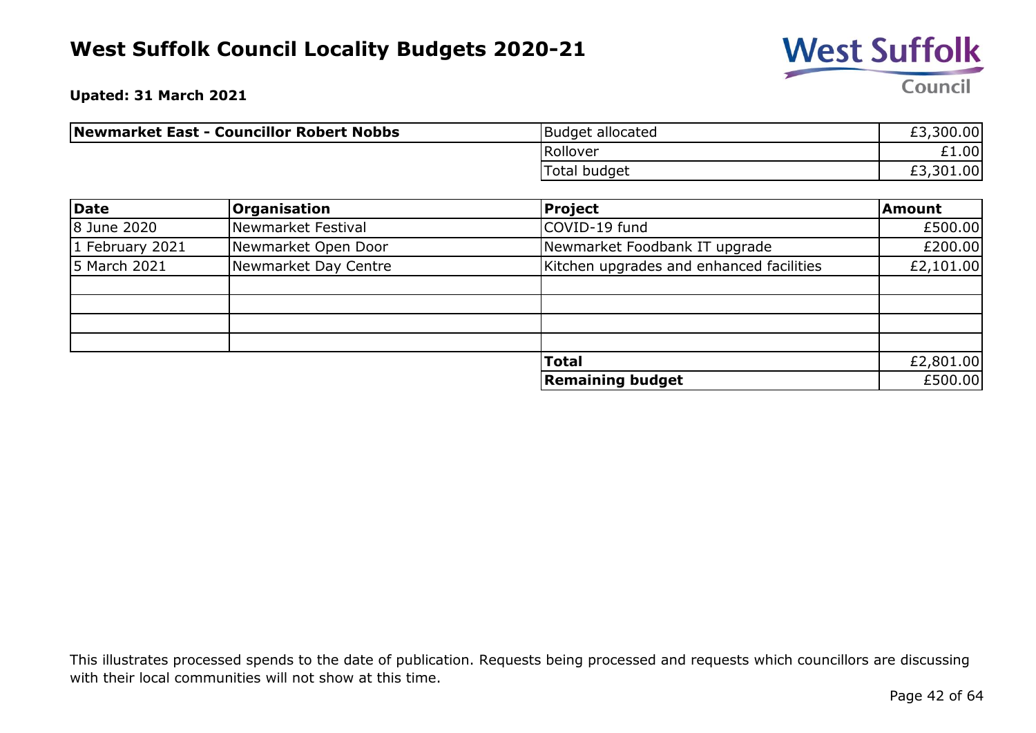# West Suffolk Council Locality Budgets 2020-21

**Upated: 31 March 2021**

| Newmarket East - Councillor Robert Nobbs | | |
|---|---|---|
| | Budget allocated | £3,300.00 |
| | Rollover | £1.00 |
| | Total budget | £3,301.00 |

| Date | Organisation | Project | Amount |
|---|---|---|---|
| 8 June 2020 | Newmarket Festival | COVID-19 fund | £500.00 |
| 1 February 2021 | Newmarket Open Door | Newmarket Foodbank IT upgrade | £200.00 |
| 5 March 2021 | Newmarket Day Centre | Kitchen upgrades and enhanced facilities | £2,101.00 |
| | | | |
| | | | |
| | | | |
| | | | |
| | | **Total** | £2,801.00 |
| | | **Remaining budget** | £500.00 |

This illustrates processed spends to the date of publication. Requests being processed and requests which councillors are discussing with their local communities will not show at this time.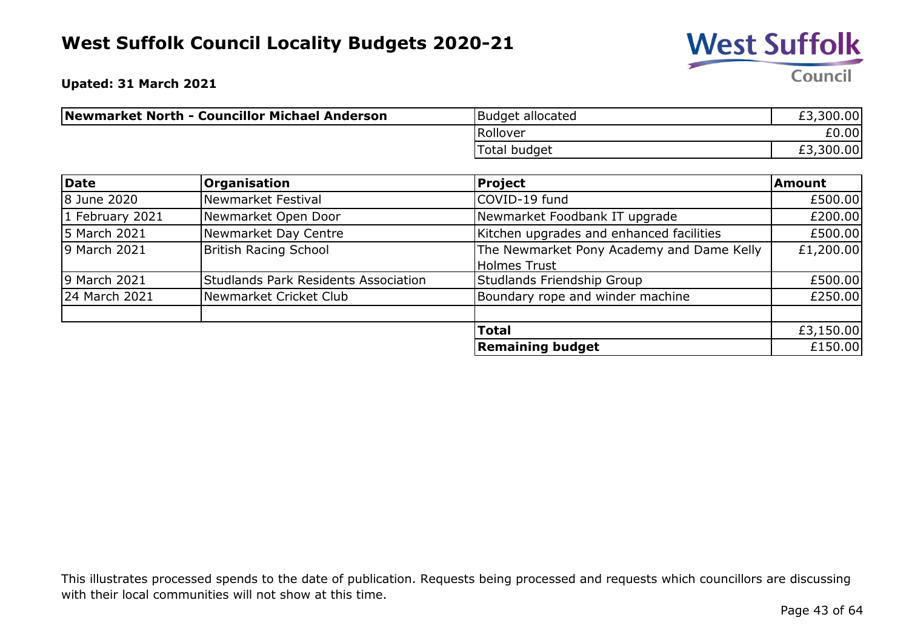# West Suffolk Council Locality Budgets 2020-21

**Upated: 31 March 2021**

| Newmarket North - Councillor Michael Anderson | Budget allocated | £3,300.00 |
|---|---|---|
| | Rollover | £0.00 |
| | Total budget | £3,300.00 |

| Date | Organisation | Project | Amount |
|---|---|---|---|
| 8 June 2020 | Newmarket Festival | COVID-19 fund | £500.00 |
| 1 February 2021 | Newmarket Open Door | Newmarket Foodbank IT upgrade | £200.00 |
| 5 March 2021 | Newmarket Day Centre | Kitchen upgrades and enhanced facilities | £500.00 |
| 9 March 2021 | British Racing School | The Newmarket Pony Academy and Dame Kelly Holmes Trust | £1,200.00 |
| 9 March 2021 | Studlands Park Residents Association | Studlands Friendship Group | £500.00 |
| 24 March 2021 | Newmarket Cricket Club | Boundary rope and winder machine | £250.00 |
| | | | |
| | | **Total** | £3,150.00 |
| | | **Remaining budget** | £150.00 |

This illustrates processed spends to the date of publication. Requests being processed and requests which councillors are discussing with their local communities will not show at this time.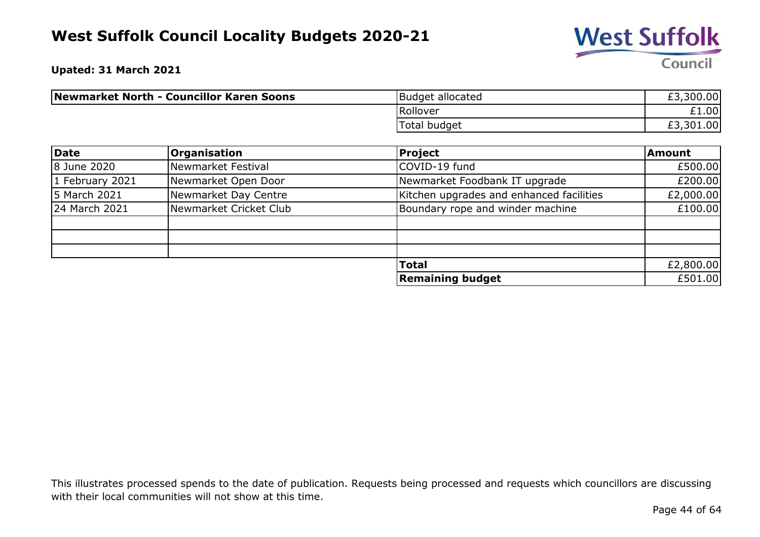# West Suffolk Council Locality Budgets 2020-21

**Upated: 31 March 2021**

| **Newmarket North - Councillor Karen Soons** | Budget allocated | £3,300.00 |
|---|---|---|
| | Rollover | £1.00 |
| | Total budget | £3,301.00 |

| **Date** | **Organisation** | **Project** | **Amount** |
|---|---|---|---|
| 8 June 2020 | Newmarket Festival | COVID-19 fund | £500.00 |
| 1 February 2021 | Newmarket Open Door | Newmarket Foodbank IT upgrade | £200.00 |
| 5 March 2021 | Newmarket Day Centre | Kitchen upgrades and enhanced facilities | £2,000.00 |
| 24 March 2021 | Newmarket Cricket Club | Boundary rope and winder machine | £100.00 |
| | | | |
| | | | |
| | | | |
| | | **Total** | £2,800.00 |
| | | **Remaining budget** | £501.00 |

This illustrates processed spends to the date of publication. Requests being processed and requests which councillors are discussing with their local communities will not show at this time.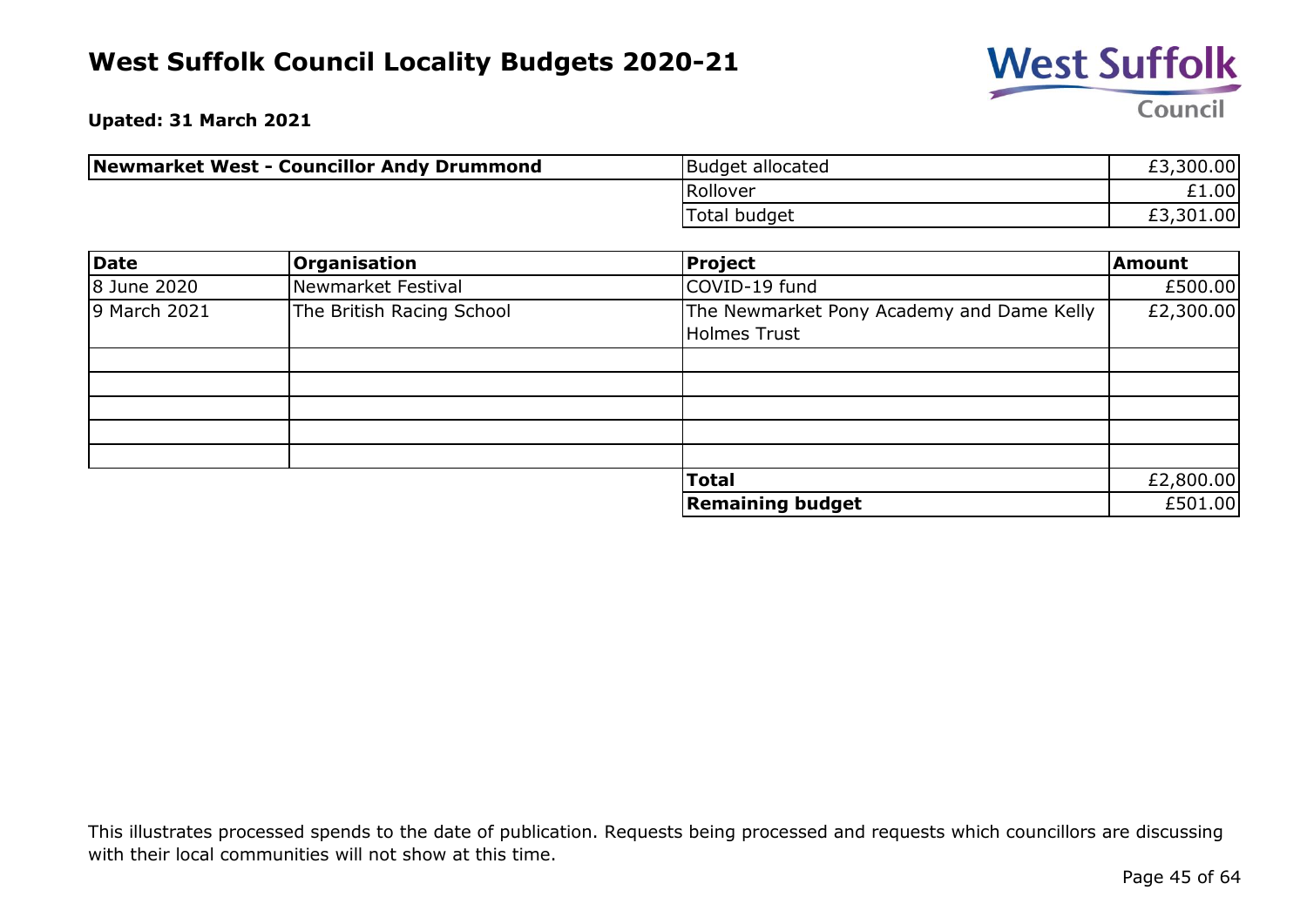# West Suffolk Council Locality Budgets 2020-21

**Upated: 31 March 2021**

| **Newmarket West - Councillor Andy Drummond** | Budget allocated | £3,300.00 |
|---|---|---|
| | Rollover | £1.00 |
| | Total budget | £3,301.00 |

| **Date** | **Organisation** | **Project** | **Amount** |
|---|---|---|---|
| 8 June 2020 | Newmarket Festival | COVID-19 fund | £500.00 |
| 9 March 2021 | The British Racing School | The Newmarket Pony Academy and Dame Kelly Holmes Trust | £2,300.00 |
| | | | |
| | | | |
| | | | |
| | | | |
| | | | |
| | | **Total** | £2,800.00 |
| | | **Remaining budget** | £501.00 |

This illustrates processed spends to the date of publication. Requests being processed and requests which councillors are discussing with their local communities will not show at this time.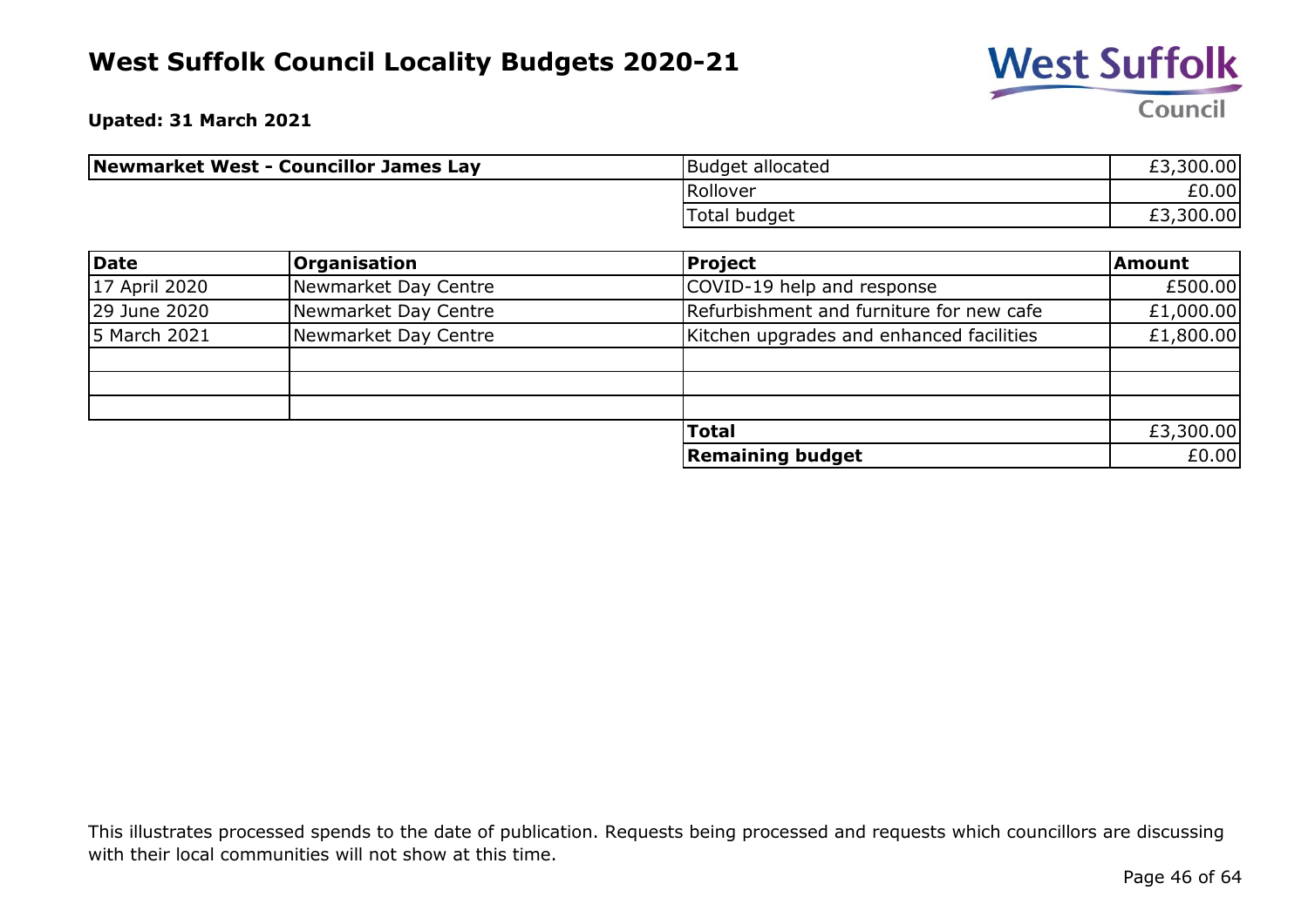# West Suffolk Council Locality Budgets 2020-21

**Upated: 31 March 2021**

| **Newmarket West - Councillor James Lay** | Budget allocated | £3,300.00 |
|---|---|---|
| | Rollover | £0.00 |
| | Total budget | £3,300.00 |

| Date | Organisation | Project | Amount |
|---|---|---|---|
| 17 April 2020 | Newmarket Day Centre | COVID-19 help and response | £500.00 |
| 29 June 2020 | Newmarket Day Centre | Refurbishment and furniture for new cafe | £1,000.00 |
| 5 March 2021 | Newmarket Day Centre | Kitchen upgrades and enhanced facilities | £1,800.00 |
| | | | |
| | | | |
| | | | |
| | | **Total** | £3,300.00 |
| | | **Remaining budget** | £0.00 |

This illustrates processed spends to the date of publication. Requests being processed and requests which councillors are discussing with their local communities will not show at this time.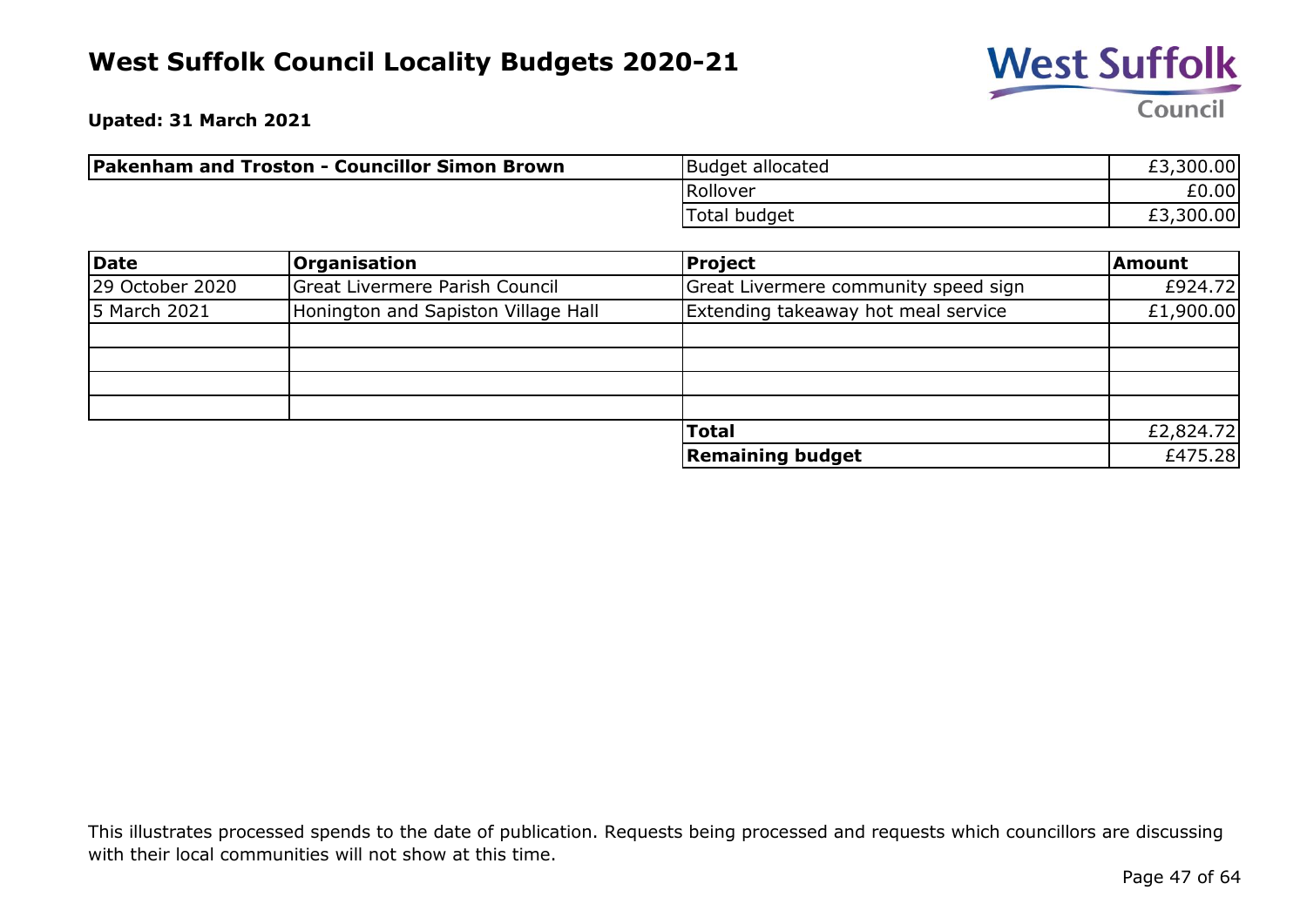# West Suffolk Council Locality Budgets 2020-21

**Upated: 31 March 2021**

| **Pakenham and Troston - Councillor Simon Brown** | | |
|---|---|---|
| | Budget allocated | £3,300.00 |
| | Rollover | £0.00 |
| | Total budget | £3,300.00 |

| Date | Organisation | Project | Amount |
|---|---|---|---|
| 29 October 2020 | Great Livermere Parish Council | Great Livermere community speed sign | £924.72 |
| 5 March 2021 | Honington and Sapiston Village Hall | Extending takeaway hot meal service | £1,900.00 |
| | | | |
| | | | |
| | | | |
| | | | |
| | | **Total** | £2,824.72 |
| | | **Remaining budget** | £475.28 |

This illustrates processed spends to the date of publication. Requests being processed and requests which councillors are discussing with their local communities will not show at this time.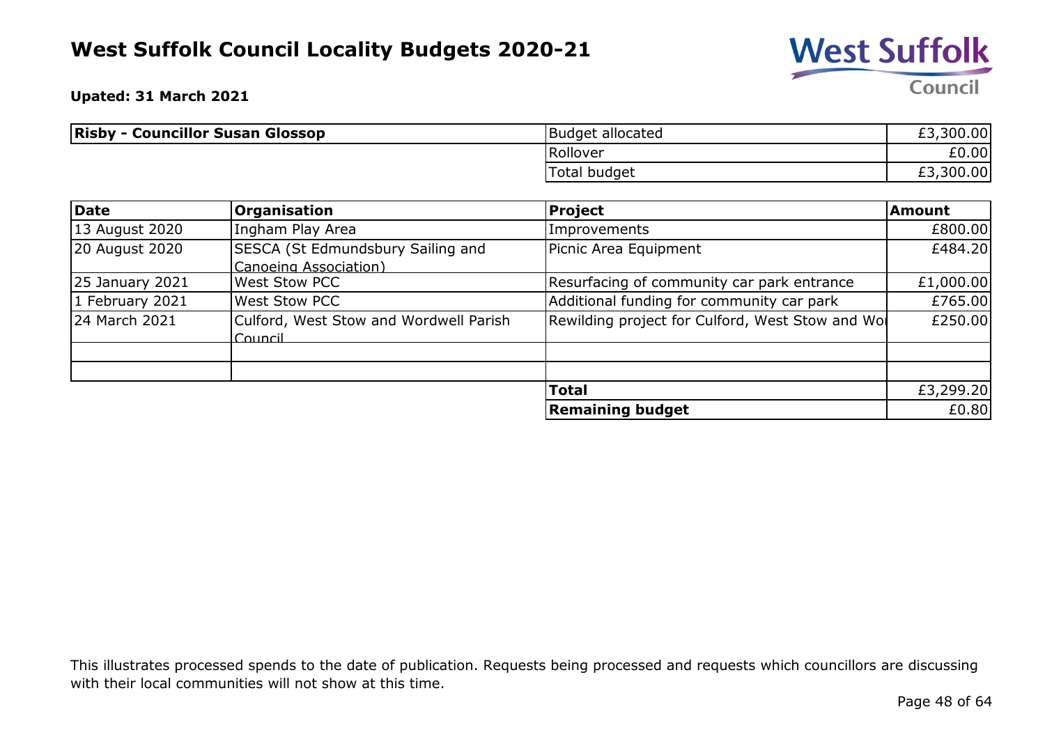# West Suffolk Council Locality Budgets 2020-21

**Upated: 31 March 2021**

| **Risby - Councillor Susan Glossop** | | |
|---|---|---|
| | Budget allocated | £3,300.00 |
| | Rollover | £0.00 |
| | Total budget | £3,300.00 |

| **Date** | **Organisation** | **Project** | **Amount** |
|---|---|---|---|
| 13 August 2020 | Ingham Play Area | Improvements | £800.00 |
| 20 August 2020 | SESCA (St Edmundsbury Sailing and Canoeing Association) | Picnic Area Equipment | £484.20 |
| 25 January 2021 | West Stow PCC | Resurfacing of community car park entrance | £1,000.00 |
| 1 February 2021 | West Stow PCC | Additional funding for community car park | £765.00 |
| 24 March 2021 | Culford, West Stow and Wordwell Parish Council | Rewilding project for Culford, West Stow and Wo | £250.00 |
| | | | |
| | | | |
| | | **Total** | £3,299.20 |
| | | **Remaining budget** | £0.80 |

This illustrates processed spends to the date of publication. Requests being processed and requests which councillors are discussing with their local communities will not show at this time.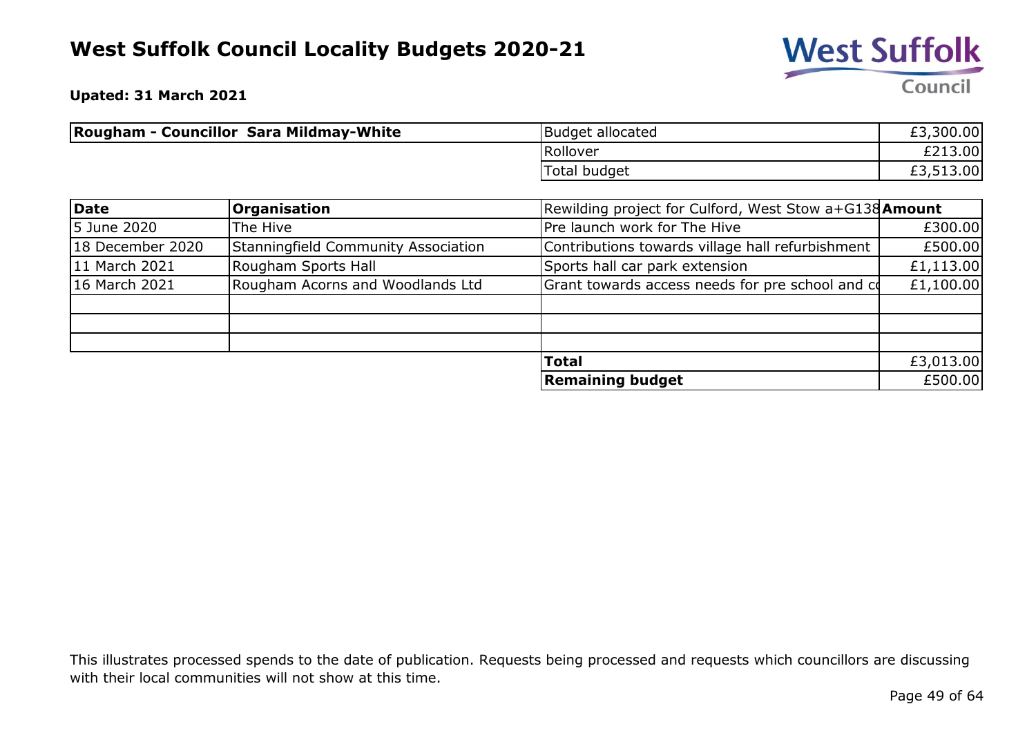# West Suffolk Council Locality Budgets 2020-21

**Upated: 31 March 2021**

| **Rougham - Councillor Sara Mildmay-White** | | |
|---|---|---|
| | Budget allocated | £3,300.00 |
| | Rollover | £213.00 |
| | Total budget | £3,513.00 |

| **Date** | **Organisation** | Rewilding project for Culford, West Stow a+G138 | **Amount** |
|---|---|---|---|
| 5 June 2020 | The Hive | Pre launch work for The Hive | £300.00 |
| 18 December 2020 | Stanningfield Community Association | Contributions towards village hall refurbishment | £500.00 |
| 11 March 2021 | Rougham Sports Hall | Sports hall car park extension | £1,113.00 |
| 16 March 2021 | Rougham Acorns and Woodlands Ltd | Grant towards access needs for pre school and co | £1,100.00 |
| | | | |
| | | | |
| | | | |
| | | **Total** | £3,013.00 |
| | | **Remaining budget** | £500.00 |

This illustrates processed spends to the date of publication. Requests being processed and requests which councillors are discussing with their local communities will not show at this time.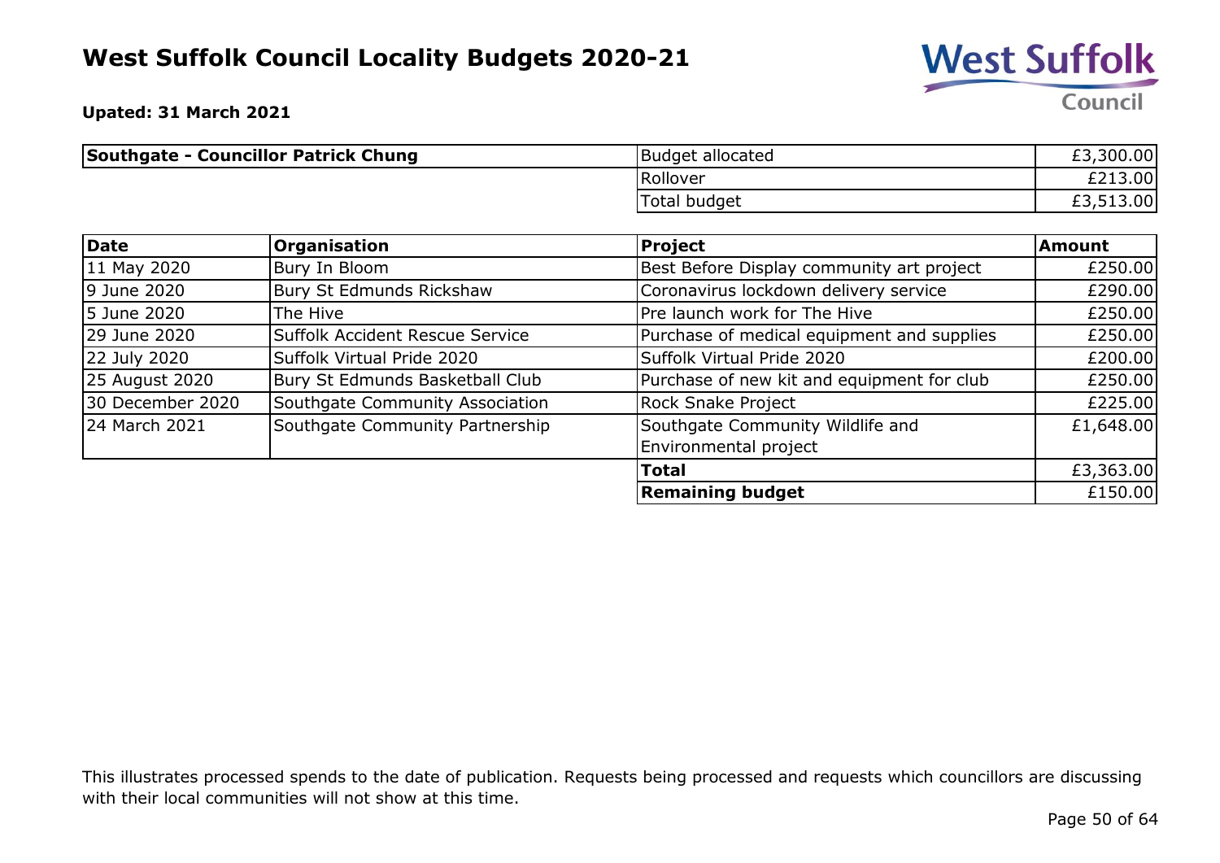# West Suffolk Council Locality Budgets 2020-21

**Upated: 31 March 2021**

| **Southgate - Councillor Patrick Chung** | Budget allocated | £3,300.00 |
|---|---|---|
| | Rollover | £213.00 |
| | Total budget | £3,513.00 |

| Date | Organisation | Project | Amount |
|---|---|---|---|
| 11 May 2020 | Bury In Bloom | Best Before Display community art project | £250.00 |
| 9 June 2020 | Bury St Edmunds Rickshaw | Coronavirus lockdown delivery service | £290.00 |
| 5 June 2020 | The Hive | Pre launch work for The Hive | £250.00 |
| 29 June 2020 | Suffolk Accident Rescue Service | Purchase of medical equipment and supplies | £250.00 |
| 22 July 2020 | Suffolk Virtual Pride 2020 | Suffolk Virtual Pride 2020 | £200.00 |
| 25 August 2020 | Bury St Edmunds Basketball Club | Purchase of new kit and equipment for club | £250.00 |
| 30 December 2020 | Southgate Community Association | Rock Snake Project | £225.00 |
| 24 March 2021 | Southgate Community Partnership | Southgate Community Wildlife and Environmental project | £1,648.00 |
| | | **Total** | £3,363.00 |
| | | **Remaining budget** | £150.00 |

This illustrates processed spends to the date of publication. Requests being processed and requests which councillors are discussing with their local communities will not show at this time.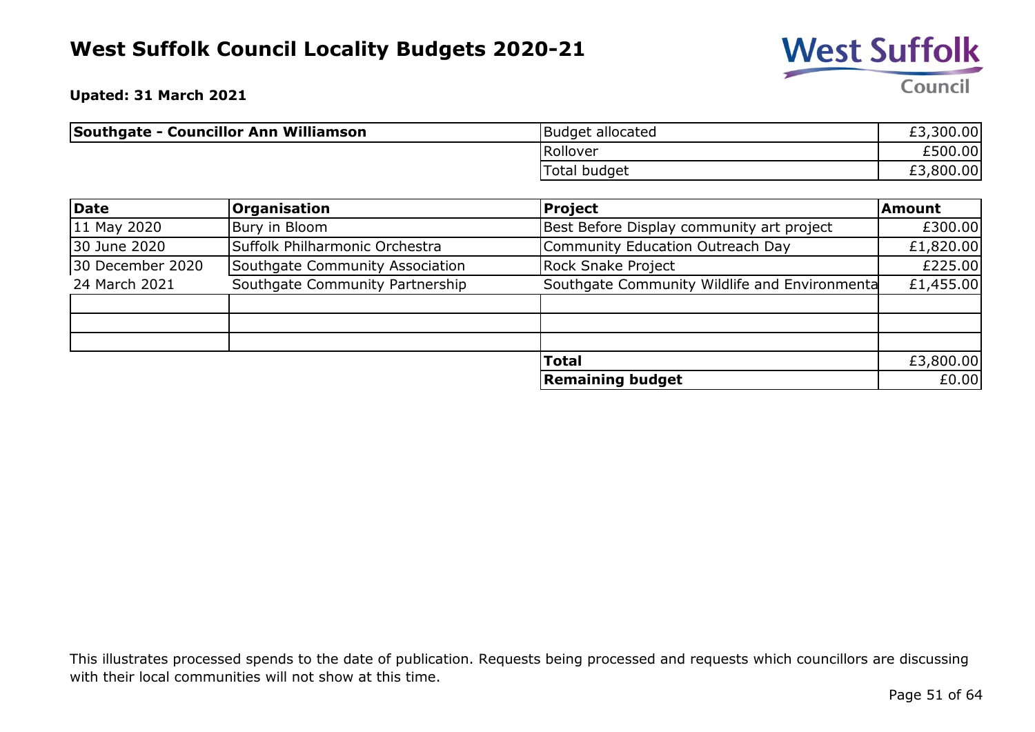# West Suffolk Council Locality Budgets 2020-21

**Upated: 31 March 2021**

| Southgate - Councillor Ann Williamson | Budget allocated | £3,300.00 |
|---|---|---|
| | Rollover | £500.00 |
| | Total budget | £3,800.00 |

| Date | Organisation | Project | Amount |
|---|---|---|---|
| 11 May 2020 | Bury in Bloom | Best Before Display community art project | £300.00 |
| 30 June 2020 | Suffolk Philharmonic Orchestra | Community Education Outreach Day | £1,820.00 |
| 30 December 2020 | Southgate Community Association | Rock Snake Project | £225.00 |
| 24 March 2021 | Southgate Community Partnership | Southgate Community Wildlife and Environmenta | £1,455.00 |
| | | | |
| | | | |
| | | | |
| | | **Total** | £3,800.00 |
| | | **Remaining budget** | £0.00 |

This illustrates processed spends to the date of publication. Requests being processed and requests which councillors are discussing with their local communities will not show at this time.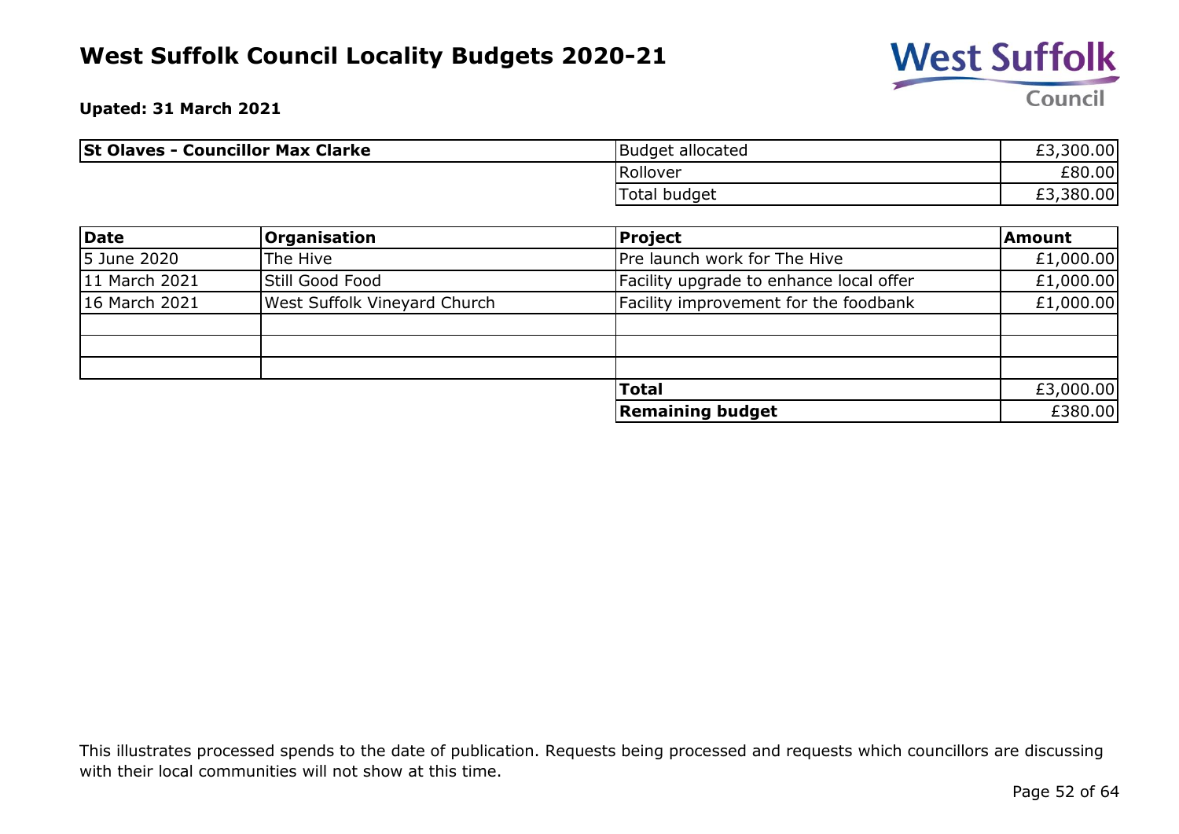# West Suffolk Council Locality Budgets 2020-21

**Upated: 31 March 2021**

| St Olaves - Councillor Max Clarke | | |
|---|---|---|
| | Budget allocated | £3,300.00 |
| | Rollover | £80.00 |
| | Total budget | £3,380.00 |

| Date | Organisation | Project | Amount |
|---|---|---|---|
| 5 June 2020 | The Hive | Pre launch work for The Hive | £1,000.00 |
| 11 March 2021 | Still Good Food | Facility upgrade to enhance local offer | £1,000.00 |
| 16 March 2021 | West Suffolk Vineyard Church | Facility improvement for the foodbank | £1,000.00 |
| | | | |
| | | | |
| | | | |
| | | **Total** | £3,000.00 |
| | | **Remaining budget** | £380.00 |

This illustrates processed spends to the date of publication. Requests being processed and requests which councillors are discussing with their local communities will not show at this time.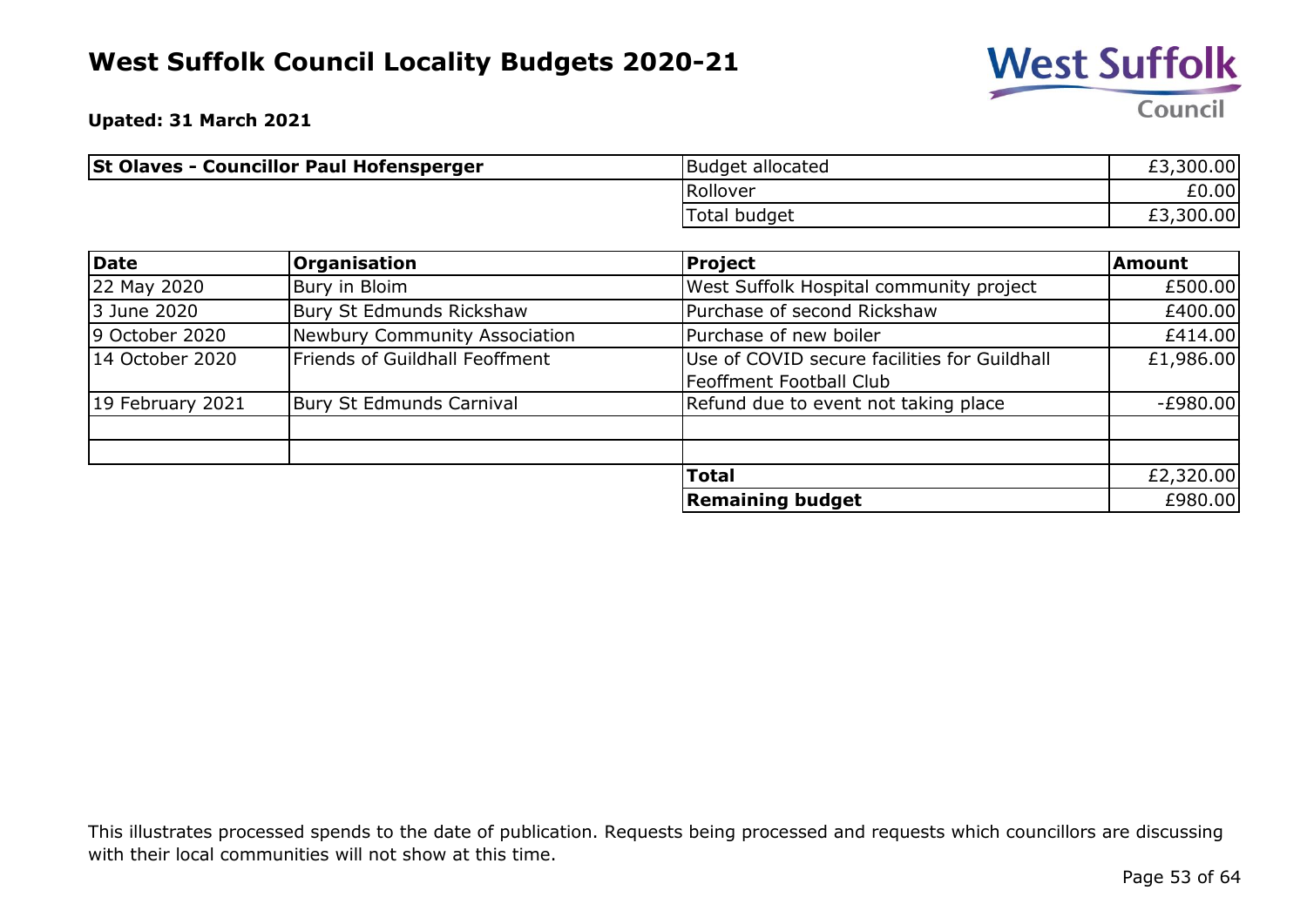# West Suffolk Council Locality Budgets 2020-21

**Upated: 31 March 2021**

| **St Olaves - Councillor Paul Hofensperger** | | |
|---|---|---|
| | Budget allocated | £3,300.00 |
| | Rollover | £0.00 |
| | Total budget | £3,300.00 |

| **Date** | **Organisation** | **Project** | **Amount** |
|---|---|---|---|
| 22 May 2020 | Bury in Bloim | West Suffolk Hospital community project | £500.00 |
| 3 June 2020 | Bury St Edmunds Rickshaw | Purchase of second Rickshaw | £400.00 |
| 9 October 2020 | Newbury Community Association | Purchase of new boiler | £414.00 |
| 14 October 2020 | Friends of Guildhall Feoffment | Use of COVID secure facilities for Guildhall Feoffment Football Club | £1,986.00 |
| 19 February 2021 | Bury St Edmunds Carnival | Refund due to event not taking place | -£980.00 |
| | | | |
| | | | |
| | | **Total** | £2,320.00 |
| | | **Remaining budget** | £980.00 |

This illustrates processed spends to the date of publication. Requests being processed and requests which councillors are discussing with their local communities will not show at this time.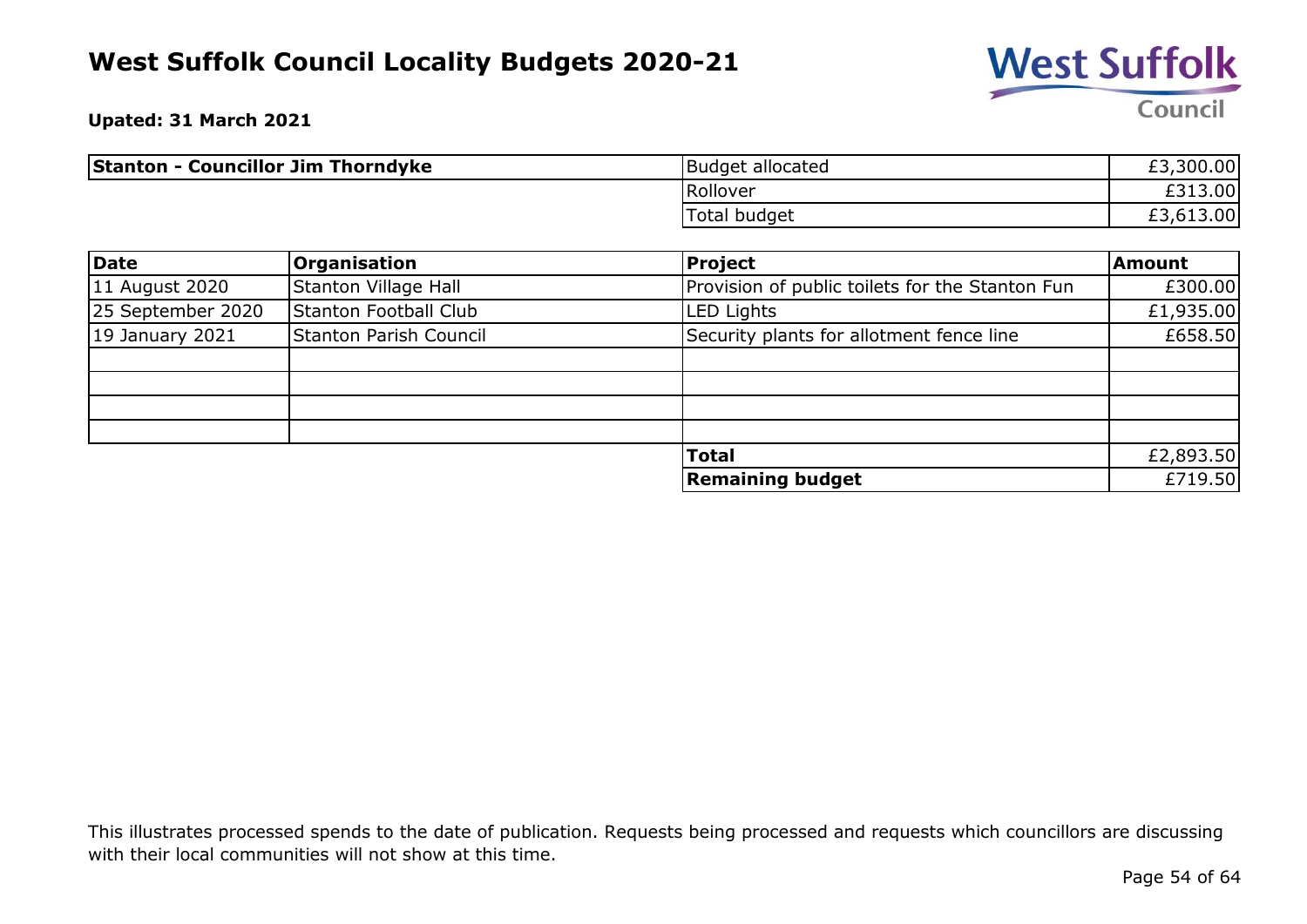# West Suffolk Council Locality Budgets 2020-21

**Upated: 31 March 2021**

| **Stanton - Councillor Jim Thorndyke** | Budget allocated | £3,300.00 |
|---|---|---|
| | Rollover | £313.00 |
| | Total budget | £3,613.00 |

| Date | Organisation | Project | Amount |
|---|---|---|---|
| 11 August 2020 | Stanton Village Hall | Provision of public toilets for the Stanton Fun | £300.00 |
| 25 September 2020 | Stanton Football Club | LED Lights | £1,935.00 |
| 19 January 2021 | Stanton Parish Council | Security plants for allotment fence line | £658.50 |
| | | | |
| | | | |
| | | | |
| | | | |
| | | **Total** | £2,893.50 |
| | | **Remaining budget** | £719.50 |

This illustrates processed spends to the date of publication. Requests being processed and requests which councillors are discussing with their local communities will not show at this time.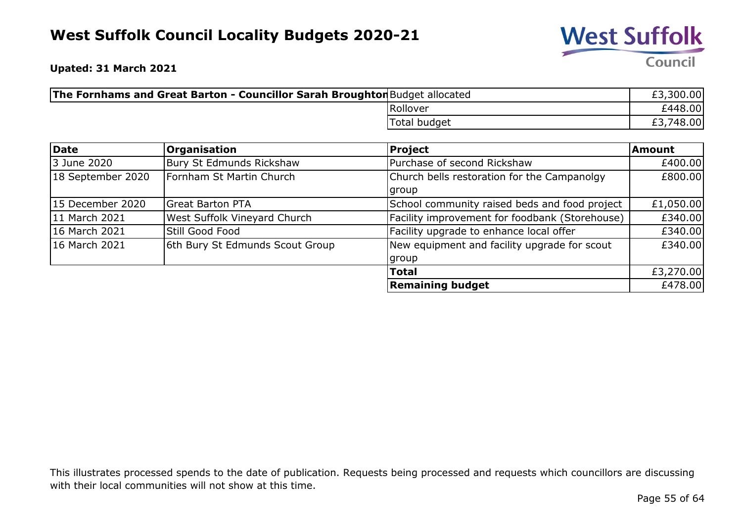# West Suffolk Council Locality Budgets 2020-21

**Upated: 31 March 2021**

| **The Fornhams and Great Barton - Councillor Sarah Broughton** | | |
|---|---|---|
| | Budget allocated | £3,300.00 |
| | Rollover | £448.00 |
| | Total budget | £3,748.00 |

| **Date** | **Organisation** | **Project** | **Amount** |
|---|---|---|---|
| 3 June 2020 | Bury St Edmunds Rickshaw | Purchase of second Rickshaw | £400.00 |
| 18 September 2020 | Fornham St Martin Church | Church bells restoration for the Campanolgy group | £800.00 |
| 15 December 2020 | Great Barton PTA | School community raised beds and food project | £1,050.00 |
| 11 March 2021 | West Suffolk Vineyard Church | Facility improvement for foodbank (Storehouse) | £340.00 |
| 16 March 2021 | Still Good Food | Facility upgrade to enhance local offer | £340.00 |
| 16 March 2021 | 6th Bury St Edmunds Scout Group | New equipment and facility upgrade for scout group | £340.00 |
| | | **Total** | £3,270.00 |
| | | **Remaining budget** | £478.00 |

This illustrates processed spends to the date of publication. Requests being processed and requests which councillors are discussing with their local communities will not show at this time.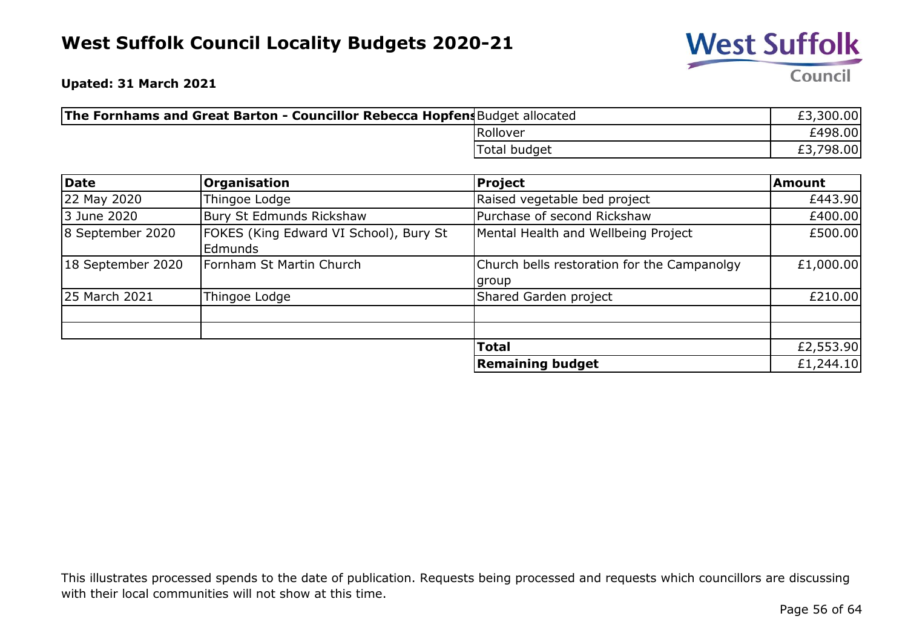# West Suffolk Council Locality Budgets 2020-21

**Upated: 31 March 2021**

| **The Fornhams and Great Barton - Councillor Rebecca Hopfensperger** | Budget allocated | £3,300.00 |
|---|---|---|
| | Rollover | £498.00 |
| | Total budget | £3,798.00 |

| Date | Organisation | Project | Amount |
|---|---|---|---|
| 22 May 2020 | Thingoe Lodge | Raised vegetable bed project | £443.90 |
| 3 June 2020 | Bury St Edmunds Rickshaw | Purchase of second Rickshaw | £400.00 |
| 8 September 2020 | FOKES (King Edward VI School), Bury St Edmunds | Mental Health and Wellbeing Project | £500.00 |
| 18 September 2020 | Fornham St Martin Church | Church bells restoration for the Campanolgy group | £1,000.00 |
| 25 March 2021 | Thingoe Lodge | Shared Garden project | £210.00 |
| | | | |
| | | | |
| | | **Total** | £2,553.90 |
| | | **Remaining budget** | £1,244.10 |

This illustrates processed spends to the date of publication. Requests being processed and requests which councillors are discussing with their local communities will not show at this time.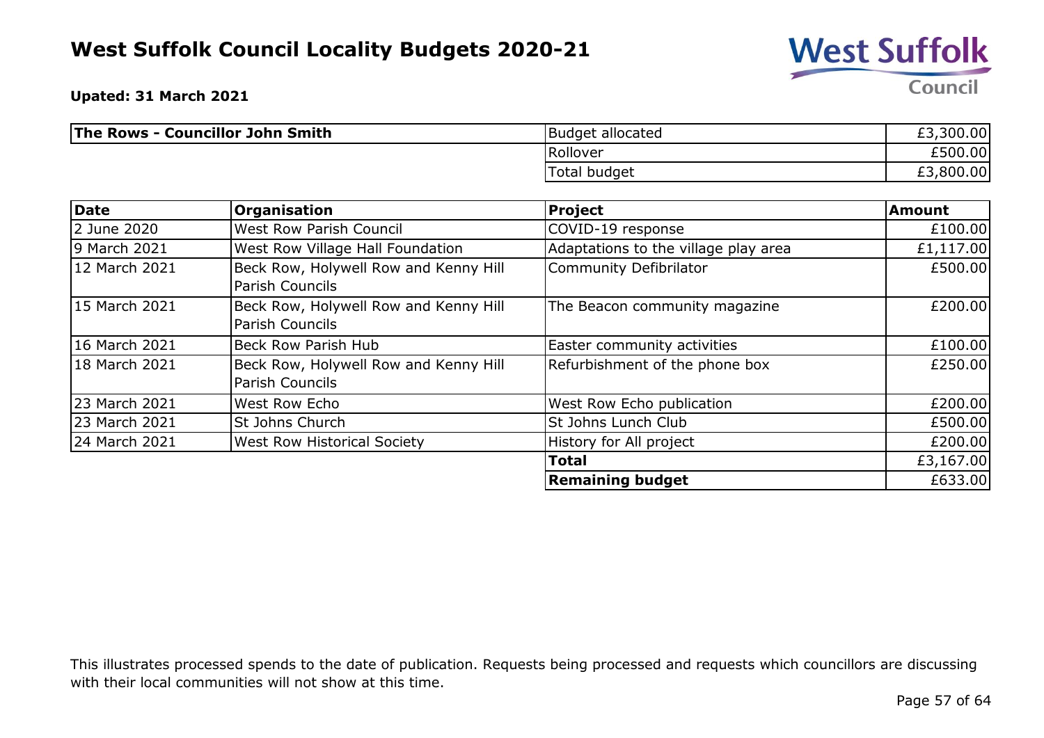# West Suffolk Council Locality Budgets 2020-21

**Upated: 31 March 2021**

| **The Rows - Councillor John Smith** | | |
|---|---|---|
| | Budget allocated | £3,300.00 |
| | Rollover | £500.00 |
| | Total budget | £3,800.00 |

| **Date** | **Organisation** | **Project** | **Amount** |
|---|---|---|---|
| 2 June 2020 | West Row Parish Council | COVID-19 response | £100.00 |
| 9 March 2021 | West Row Village Hall Foundation | Adaptations to the village play area | £1,117.00 |
| 12 March 2021 | Beck Row, Holywell Row and Kenny Hill Parish Councils | Community Defibrilator | £500.00 |
| 15 March 2021 | Beck Row, Holywell Row and Kenny Hill Parish Councils | The Beacon community magazine | £200.00 |
| 16 March 2021 | Beck Row Parish Hub | Easter community activities | £100.00 |
| 18 March 2021 | Beck Row, Holywell Row and Kenny Hill Parish Councils | Refurbishment of the phone box | £250.00 |
| 23 March 2021 | West Row Echo | West Row Echo publication | £200.00 |
| 23 March 2021 | St Johns Church | St Johns Lunch Club | £500.00 |
| 24 March 2021 | West Row Historical Society | History for All project | £200.00 |
| | | **Total** | £3,167.00 |
| | | **Remaining budget** | £633.00 |

This illustrates processed spends to the date of publication. Requests being processed and requests which councillors are discussing with their local communities will not show at this time.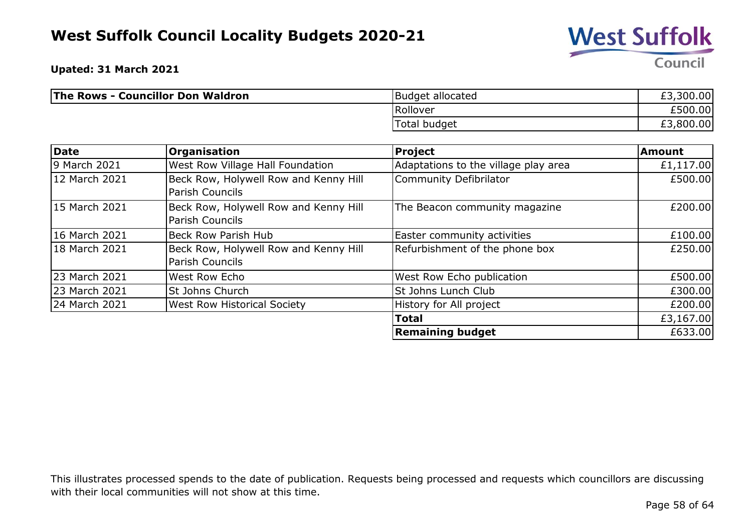# West Suffolk Council Locality Budgets 2020-21

**Upated: 31 March 2021**

| **The Rows - Councillor Don Waldron** | Budget allocated | £3,300.00 |
|---|---|---|
| | Rollover | £500.00 |
| | Total budget | £3,800.00 |

| **Date** | **Organisation** | **Project** | **Amount** |
|---|---|---|---|
| 9 March 2021 | West Row Village Hall Foundation | Adaptations to the village play area | £1,117.00 |
| 12 March 2021 | Beck Row, Holywell Row and Kenny Hill Parish Councils | Community Defibrilator | £500.00 |
| 15 March 2021 | Beck Row, Holywell Row and Kenny Hill Parish Councils | The Beacon community magazine | £200.00 |
| 16 March 2021 | Beck Row Parish Hub | Easter community activities | £100.00 |
| 18 March 2021 | Beck Row, Holywell Row and Kenny Hill Parish Councils | Refurbishment of the phone box | £250.00 |
| 23 March 2021 | West Row Echo | West Row Echo publication | £500.00 |
| 23 March 2021 | St Johns Church | St Johns Lunch Club | £300.00 |
| 24 March 2021 | West Row Historical Society | History for All project | £200.00 |
| | | **Total** | £3,167.00 |
| | | **Remaining budget** | £633.00 |

This illustrates processed spends to the date of publication. Requests being processed and requests which councillors are discussing with their local communities will not show at this time.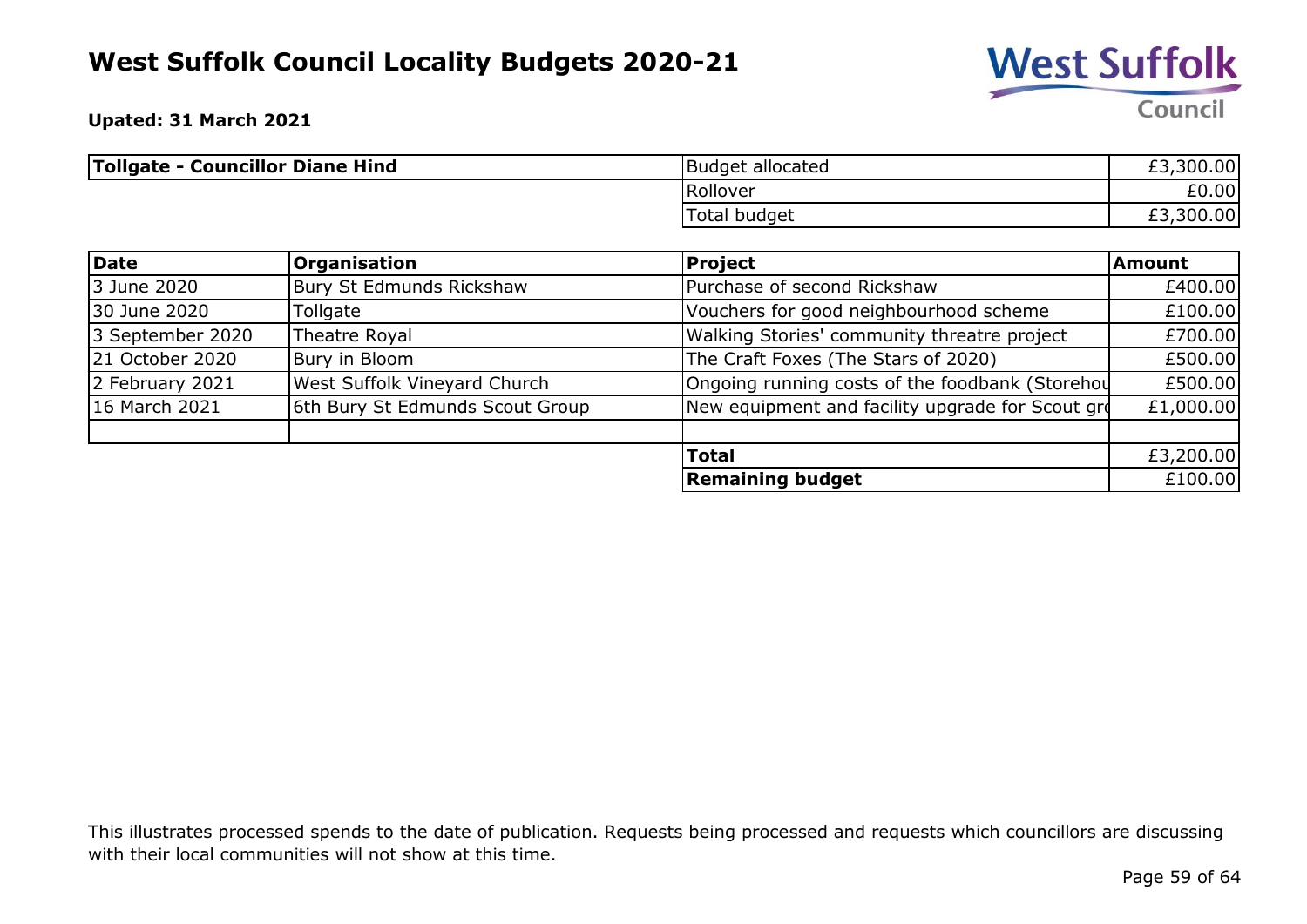# West Suffolk Council Locality Budgets 2020-21

**Upated: 31 March 2021**

| **Tollgate - Councillor Diane Hind** | | |
|---|---|---|
| | Budget allocated | £3,300.00 |
| | Rollover | £0.00 |
| | Total budget | £3,300.00 |

| **Date** | **Organisation** | **Project** | **Amount** |
|---|---|---|---|
| 3 June 2020 | Bury St Edmunds Rickshaw | Purchase of second Rickshaw | £400.00 |
| 30 June 2020 | Tollgate | Vouchers for good neighbourhood scheme | £100.00 |
| 3 September 2020 | Theatre Royal | Walking Stories' community threatre project | £700.00 |
| 21 October 2020 | Bury in Bloom | The Craft Foxes (The Stars of 2020) | £500.00 |
| 2 February 2021 | West Suffolk Vineyard Church | Ongoing running costs of the foodbank (Storehou | £500.00 |
| 16 March 2021 | 6th Bury St Edmunds Scout Group | New equipment and facility upgrade for Scout gro | £1,000.00 |
| | | | |
| | | **Total** | £3,200.00 |
| | | **Remaining budget** | £100.00 |

This illustrates processed spends to the date of publication. Requests being processed and requests which councillors are discussing with their local communities will not show at this time.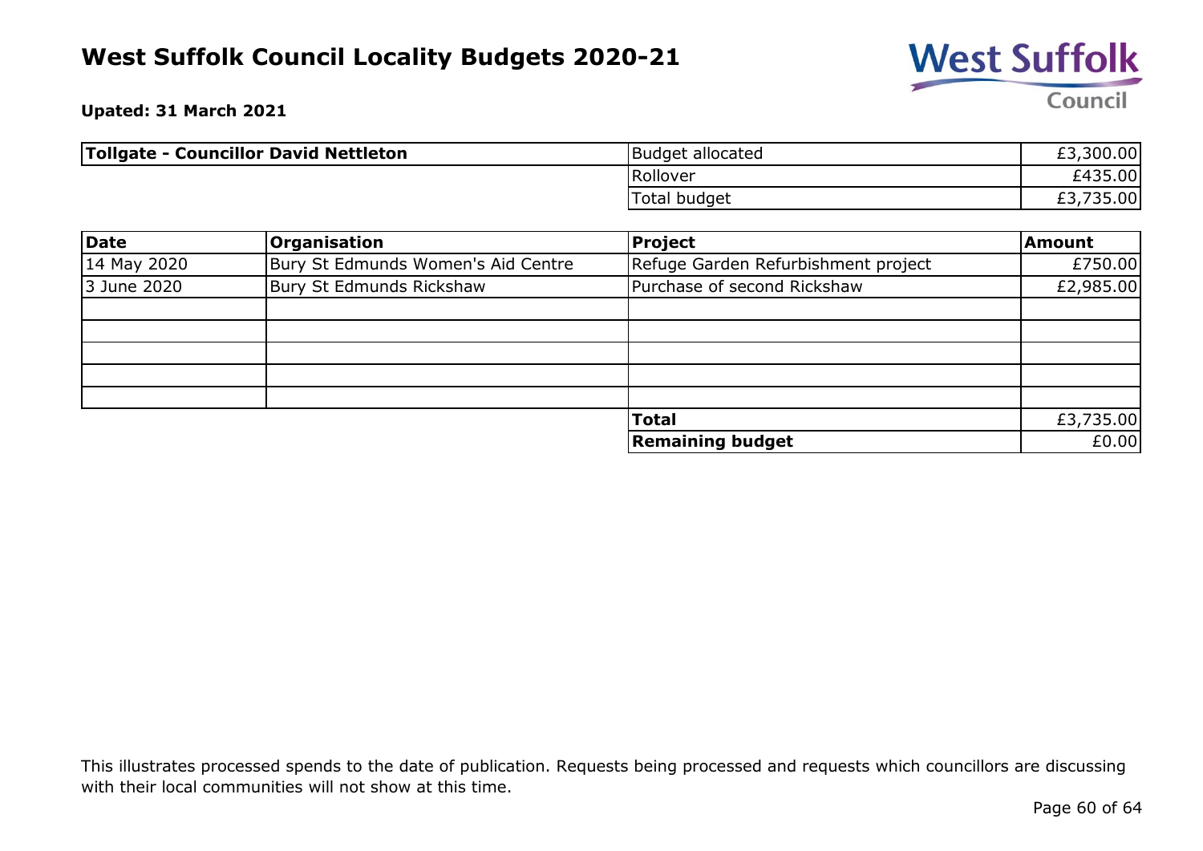# West Suffolk Council Locality Budgets 2020-21

**Upated: 31 March 2021**

| **Tollgate - Councillor David Nettleton** | | |
|---|---|---|
| | Budget allocated | £3,300.00 |
| | Rollover | £435.00 |
| | Total budget | £3,735.00 |

| Date | Organisation | Project | Amount |
|---|---|---|---|
| 14 May 2020 | Bury St Edmunds Women's Aid Centre | Refuge Garden Refurbishment project | £750.00 |
| 3 June 2020 | Bury St Edmunds Rickshaw | Purchase of second Rickshaw | £2,985.00 |
| | | | |
| | | | |
| | | | |
| | | | |
| | | | |
| | | **Total** | £3,735.00 |
| | | **Remaining budget** | £0.00 |

This illustrates processed spends to the date of publication. Requests being processed and requests which councillors are discussing with their local communities will not show at this time.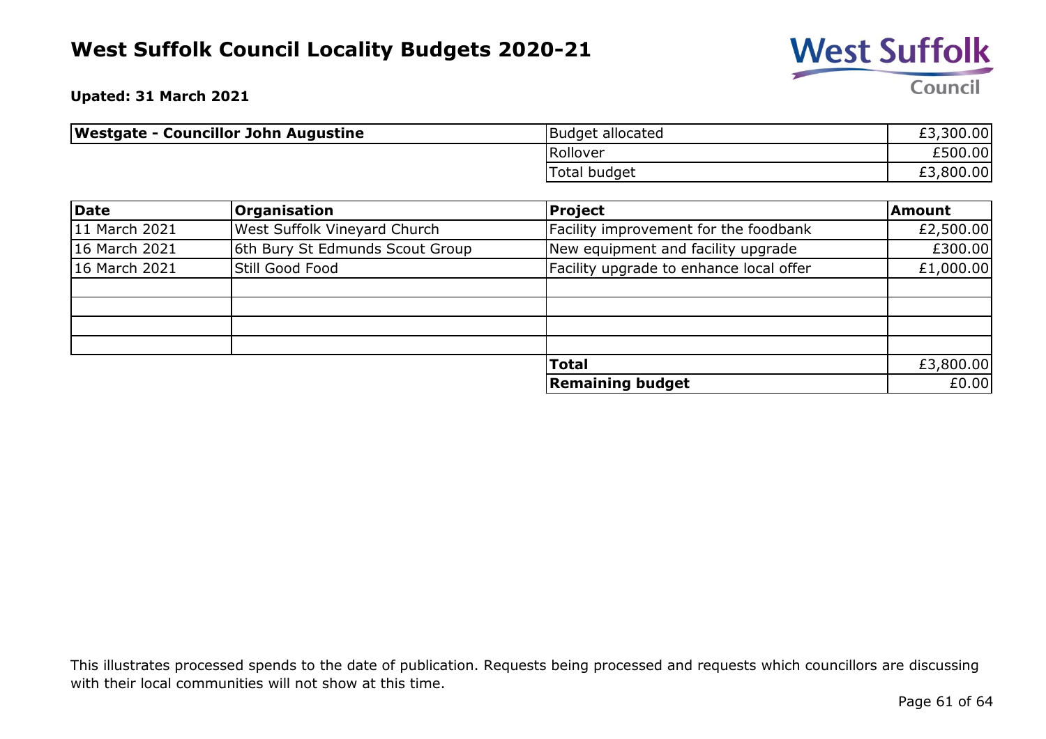# West Suffolk Council Locality Budgets 2020-21

**Upated: 31 March 2021**

| **Westgate - Councillor John Augustine** | | |
|---|---|---|
| | Budget allocated | £3,300.00 |
| | Rollover | £500.00 |
| | Total budget | £3,800.00 |

| **Date** | **Organisation** | **Project** | **Amount** |
|---|---|---|---|
| 11 March 2021 | West Suffolk Vineyard Church | Facility improvement for the foodbank | £2,500.00 |
| 16 March 2021 | 6th Bury St Edmunds Scout Group | New equipment and facility upgrade | £300.00 |
| 16 March 2021 | Still Good Food | Facility upgrade to enhance local offer | £1,000.00 |
| | | | |
| | | | |
| | | | |
| | | | |
| | | **Total** | £3,800.00 |
| | | **Remaining budget** | £0.00 |

This illustrates processed spends to the date of publication. Requests being processed and requests which councillors are discussing with their local communities will not show at this time.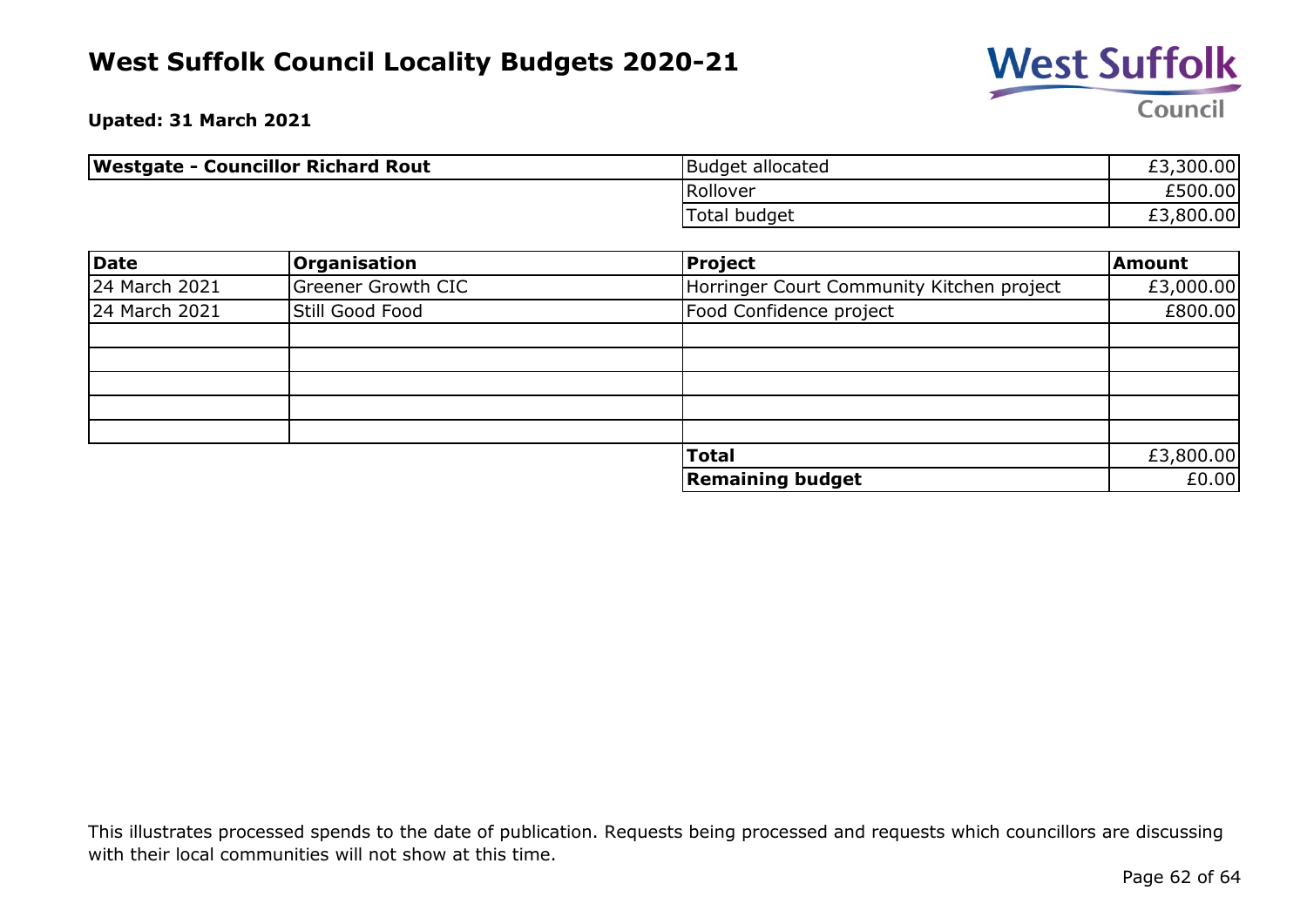# West Suffolk Council Locality Budgets 2020-21

**Upated: 31 March 2021**

| **Westgate - Councillor Richard Rout** | | |
|---|---|---|
| | Budget allocated | £3,300.00 |
| | Rollover | £500.00 |
| | Total budget | £3,800.00 |

| **Date** | **Organisation** | **Project** | **Amount** |
|---|---|---|---|
| 24 March 2021 | Greener Growth CIC | Horringer Court Community Kitchen project | £3,000.00 |
| 24 March 2021 | Still Good Food | Food Confidence project | £800.00 |
| | | | |
| | | | |
| | | | |
| | | | |
| | | | |
| | | **Total** | £3,800.00 |
| | | **Remaining budget** | £0.00 |

This illustrates processed spends to the date of publication. Requests being processed and requests which councillors are discussing with their local communities will not show at this time.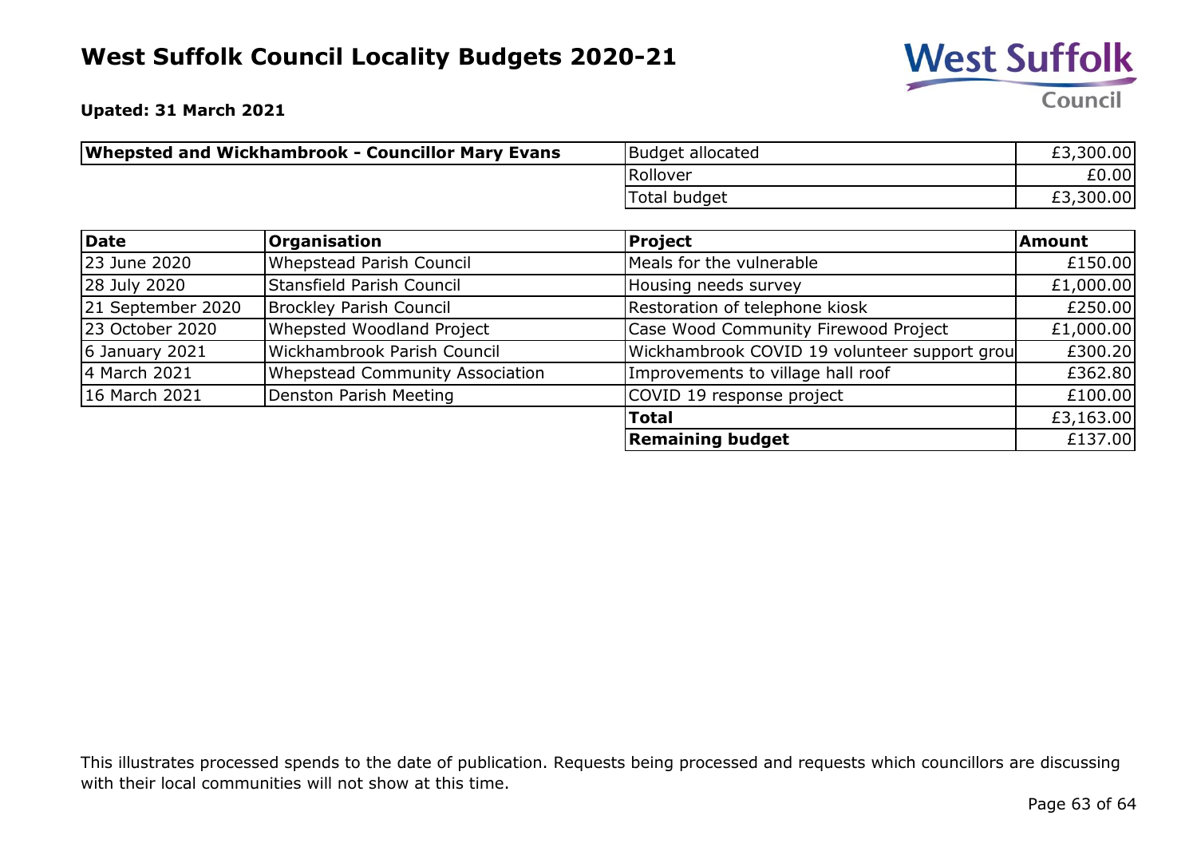# West Suffolk Council Locality Budgets 2020-21

**Upated: 31 March 2021**

| **Whepsted and Wickhambrook - Councillor Mary Evans** | | |
|---|---|---|
| | Budget allocated | £3,300.00 |
| | Rollover | £0.00 |
| | Total budget | £3,300.00 |

| **Date** | **Organisation** | **Project** | **Amount** |
|---|---|---|---|
| 23 June 2020 | Whepstead Parish Council | Meals for the vulnerable | £150.00 |
| 28 July 2020 | Stansfield Parish Council | Housing needs survey | £1,000.00 |
| 21 September 2020 | Brockley Parish Council | Restoration of telephone kiosk | £250.00 |
| 23 October 2020 | Whepsted Woodland Project | Case Wood Community Firewood Project | £1,000.00 |
| 6 January 2021 | Wickhambrook Parish Council | Wickhambrook COVID 19 volunteer support grou | £300.20 |
| 4 March 2021 | Whepstead Community Association | Improvements to village hall roof | £362.80 |
| 16 March 2021 | Denston Parish Meeting | COVID 19 response project | £100.00 |
| | | **Total** | £3,163.00 |
| | | **Remaining budget** | £137.00 |

This illustrates processed spends to the date of publication. Requests being processed and requests which councillors are discussing with their local communities will not show at this time.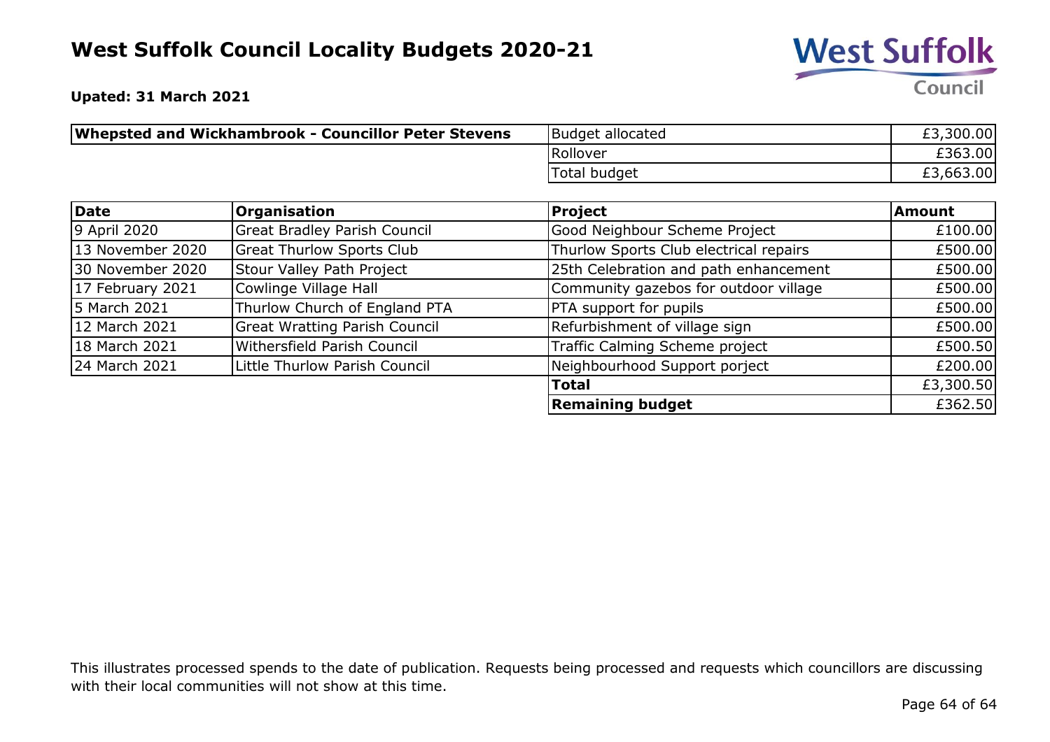# West Suffolk Council Locality Budgets 2020-21

**Upated: 31 March 2021**

| **Whepsted and Wickhambrook - Councillor Peter Stevens** | | |
|---|---|---|
| | Budget allocated | £3,300.00 |
| | Rollover | £363.00 |
| | Total budget | £3,663.00 |

| Date | Organisation | Project | Amount |
|---|---|---|---|
| 9 April 2020 | Great Bradley Parish Council | Good Neighbour Scheme Project | £100.00 |
| 13 November 2020 | Great Thurlow Sports Club | Thurlow Sports Club electrical repairs | £500.00 |
| 30 November 2020 | Stour Valley Path Project | 25th Celebration and path enhancement | £500.00 |
| 17 February 2021 | Cowlinge Village Hall | Community gazebos for outdoor village | £500.00 |
| 5 March 2021 | Thurlow Church of England PTA | PTA support for pupils | £500.00 |
| 12 March 2021 | Great Wratting Parish Council | Refurbishment of village sign | £500.00 |
| 18 March 2021 | Withersfield Parish Council | Traffic Calming Scheme project | £500.50 |
| 24 March 2021 | Little Thurlow Parish Council | Neighbourhood Support porject | £200.00 |
| | | **Total** | £3,300.50 |
| | | **Remaining budget** | £362.50 |

This illustrates processed spends to the date of publication. Requests being processed and requests which councillors are discussing with their local communities will not show at this time.